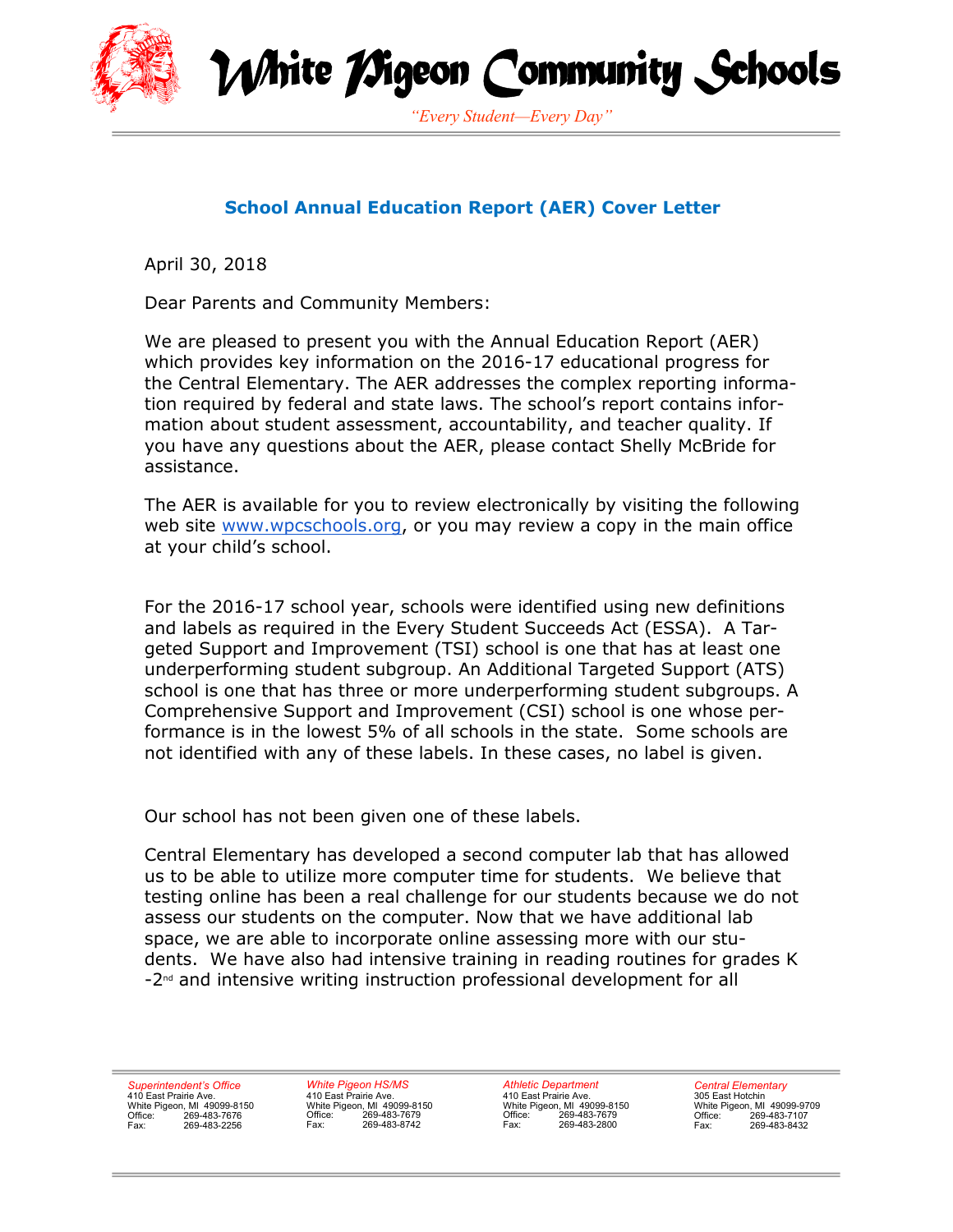# White Pigeon Community Schools

*"Every Student—Every Day"*

## School Annual Education Report (AER) Cover Letter

April 30, 2018

Dear Parents and Community Members:

We are pleased to present you with the Annual Education Report (AER) which provides key information on the 2016-17 educational progress for the Central Elementary. The AER addresses the complex reporting information required by federal and state laws. The school's report contains information about student assessment, accountability, and teacher quality. If you have any questions about the AER, please contact Shelly McBride for assistance.

The AER is available for you to review electronically by visiting the following web site www.wpcschools.org, or you may review a copy in the main office at your child's school.

For the 2016-17 school year, schools were identified using new definitions and labels as required in the Every Student Succeeds Act (ESSA). A Targeted Support and Improvement (TSI) school is one that has at least one underperforming student subgroup. An Additional Targeted Support (ATS) school is one that has three or more underperforming student subgroups. A Comprehensive Support and Improvement (CSI) school is one whose performance is in the lowest 5% of all schools in the state. Some schools are not identified with any of these labels. In these cases, no label is given.

Our school has not been given one of these labels.

Central Elementary has developed a second computer lab that has allowed us to be able to utilize more computer time for students. We believe that testing online has been a real challenge for our students because we do not assess our students on the computer. Now that we have additional lab space, we are able to incorporate online assessing more with our students. We have also had intensive training in reading routines for grades K-2nd and intensive writing instruction professional development for all

*Superintendent's Office*
410 East Prairie Ave.
White Pigeon, MI 49099-8150
Office: 269-483-7676
Fax: 269-483-2256

*White Pigeon HS/MS*
410 East Prairie Ave.
White Pigeon, MI 49099-8150
Office: 269-483-7679
Fax: 269-483-8742

*Athletic Department*
410 East Prairie Ave.
White Pigeon, MI 49099-8150
Office: 269-483-7679
Fax: 269-483-2800

*Central Elementary*
305 East Hotchin
White Pigeon, MI 49099-9709
Office: 269-483-7107
Fax: 269-483-8432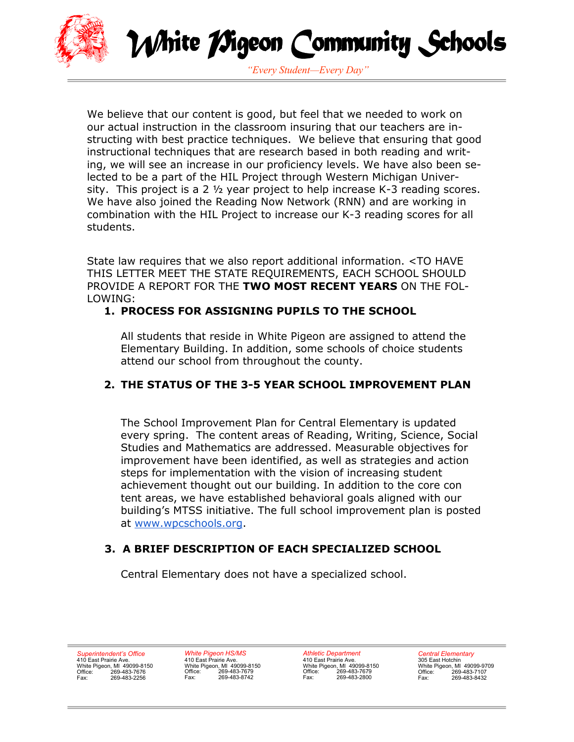We believe that our content is good, but feel that we needed to work on our actual instruction in the classroom insuring that our teachers are instructing with best practice techniques. We believe that ensuring that good instructional techniques that are research based in both reading and writing, we will see an increase in our proficiency levels. We have also been selected to be a part of the HIL Project through Western Michigan University. This project is a 2 ½ year project to help increase K-3 reading scores. We have also joined the Reading Now Network (RNN) and are working in combination with the HIL Project to increase our K-3 reading scores for all students.

State law requires that we also report additional information. <TO HAVE THIS LETTER MEET THE STATE REQUIREMENTS, EACH SCHOOL SHOULD PROVIDE A REPORT FOR THE **TWO MOST RECENT YEARS** ON THE FOLLOWING:

1. **PROCESS FOR ASSIGNING PUPILS TO THE SCHOOL**

   All students that reside in White Pigeon are assigned to attend the Elementary Building. In addition, some schools of choice students attend our school from throughout the county.

2. **THE STATUS OF THE 3-5 YEAR SCHOOL IMPROVEMENT PLAN**

   The School Improvement Plan for Central Elementary is updated every spring. The content areas of Reading, Writing, Science, Social Studies and Mathematics are addressed. Measurable objectives for improvement have been identified, as well as strategies and action steps for implementation with the vision of increasing student achievement thought out our building. In addition to the core con tent areas, we have established behavioral goals aligned with our building's MTSS initiative. The full school improvement plan is posted at www.wpcschools.org.

3. **A BRIEF DESCRIPTION OF EACH SPECIALIZED SCHOOL**

   Central Elementary does not have a specialized school.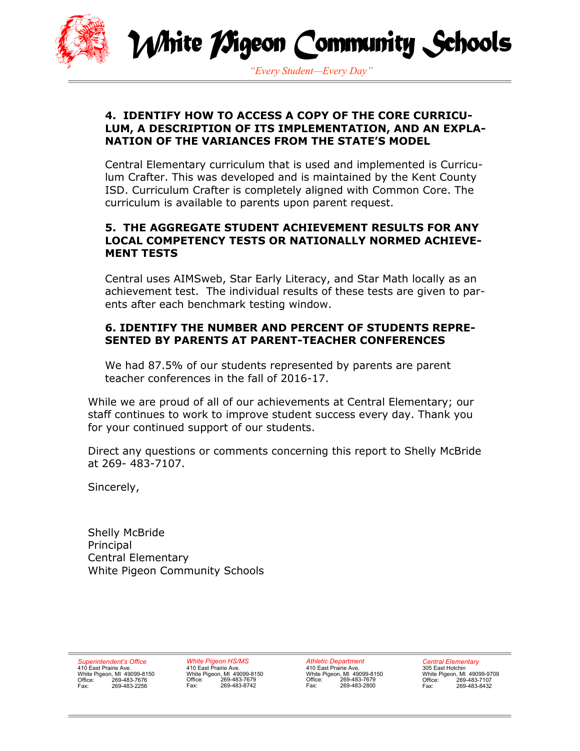## 4. IDENTIFY HOW TO ACCESS A COPY OF THE CORE CURRICULUM, A DESCRIPTION OF ITS IMPLEMENTATION, AND AN EXPLANATION OF THE VARIANCES FROM THE STATE'S MODEL

Central Elementary curriculum that is used and implemented is Curriculum Crafter. This was developed and is maintained by the Kent County ISD. Curriculum Crafter is completely aligned with Common Core. The curriculum is available to parents upon parent request.

## 5. THE AGGREGATE STUDENT ACHIEVEMENT RESULTS FOR ANY LOCAL COMPETENCY TESTS OR NATIONALLY NORMED ACHIEVEMENT TESTS

Central uses AIMSweb, Star Early Literacy, and Star Math locally as an achievement test. The individual results of these tests are given to parents after each benchmark testing window.

## 6. IDENTIFY THE NUMBER AND PERCENT OF STUDENTS REPRESENTED BY PARENTS AT PARENT-TEACHER CONFERENCES

We had 87.5% of our students represented by parents are parent teacher conferences in the fall of 2016-17.

While we are proud of all of our achievements at Central Elementary; our staff continues to work to improve student success every day. Thank you for your continued support of our students.

Direct any questions or comments concerning this report to Shelly McBride at 269- 483-7107.

Sincerely,

Shelly McBride
Principal
Central Elementary
White Pigeon Community Schools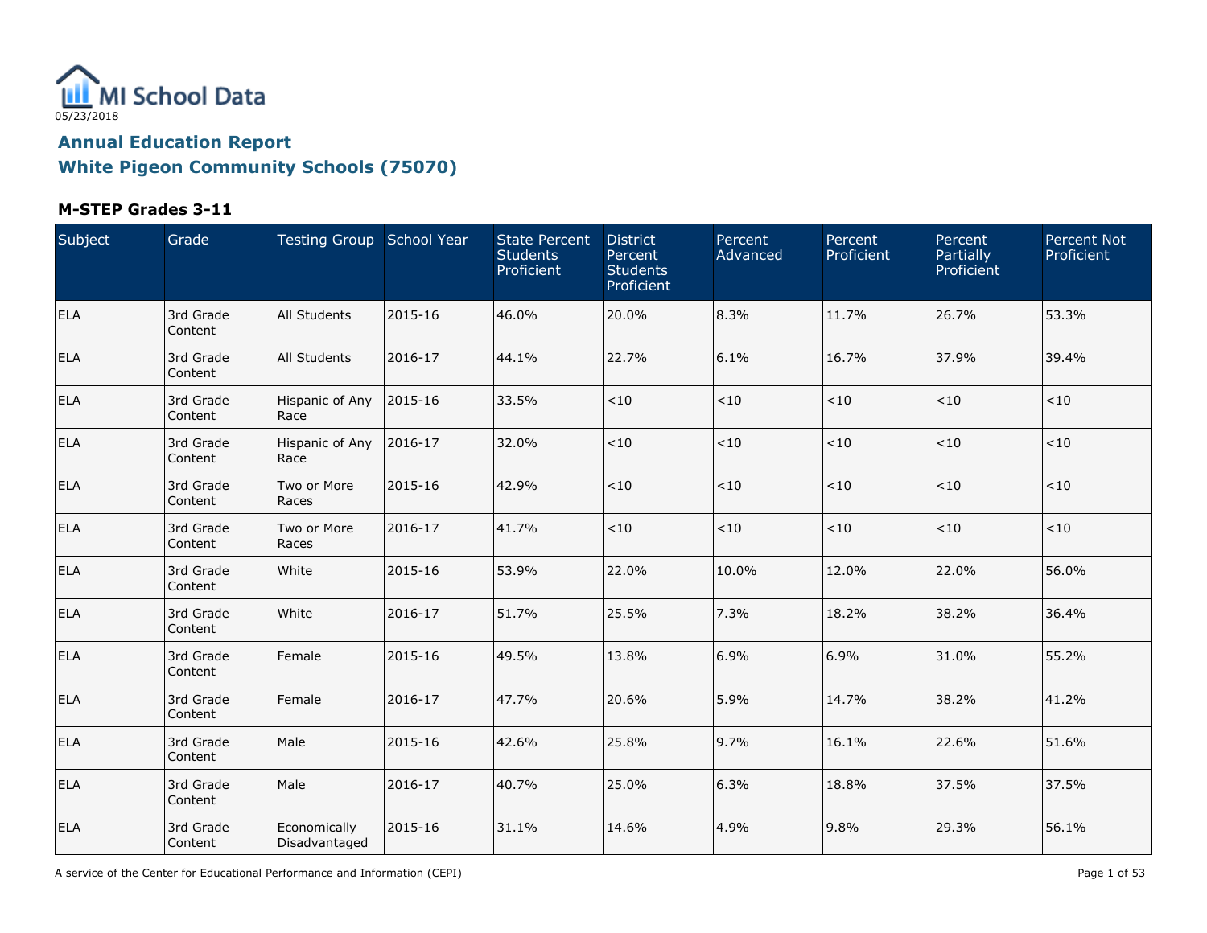MI School Data

05/23/2018

## Annual Education Report

## White Pigeon Community Schools (75070)

### M-STEP Grades 3-11

| Subject | Grade | Testing Group | School Year | State Percent Students Proficient | District Percent Students Proficient | Percent Advanced | Percent Proficient | Percent Partially Proficient | Percent Not Proficient |
|---|---|---|---|---|---|---|---|---|---|
| ELA | 3rd Grade Content | All Students | 2015-16 | 46.0% | 20.0% | 8.3% | 11.7% | 26.7% | 53.3% |
| ELA | 3rd Grade Content | All Students | 2016-17 | 44.1% | 22.7% | 6.1% | 16.7% | 37.9% | 39.4% |
| ELA | 3rd Grade Content | Hispanic of Any Race | 2015-16 | 33.5% | <10 | <10 | <10 | <10 | <10 |
| ELA | 3rd Grade Content | Hispanic of Any Race | 2016-17 | 32.0% | <10 | <10 | <10 | <10 | <10 |
| ELA | 3rd Grade Content | Two or More Races | 2015-16 | 42.9% | <10 | <10 | <10 | <10 | <10 |
| ELA | 3rd Grade Content | Two or More Races | 2016-17 | 41.7% | <10 | <10 | <10 | <10 | <10 |
| ELA | 3rd Grade Content | White | 2015-16 | 53.9% | 22.0% | 10.0% | 12.0% | 22.0% | 56.0% |
| ELA | 3rd Grade Content | White | 2016-17 | 51.7% | 25.5% | 7.3% | 18.2% | 38.2% | 36.4% |
| ELA | 3rd Grade Content | Female | 2015-16 | 49.5% | 13.8% | 6.9% | 6.9% | 31.0% | 55.2% |
| ELA | 3rd Grade Content | Female | 2016-17 | 47.7% | 20.6% | 5.9% | 14.7% | 38.2% | 41.2% |
| ELA | 3rd Grade Content | Male | 2015-16 | 42.6% | 25.8% | 9.7% | 16.1% | 22.6% | 51.6% |
| ELA | 3rd Grade Content | Male | 2016-17 | 40.7% | 25.0% | 6.3% | 18.8% | 37.5% | 37.5% |
| ELA | 3rd Grade Content | Economically Disadvantaged | 2015-16 | 31.1% | 14.6% | 4.9% | 9.8% | 29.3% | 56.1% |

A service of the Center for Educational Performance and Information (CEPI)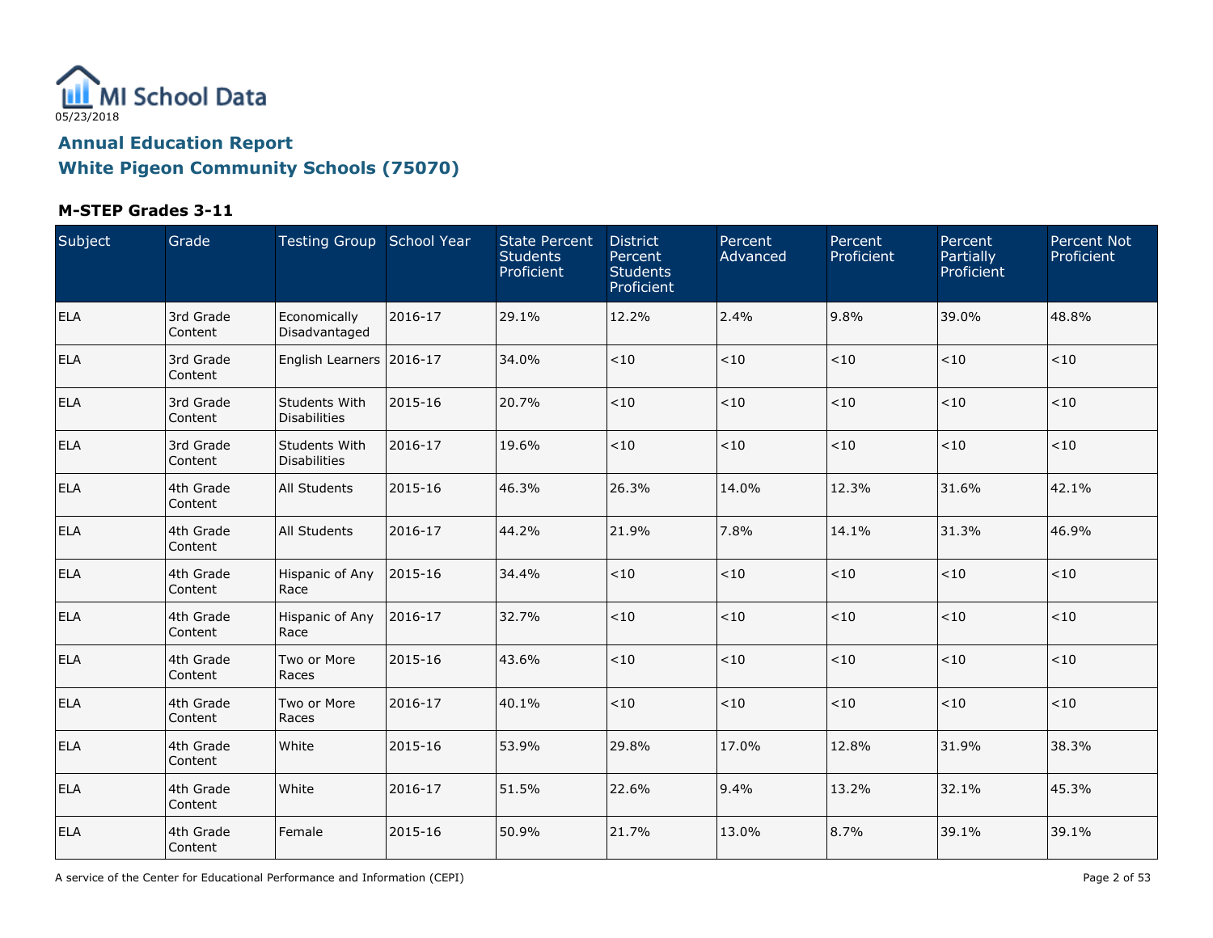MI School Data

05/23/2018

## Annual Education Report

## White Pigeon Community Schools (75070)

### M-STEP Grades 3-11

| Subject | Grade | Testing Group | School Year | State Percent Students Proficient | District Percent Students Proficient | Percent Advanced | Percent Proficient | Percent Partially Proficient | Percent Not Proficient |
|---|---|---|---|---|---|---|---|---|---|
| ELA | 3rd Grade Content | Economically Disadvantaged | 2016-17 | 29.1% | 12.2% | 2.4% | 9.8% | 39.0% | 48.8% |
| ELA | 3rd Grade Content | English Learners | 2016-17 | 34.0% | <10 | <10 | <10 | <10 | <10 |
| ELA | 3rd Grade Content | Students With Disabilities | 2015-16 | 20.7% | <10 | <10 | <10 | <10 | <10 |
| ELA | 3rd Grade Content | Students With Disabilities | 2016-17 | 19.6% | <10 | <10 | <10 | <10 | <10 |
| ELA | 4th Grade Content | All Students | 2015-16 | 46.3% | 26.3% | 14.0% | 12.3% | 31.6% | 42.1% |
| ELA | 4th Grade Content | All Students | 2016-17 | 44.2% | 21.9% | 7.8% | 14.1% | 31.3% | 46.9% |
| ELA | 4th Grade Content | Hispanic of Any Race | 2015-16 | 34.4% | <10 | <10 | <10 | <10 | <10 |
| ELA | 4th Grade Content | Hispanic of Any Race | 2016-17 | 32.7% | <10 | <10 | <10 | <10 | <10 |
| ELA | 4th Grade Content | Two or More Races | 2015-16 | 43.6% | <10 | <10 | <10 | <10 | <10 |
| ELA | 4th Grade Content | Two or More Races | 2016-17 | 40.1% | <10 | <10 | <10 | <10 | <10 |
| ELA | 4th Grade Content | White | 2015-16 | 53.9% | 29.8% | 17.0% | 12.8% | 31.9% | 38.3% |
| ELA | 4th Grade Content | White | 2016-17 | 51.5% | 22.6% | 9.4% | 13.2% | 32.1% | 45.3% |
| ELA | 4th Grade Content | Female | 2015-16 | 50.9% | 21.7% | 13.0% | 8.7% | 39.1% | 39.1% |

A service of the Center for Educational Performance and Information (CEPI)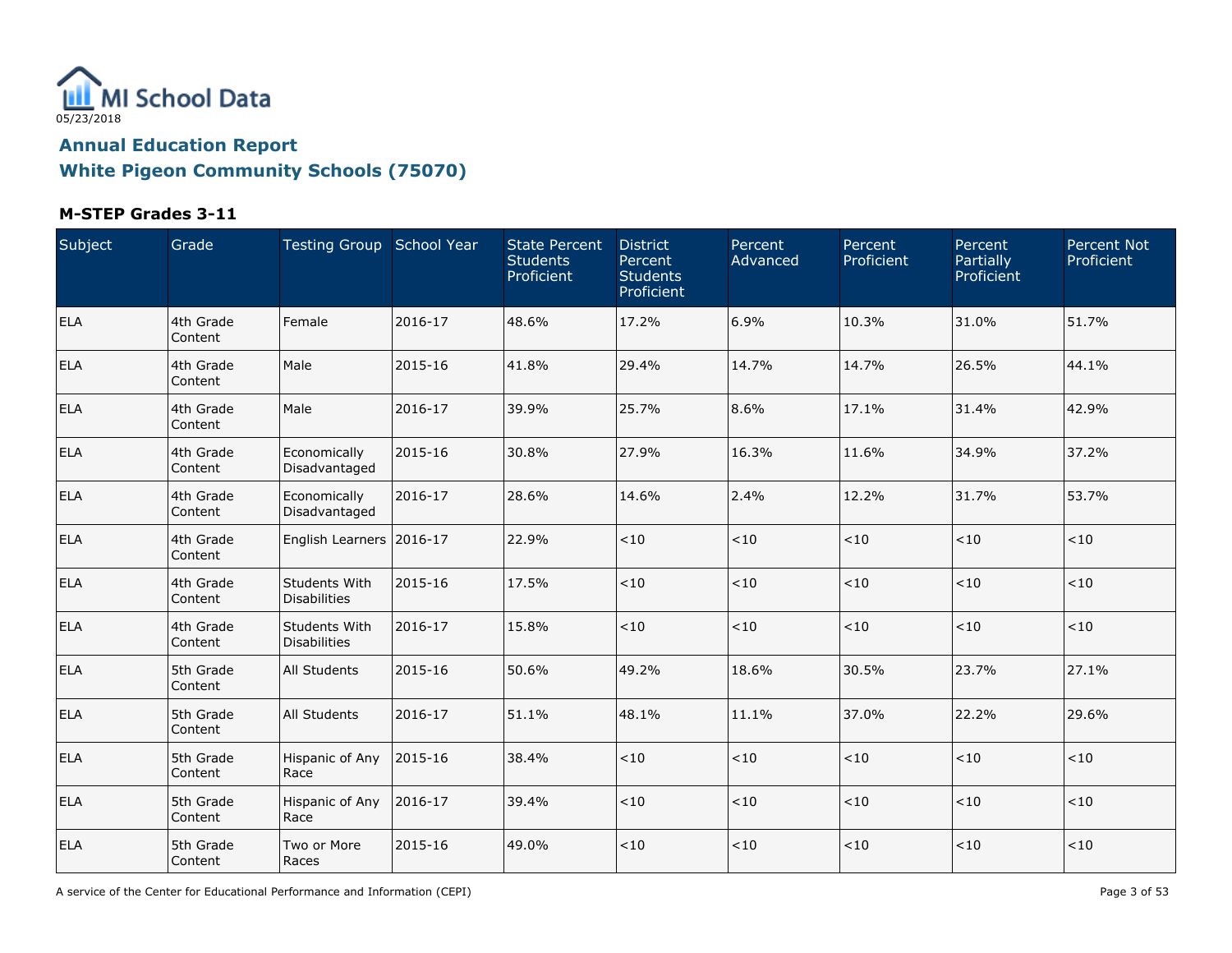MI School Data

05/23/2018

## Annual Education Report

## White Pigeon Community Schools (75070)

### M-STEP Grades 3-11

| Subject | Grade | Testing Group | School Year | State Percent Students Proficient | District Percent Students Proficient | Percent Advanced | Percent Proficient | Percent Partially Proficient | Percent Not Proficient |
|---|---|---|---|---|---|---|---|---|---|
| ELA | 4th Grade Content | Female | 2016-17 | 48.6% | 17.2% | 6.9% | 10.3% | 31.0% | 51.7% |
| ELA | 4th Grade Content | Male | 2015-16 | 41.8% | 29.4% | 14.7% | 14.7% | 26.5% | 44.1% |
| ELA | 4th Grade Content | Male | 2016-17 | 39.9% | 25.7% | 8.6% | 17.1% | 31.4% | 42.9% |
| ELA | 4th Grade Content | Economically Disadvantaged | 2015-16 | 30.8% | 27.9% | 16.3% | 11.6% | 34.9% | 37.2% |
| ELA | 4th Grade Content | Economically Disadvantaged | 2016-17 | 28.6% | 14.6% | 2.4% | 12.2% | 31.7% | 53.7% |
| ELA | 4th Grade Content | English Learners | 2016-17 | 22.9% | <10 | <10 | <10 | <10 | <10 |
| ELA | 4th Grade Content | Students With Disabilities | 2015-16 | 17.5% | <10 | <10 | <10 | <10 | <10 |
| ELA | 4th Grade Content | Students With Disabilities | 2016-17 | 15.8% | <10 | <10 | <10 | <10 | <10 |
| ELA | 5th Grade Content | All Students | 2015-16 | 50.6% | 49.2% | 18.6% | 30.5% | 23.7% | 27.1% |
| ELA | 5th Grade Content | All Students | 2016-17 | 51.1% | 48.1% | 11.1% | 37.0% | 22.2% | 29.6% |
| ELA | 5th Grade Content | Hispanic of Any Race | 2015-16 | 38.4% | <10 | <10 | <10 | <10 | <10 |
| ELA | 5th Grade Content | Hispanic of Any Race | 2016-17 | 39.4% | <10 | <10 | <10 | <10 | <10 |
| ELA | 5th Grade Content | Two or More Races | 2015-16 | 49.0% | <10 | <10 | <10 | <10 | <10 |

A service of the Center for Educational Performance and Information (CEPI)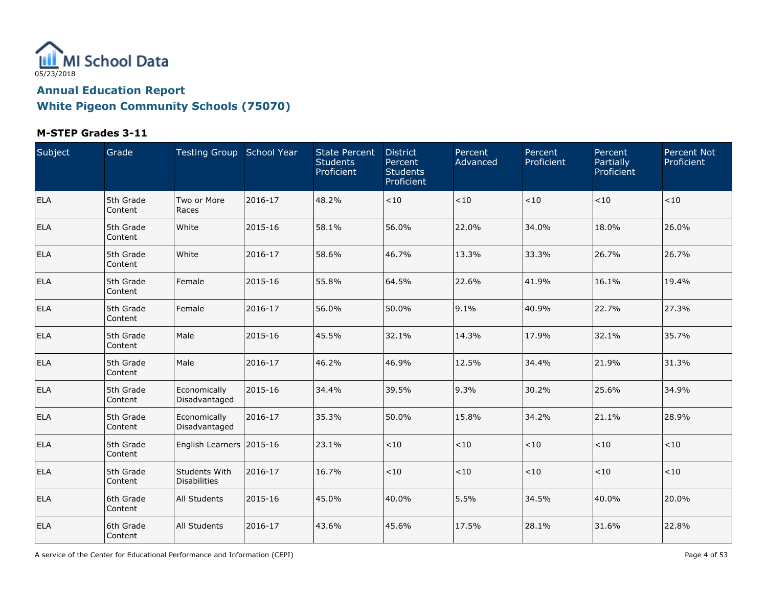MI School Data

05/23/2018

## Annual Education Report

## White Pigeon Community Schools (75070)

### M-STEP Grades 3-11

| Subject | Grade | Testing Group | School Year | State Percent Students Proficient | District Percent Students Proficient | Percent Advanced | Percent Proficient | Percent Partially Proficient | Percent Not Proficient |
|---|---|---|---|---|---|---|---|---|---|
| ELA | 5th Grade Content | Two or More Races | 2016-17 | 48.2% | <10 | <10 | <10 | <10 | <10 |
| ELA | 5th Grade Content | White | 2015-16 | 58.1% | 56.0% | 22.0% | 34.0% | 18.0% | 26.0% |
| ELA | 5th Grade Content | White | 2016-17 | 58.6% | 46.7% | 13.3% | 33.3% | 26.7% | 26.7% |
| ELA | 5th Grade Content | Female | 2015-16 | 55.8% | 64.5% | 22.6% | 41.9% | 16.1% | 19.4% |
| ELA | 5th Grade Content | Female | 2016-17 | 56.0% | 50.0% | 9.1% | 40.9% | 22.7% | 27.3% |
| ELA | 5th Grade Content | Male | 2015-16 | 45.5% | 32.1% | 14.3% | 17.9% | 32.1% | 35.7% |
| ELA | 5th Grade Content | Male | 2016-17 | 46.2% | 46.9% | 12.5% | 34.4% | 21.9% | 31.3% |
| ELA | 5th Grade Content | Economically Disadvantaged | 2015-16 | 34.4% | 39.5% | 9.3% | 30.2% | 25.6% | 34.9% |
| ELA | 5th Grade Content | Economically Disadvantaged | 2016-17 | 35.3% | 50.0% | 15.8% | 34.2% | 21.1% | 28.9% |
| ELA | 5th Grade Content | English Learners | 2015-16 | 23.1% | <10 | <10 | <10 | <10 | <10 |
| ELA | 5th Grade Content | Students With Disabilities | 2016-17 | 16.7% | <10 | <10 | <10 | <10 | <10 |
| ELA | 6th Grade Content | All Students | 2015-16 | 45.0% | 40.0% | 5.5% | 34.5% | 40.0% | 20.0% |
| ELA | 6th Grade Content | All Students | 2016-17 | 43.6% | 45.6% | 17.5% | 28.1% | 31.6% | 22.8% |

A service of the Center for Educational Performance and Information (CEPI)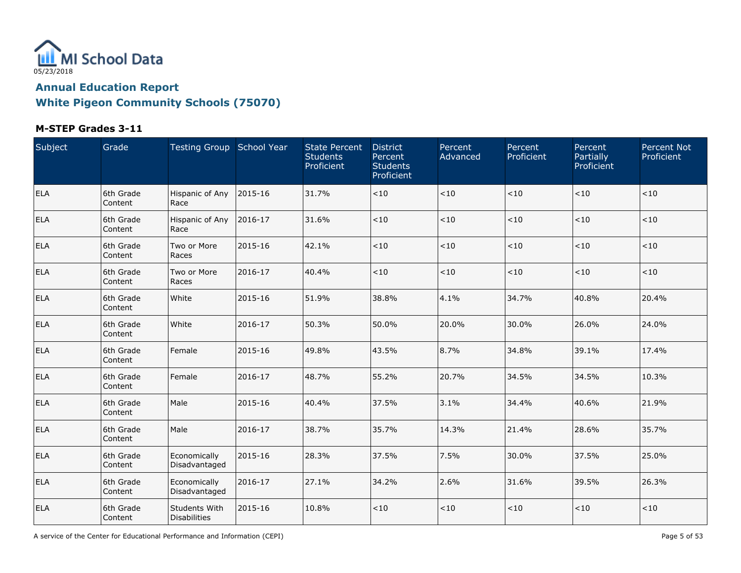MI School Data

05/23/2018

## Annual Education Report

## White Pigeon Community Schools (75070)

### M-STEP Grades 3-11

| Subject | Grade | Testing Group | School Year | State Percent Students Proficient | District Percent Students Proficient | Percent Advanced | Percent Proficient | Percent Partially Proficient | Percent Not Proficient |
|---|---|---|---|---|---|---|---|---|---|
| ELA | 6th Grade Content | Hispanic of Any Race | 2015-16 | 31.7% | <10 | <10 | <10 | <10 | <10 |
| ELA | 6th Grade Content | Hispanic of Any Race | 2016-17 | 31.6% | <10 | <10 | <10 | <10 | <10 |
| ELA | 6th Grade Content | Two or More Races | 2015-16 | 42.1% | <10 | <10 | <10 | <10 | <10 |
| ELA | 6th Grade Content | Two or More Races | 2016-17 | 40.4% | <10 | <10 | <10 | <10 | <10 |
| ELA | 6th Grade Content | White | 2015-16 | 51.9% | 38.8% | 4.1% | 34.7% | 40.8% | 20.4% |
| ELA | 6th Grade Content | White | 2016-17 | 50.3% | 50.0% | 20.0% | 30.0% | 26.0% | 24.0% |
| ELA | 6th Grade Content | Female | 2015-16 | 49.8% | 43.5% | 8.7% | 34.8% | 39.1% | 17.4% |
| ELA | 6th Grade Content | Female | 2016-17 | 48.7% | 55.2% | 20.7% | 34.5% | 34.5% | 10.3% |
| ELA | 6th Grade Content | Male | 2015-16 | 40.4% | 37.5% | 3.1% | 34.4% | 40.6% | 21.9% |
| ELA | 6th Grade Content | Male | 2016-17 | 38.7% | 35.7% | 14.3% | 21.4% | 28.6% | 35.7% |
| ELA | 6th Grade Content | Economically Disadvantaged | 2015-16 | 28.3% | 37.5% | 7.5% | 30.0% | 37.5% | 25.0% |
| ELA | 6th Grade Content | Economically Disadvantaged | 2016-17 | 27.1% | 34.2% | 2.6% | 31.6% | 39.5% | 26.3% |
| ELA | 6th Grade Content | Students With Disabilities | 2015-16 | 10.8% | <10 | <10 | <10 | <10 | <10 |

A service of the Center for Educational Performance and Information (CEPI)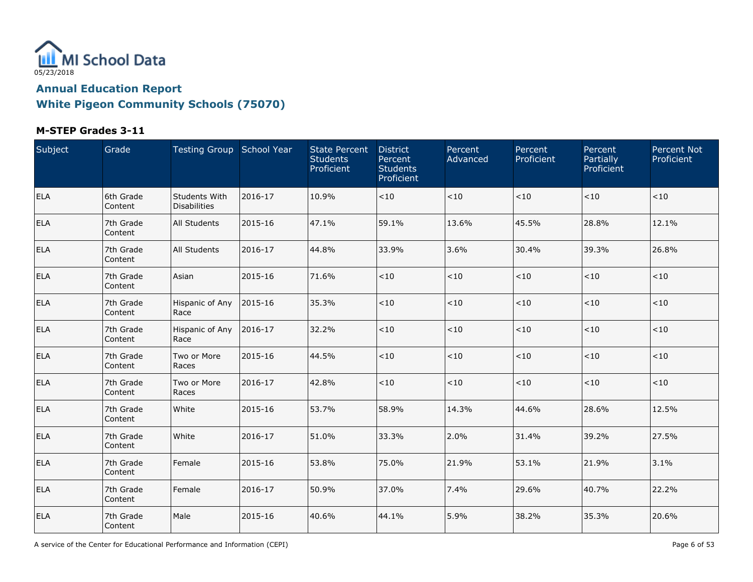MI School Data

05/23/2018

## Annual Education Report

## White Pigeon Community Schools (75070)

### M-STEP Grades 3-11

| Subject | Grade | Testing Group | School Year | State Percent Students Proficient | District Percent Students Proficient | Percent Advanced | Percent Proficient | Percent Partially Proficient | Percent Not Proficient |
|---|---|---|---|---|---|---|---|---|---|
| ELA | 6th Grade Content | Students With Disabilities | 2016-17 | 10.9% | <10 | <10 | <10 | <10 | <10 |
| ELA | 7th Grade Content | All Students | 2015-16 | 47.1% | 59.1% | 13.6% | 45.5% | 28.8% | 12.1% |
| ELA | 7th Grade Content | All Students | 2016-17 | 44.8% | 33.9% | 3.6% | 30.4% | 39.3% | 26.8% |
| ELA | 7th Grade Content | Asian | 2015-16 | 71.6% | <10 | <10 | <10 | <10 | <10 |
| ELA | 7th Grade Content | Hispanic of Any Race | 2015-16 | 35.3% | <10 | <10 | <10 | <10 | <10 |
| ELA | 7th Grade Content | Hispanic of Any Race | 2016-17 | 32.2% | <10 | <10 | <10 | <10 | <10 |
| ELA | 7th Grade Content | Two or More Races | 2015-16 | 44.5% | <10 | <10 | <10 | <10 | <10 |
| ELA | 7th Grade Content | Two or More Races | 2016-17 | 42.8% | <10 | <10 | <10 | <10 | <10 |
| ELA | 7th Grade Content | White | 2015-16 | 53.7% | 58.9% | 14.3% | 44.6% | 28.6% | 12.5% |
| ELA | 7th Grade Content | White | 2016-17 | 51.0% | 33.3% | 2.0% | 31.4% | 39.2% | 27.5% |
| ELA | 7th Grade Content | Female | 2015-16 | 53.8% | 75.0% | 21.9% | 53.1% | 21.9% | 3.1% |
| ELA | 7th Grade Content | Female | 2016-17 | 50.9% | 37.0% | 7.4% | 29.6% | 40.7% | 22.2% |
| ELA | 7th Grade Content | Male | 2015-16 | 40.6% | 44.1% | 5.9% | 38.2% | 35.3% | 20.6% |

A service of the Center for Educational Performance and Information (CEPI)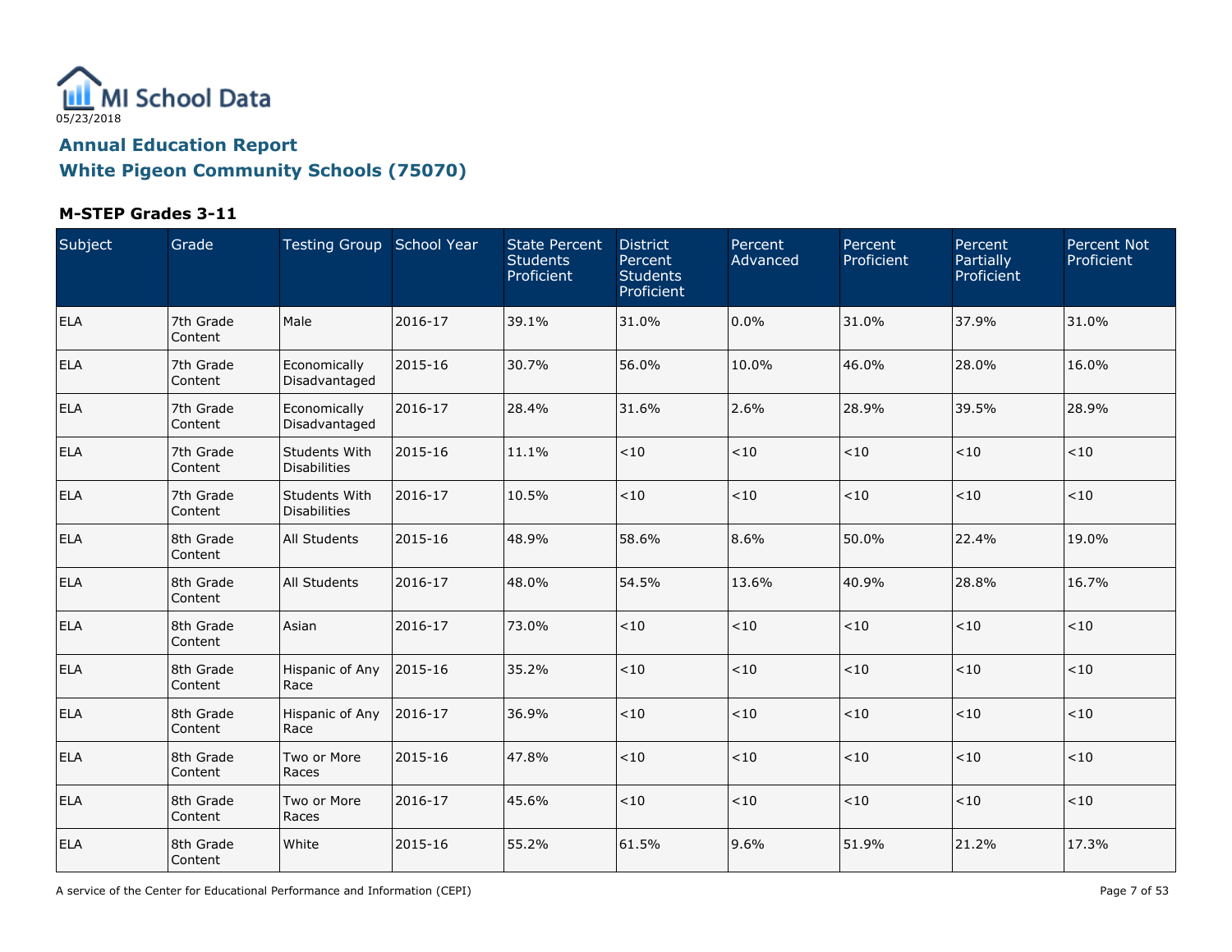MI School Data

05/23/2018

## Annual Education Report

## White Pigeon Community Schools (75070)

### M-STEP Grades 3-11

| Subject | Grade | Testing Group | School Year | State Percent Students Proficient | District Percent Students Proficient | Percent Advanced | Percent Proficient | Percent Partially Proficient | Percent Not Proficient |
|---|---|---|---|---|---|---|---|---|---|
| ELA | 7th Grade Content | Male | 2016-17 | 39.1% | 31.0% | 0.0% | 31.0% | 37.9% | 31.0% |
| ELA | 7th Grade Content | Economically Disadvantaged | 2015-16 | 30.7% | 56.0% | 10.0% | 46.0% | 28.0% | 16.0% |
| ELA | 7th Grade Content | Economically Disadvantaged | 2016-17 | 28.4% | 31.6% | 2.6% | 28.9% | 39.5% | 28.9% |
| ELA | 7th Grade Content | Students With Disabilities | 2015-16 | 11.1% | <10 | <10 | <10 | <10 | <10 |
| ELA | 7th Grade Content | Students With Disabilities | 2016-17 | 10.5% | <10 | <10 | <10 | <10 | <10 |
| ELA | 8th Grade Content | All Students | 2015-16 | 48.9% | 58.6% | 8.6% | 50.0% | 22.4% | 19.0% |
| ELA | 8th Grade Content | All Students | 2016-17 | 48.0% | 54.5% | 13.6% | 40.9% | 28.8% | 16.7% |
| ELA | 8th Grade Content | Asian | 2016-17 | 73.0% | <10 | <10 | <10 | <10 | <10 |
| ELA | 8th Grade Content | Hispanic of Any Race | 2015-16 | 35.2% | <10 | <10 | <10 | <10 | <10 |
| ELA | 8th Grade Content | Hispanic of Any Race | 2016-17 | 36.9% | <10 | <10 | <10 | <10 | <10 |
| ELA | 8th Grade Content | Two or More Races | 2015-16 | 47.8% | <10 | <10 | <10 | <10 | <10 |
| ELA | 8th Grade Content | Two or More Races | 2016-17 | 45.6% | <10 | <10 | <10 | <10 | <10 |
| ELA | 8th Grade Content | White | 2015-16 | 55.2% | 61.5% | 9.6% | 51.9% | 21.2% | 17.3% |

A service of the Center for Educational Performance and Information (CEPI)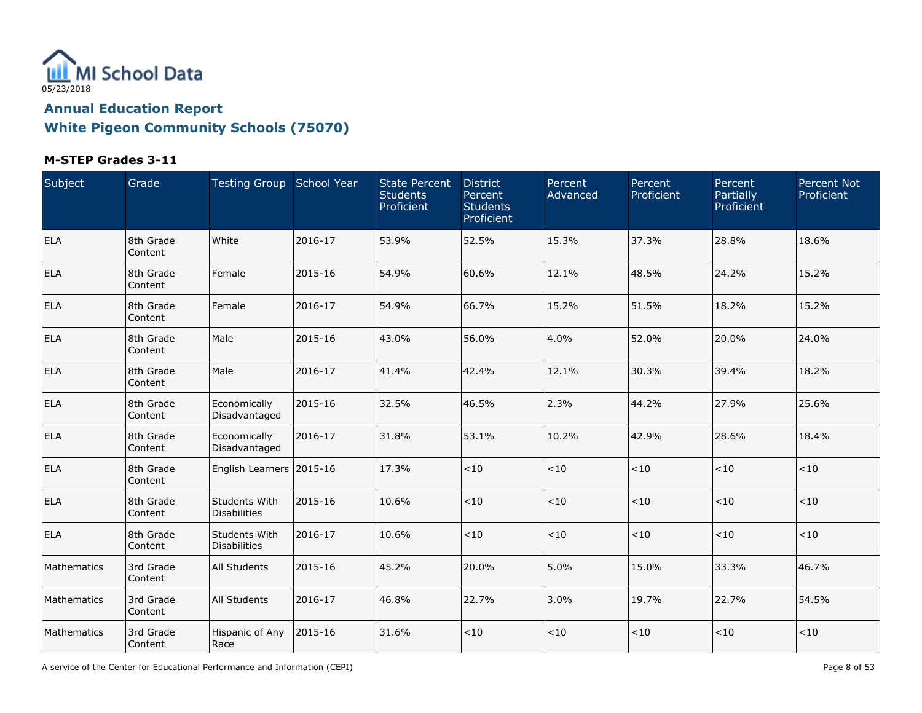MI School Data

05/23/2018

## Annual Education Report

## White Pigeon Community Schools (75070)

### M-STEP Grades 3-11

| Subject | Grade | Testing Group | School Year | State Percent Students Proficient | District Percent Students Proficient | Percent Advanced | Percent Proficient | Percent Partially Proficient | Percent Not Proficient |
|---|---|---|---|---|---|---|---|---|---|
| ELA | 8th Grade Content | White | 2016-17 | 53.9% | 52.5% | 15.3% | 37.3% | 28.8% | 18.6% |
| ELA | 8th Grade Content | Female | 2015-16 | 54.9% | 60.6% | 12.1% | 48.5% | 24.2% | 15.2% |
| ELA | 8th Grade Content | Female | 2016-17 | 54.9% | 66.7% | 15.2% | 51.5% | 18.2% | 15.2% |
| ELA | 8th Grade Content | Male | 2015-16 | 43.0% | 56.0% | 4.0% | 52.0% | 20.0% | 24.0% |
| ELA | 8th Grade Content | Male | 2016-17 | 41.4% | 42.4% | 12.1% | 30.3% | 39.4% | 18.2% |
| ELA | 8th Grade Content | Economically Disadvantaged | 2015-16 | 32.5% | 46.5% | 2.3% | 44.2% | 27.9% | 25.6% |
| ELA | 8th Grade Content | Economically Disadvantaged | 2016-17 | 31.8% | 53.1% | 10.2% | 42.9% | 28.6% | 18.4% |
| ELA | 8th Grade Content | English Learners | 2015-16 | 17.3% | <10 | <10 | <10 | <10 | <10 |
| ELA | 8th Grade Content | Students With Disabilities | 2015-16 | 10.6% | <10 | <10 | <10 | <10 | <10 |
| ELA | 8th Grade Content | Students With Disabilities | 2016-17 | 10.6% | <10 | <10 | <10 | <10 | <10 |
| Mathematics | 3rd Grade Content | All Students | 2015-16 | 45.2% | 20.0% | 5.0% | 15.0% | 33.3% | 46.7% |
| Mathematics | 3rd Grade Content | All Students | 2016-17 | 46.8% | 22.7% | 3.0% | 19.7% | 22.7% | 54.5% |
| Mathematics | 3rd Grade Content | Hispanic of Any Race | 2015-16 | 31.6% | <10 | <10 | <10 | <10 | <10 |

A service of the Center for Educational Performance and Information (CEPI)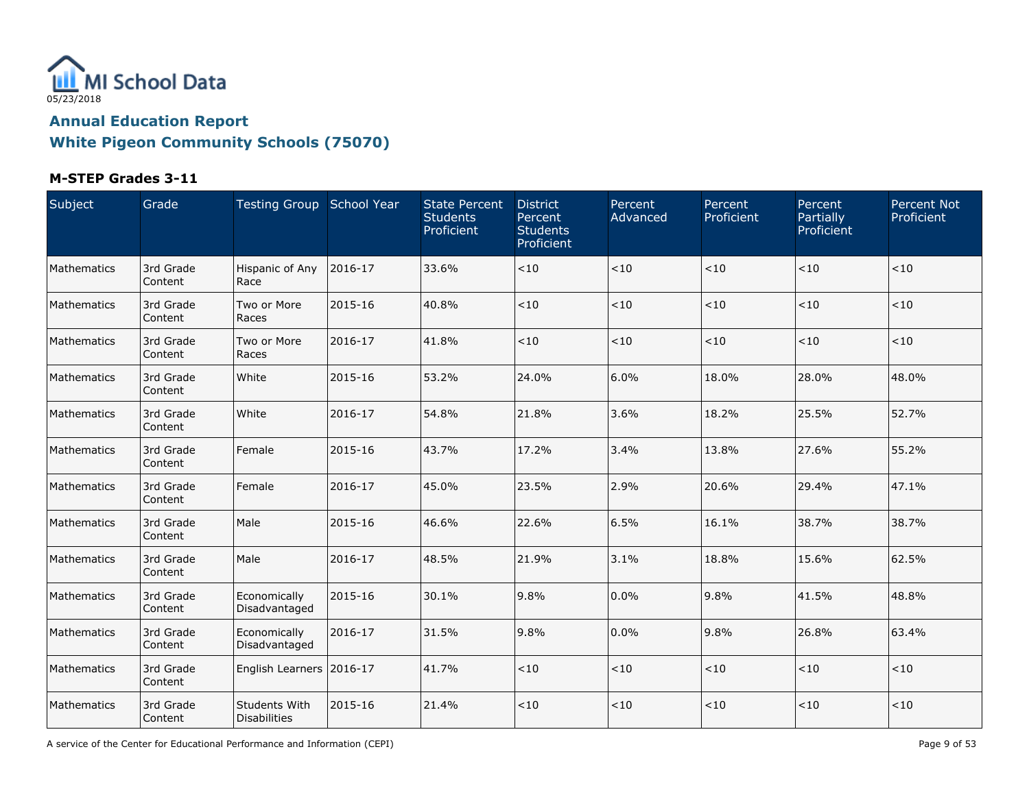05/23/2018

# Annual Education Report

## White Pigeon Community Schools (75070)

### M-STEP Grades 3-11

| Subject | Grade | Testing Group | School Year | State Percent Students Proficient | District Percent Students Proficient | Percent Advanced | Percent Proficient | Percent Partially Proficient | Percent Not Proficient |
|---|---|---|---|---|---|---|---|---|---|
| Mathematics | 3rd Grade Content | Hispanic of Any Race | 2016-17 | 33.6% | <10 | <10 | <10 | <10 | <10 |
| Mathematics | 3rd Grade Content | Two or More Races | 2015-16 | 40.8% | <10 | <10 | <10 | <10 | <10 |
| Mathematics | 3rd Grade Content | Two or More Races | 2016-17 | 41.8% | <10 | <10 | <10 | <10 | <10 |
| Mathematics | 3rd Grade Content | White | 2015-16 | 53.2% | 24.0% | 6.0% | 18.0% | 28.0% | 48.0% |
| Mathematics | 3rd Grade Content | White | 2016-17 | 54.8% | 21.8% | 3.6% | 18.2% | 25.5% | 52.7% |
| Mathematics | 3rd Grade Content | Female | 2015-16 | 43.7% | 17.2% | 3.4% | 13.8% | 27.6% | 55.2% |
| Mathematics | 3rd Grade Content | Female | 2016-17 | 45.0% | 23.5% | 2.9% | 20.6% | 29.4% | 47.1% |
| Mathematics | 3rd Grade Content | Male | 2015-16 | 46.6% | 22.6% | 6.5% | 16.1% | 38.7% | 38.7% |
| Mathematics | 3rd Grade Content | Male | 2016-17 | 48.5% | 21.9% | 3.1% | 18.8% | 15.6% | 62.5% |
| Mathematics | 3rd Grade Content | Economically Disadvantaged | 2015-16 | 30.1% | 9.8% | 0.0% | 9.8% | 41.5% | 48.8% |
| Mathematics | 3rd Grade Content | Economically Disadvantaged | 2016-17 | 31.5% | 9.8% | 0.0% | 9.8% | 26.8% | 63.4% |
| Mathematics | 3rd Grade Content | English Learners | 2016-17 | 41.7% | <10 | <10 | <10 | <10 | <10 |
| Mathematics | 3rd Grade Content | Students With Disabilities | 2015-16 | 21.4% | <10 | <10 | <10 | <10 | <10 |

A service of the Center for Educational Performance and Information (CEPI)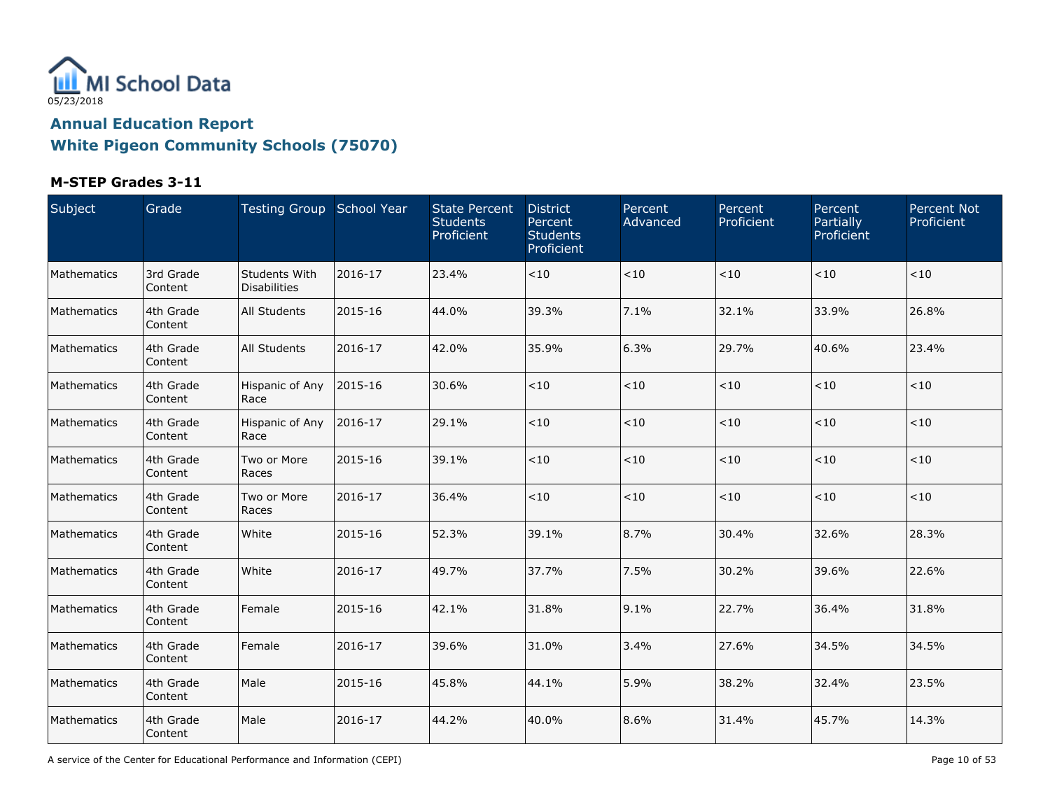MI School Data

05/23/2018

## Annual Education Report

## White Pigeon Community Schools (75070)

### M-STEP Grades 3-11

| Subject | Grade | Testing Group | School Year | State Percent Students Proficient | District Percent Students Proficient | Percent Advanced | Percent Proficient | Percent Partially Proficient | Percent Not Proficient |
|---|---|---|---|---|---|---|---|---|---|
| Mathematics | 3rd Grade Content | Students With Disabilities | 2016-17 | 23.4% | <10 | <10 | <10 | <10 | <10 |
| Mathematics | 4th Grade Content | All Students | 2015-16 | 44.0% | 39.3% | 7.1% | 32.1% | 33.9% | 26.8% |
| Mathematics | 4th Grade Content | All Students | 2016-17 | 42.0% | 35.9% | 6.3% | 29.7% | 40.6% | 23.4% |
| Mathematics | 4th Grade Content | Hispanic of Any Race | 2015-16 | 30.6% | <10 | <10 | <10 | <10 | <10 |
| Mathematics | 4th Grade Content | Hispanic of Any Race | 2016-17 | 29.1% | <10 | <10 | <10 | <10 | <10 |
| Mathematics | 4th Grade Content | Two or More Races | 2015-16 | 39.1% | <10 | <10 | <10 | <10 | <10 |
| Mathematics | 4th Grade Content | Two or More Races | 2016-17 | 36.4% | <10 | <10 | <10 | <10 | <10 |
| Mathematics | 4th Grade Content | White | 2015-16 | 52.3% | 39.1% | 8.7% | 30.4% | 32.6% | 28.3% |
| Mathematics | 4th Grade Content | White | 2016-17 | 49.7% | 37.7% | 7.5% | 30.2% | 39.6% | 22.6% |
| Mathematics | 4th Grade Content | Female | 2015-16 | 42.1% | 31.8% | 9.1% | 22.7% | 36.4% | 31.8% |
| Mathematics | 4th Grade Content | Female | 2016-17 | 39.6% | 31.0% | 3.4% | 27.6% | 34.5% | 34.5% |
| Mathematics | 4th Grade Content | Male | 2015-16 | 45.8% | 44.1% | 5.9% | 38.2% | 32.4% | 23.5% |
| Mathematics | 4th Grade Content | Male | 2016-17 | 44.2% | 40.0% | 8.6% | 31.4% | 45.7% | 14.3% |

A service of the Center for Educational Performance and Information (CEPI)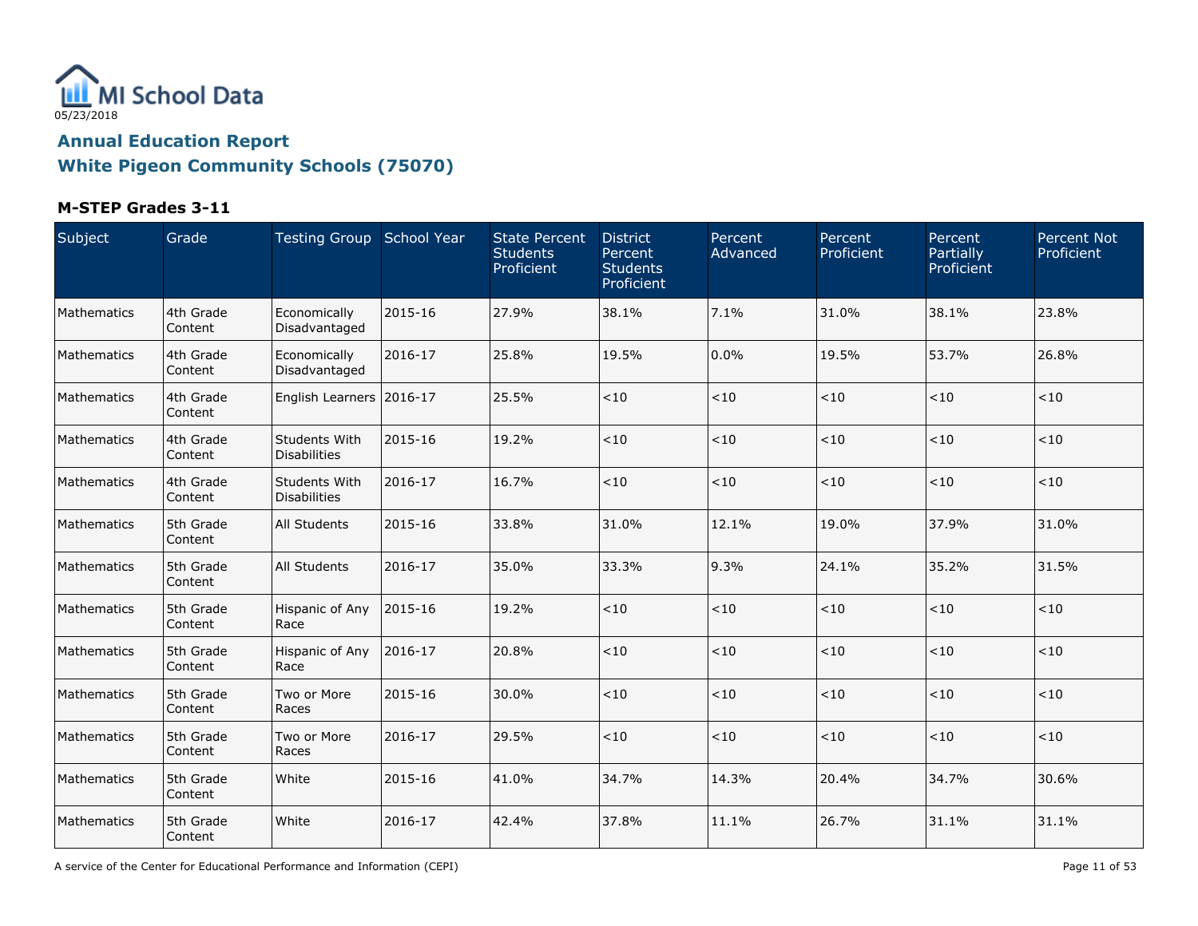MI School Data

05/23/2018

## Annual Education Report
## White Pigeon Community Schools (75070)

### M-STEP Grades 3-11

| Subject | Grade | Testing Group | School Year | State Percent Students Proficient | District Percent Students Proficient | Percent Advanced | Percent Proficient | Percent Partially Proficient | Percent Not Proficient |
|---|---|---|---|---|---|---|---|---|---|
| Mathematics | 4th Grade Content | Economically Disadvantaged | 2015-16 | 27.9% | 38.1% | 7.1% | 31.0% | 38.1% | 23.8% |
| Mathematics | 4th Grade Content | Economically Disadvantaged | 2016-17 | 25.8% | 19.5% | 0.0% | 19.5% | 53.7% | 26.8% |
| Mathematics | 4th Grade Content | English Learners | 2016-17 | 25.5% | <10 | <10 | <10 | <10 | <10 |
| Mathematics | 4th Grade Content | Students With Disabilities | 2015-16 | 19.2% | <10 | <10 | <10 | <10 | <10 |
| Mathematics | 4th Grade Content | Students With Disabilities | 2016-17 | 16.7% | <10 | <10 | <10 | <10 | <10 |
| Mathematics | 5th Grade Content | All Students | 2015-16 | 33.8% | 31.0% | 12.1% | 19.0% | 37.9% | 31.0% |
| Mathematics | 5th Grade Content | All Students | 2016-17 | 35.0% | 33.3% | 9.3% | 24.1% | 35.2% | 31.5% |
| Mathematics | 5th Grade Content | Hispanic of Any Race | 2015-16 | 19.2% | <10 | <10 | <10 | <10 | <10 |
| Mathematics | 5th Grade Content | Hispanic of Any Race | 2016-17 | 20.8% | <10 | <10 | <10 | <10 | <10 |
| Mathematics | 5th Grade Content | Two or More Races | 2015-16 | 30.0% | <10 | <10 | <10 | <10 | <10 |
| Mathematics | 5th Grade Content | Two or More Races | 2016-17 | 29.5% | <10 | <10 | <10 | <10 | <10 |
| Mathematics | 5th Grade Content | White | 2015-16 | 41.0% | 34.7% | 14.3% | 20.4% | 34.7% | 30.6% |
| Mathematics | 5th Grade Content | White | 2016-17 | 42.4% | 37.8% | 11.1% | 26.7% | 31.1% | 31.1% |

A service of the Center for Educational Performance and Information (CEPI)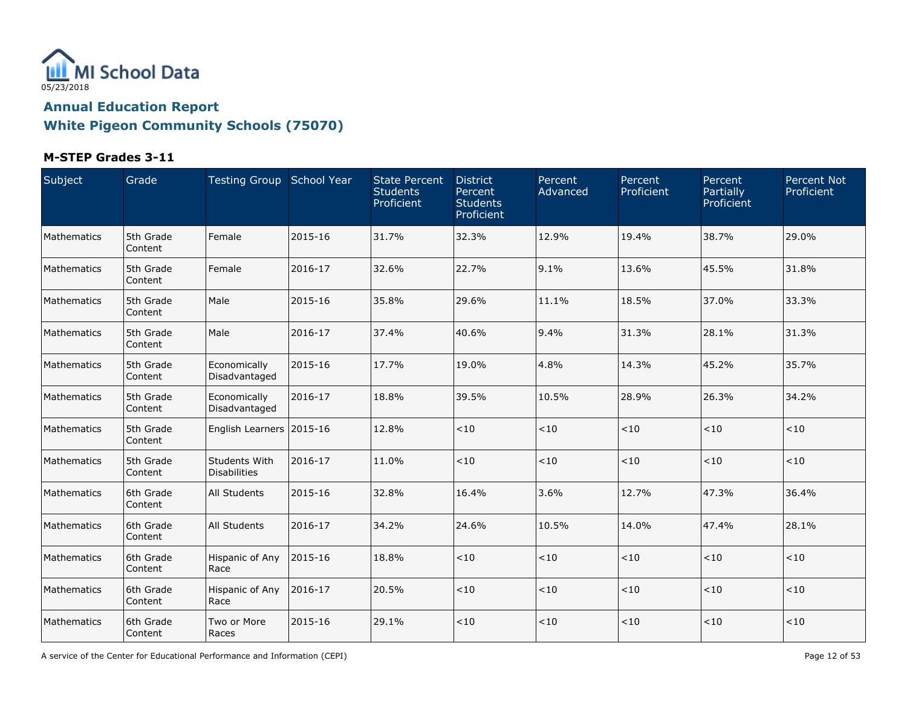MI School Data

05/23/2018

## Annual Education Report

## White Pigeon Community Schools (75070)

### M-STEP Grades 3-11

| Subject | Grade | Testing Group | School Year | State Percent Students Proficient | District Percent Students Proficient | Percent Advanced | Percent Proficient | Percent Partially Proficient | Percent Not Proficient |
|---|---|---|---|---|---|---|---|---|---|
| Mathematics | 5th Grade Content | Female | 2015-16 | 31.7% | 32.3% | 12.9% | 19.4% | 38.7% | 29.0% |
| Mathematics | 5th Grade Content | Female | 2016-17 | 32.6% | 22.7% | 9.1% | 13.6% | 45.5% | 31.8% |
| Mathematics | 5th Grade Content | Male | 2015-16 | 35.8% | 29.6% | 11.1% | 18.5% | 37.0% | 33.3% |
| Mathematics | 5th Grade Content | Male | 2016-17 | 37.4% | 40.6% | 9.4% | 31.3% | 28.1% | 31.3% |
| Mathematics | 5th Grade Content | Economically Disadvantaged | 2015-16 | 17.7% | 19.0% | 4.8% | 14.3% | 45.2% | 35.7% |
| Mathematics | 5th Grade Content | Economically Disadvantaged | 2016-17 | 18.8% | 39.5% | 10.5% | 28.9% | 26.3% | 34.2% |
| Mathematics | 5th Grade Content | English Learners | 2015-16 | 12.8% | <10 | <10 | <10 | <10 | <10 |
| Mathematics | 5th Grade Content | Students With Disabilities | 2016-17 | 11.0% | <10 | <10 | <10 | <10 | <10 |
| Mathematics | 6th Grade Content | All Students | 2015-16 | 32.8% | 16.4% | 3.6% | 12.7% | 47.3% | 36.4% |
| Mathematics | 6th Grade Content | All Students | 2016-17 | 34.2% | 24.6% | 10.5% | 14.0% | 47.4% | 28.1% |
| Mathematics | 6th Grade Content | Hispanic of Any Race | 2015-16 | 18.8% | <10 | <10 | <10 | <10 | <10 |
| Mathematics | 6th Grade Content | Hispanic of Any Race | 2016-17 | 20.5% | <10 | <10 | <10 | <10 | <10 |
| Mathematics | 6th Grade Content | Two or More Races | 2015-16 | 29.1% | <10 | <10 | <10 | <10 | <10 |

A service of the Center for Educational Performance and Information (CEPI)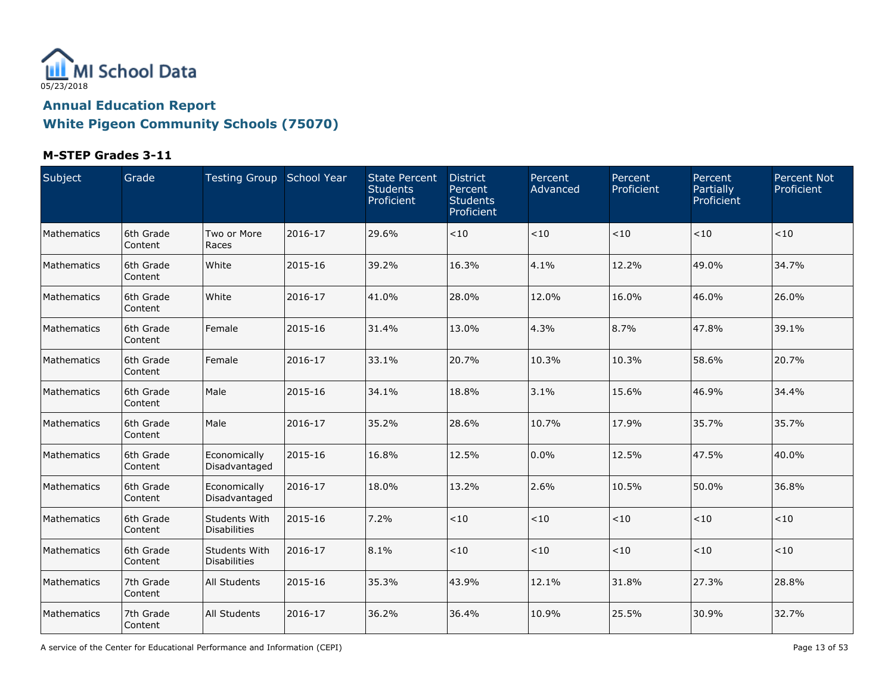05/23/2018

# Annual Education Report

## White Pigeon Community Schools (75070)

### M-STEP Grades 3-11

| Subject | Grade | Testing Group | School Year | State Percent Students Proficient | District Percent Students Proficient | Percent Advanced | Percent Proficient | Percent Partially Proficient | Percent Not Proficient |
|---|---|---|---|---|---|---|---|---|---|
| Mathematics | 6th Grade Content | Two or More Races | 2016-17 | 29.6% | <10 | <10 | <10 | <10 | <10 |
| Mathematics | 6th Grade Content | White | 2015-16 | 39.2% | 16.3% | 4.1% | 12.2% | 49.0% | 34.7% |
| Mathematics | 6th Grade Content | White | 2016-17 | 41.0% | 28.0% | 12.0% | 16.0% | 46.0% | 26.0% |
| Mathematics | 6th Grade Content | Female | 2015-16 | 31.4% | 13.0% | 4.3% | 8.7% | 47.8% | 39.1% |
| Mathematics | 6th Grade Content | Female | 2016-17 | 33.1% | 20.7% | 10.3% | 10.3% | 58.6% | 20.7% |
| Mathematics | 6th Grade Content | Male | 2015-16 | 34.1% | 18.8% | 3.1% | 15.6% | 46.9% | 34.4% |
| Mathematics | 6th Grade Content | Male | 2016-17 | 35.2% | 28.6% | 10.7% | 17.9% | 35.7% | 35.7% |
| Mathematics | 6th Grade Content | Economically Disadvantaged | 2015-16 | 16.8% | 12.5% | 0.0% | 12.5% | 47.5% | 40.0% |
| Mathematics | 6th Grade Content | Economically Disadvantaged | 2016-17 | 18.0% | 13.2% | 2.6% | 10.5% | 50.0% | 36.8% |
| Mathematics | 6th Grade Content | Students With Disabilities | 2015-16 | 7.2% | <10 | <10 | <10 | <10 | <10 |
| Mathematics | 6th Grade Content | Students With Disabilities | 2016-17 | 8.1% | <10 | <10 | <10 | <10 | <10 |
| Mathematics | 7th Grade Content | All Students | 2015-16 | 35.3% | 43.9% | 12.1% | 31.8% | 27.3% | 28.8% |
| Mathematics | 7th Grade Content | All Students | 2016-17 | 36.2% | 36.4% | 10.9% | 25.5% | 30.9% | 32.7% |

A service of the Center for Educational Performance and Information (CEPI)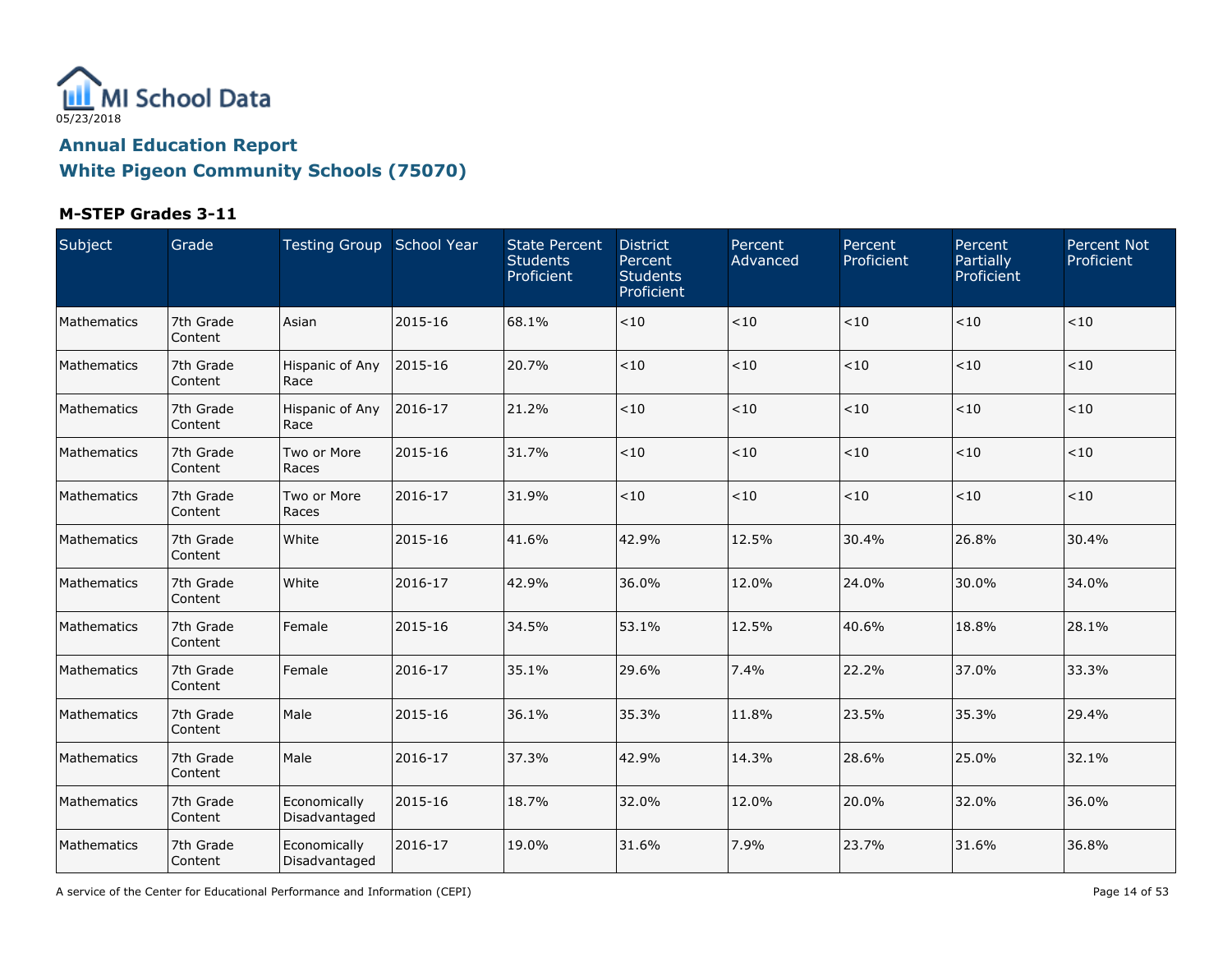MI School Data

05/23/2018

## Annual Education Report

## White Pigeon Community Schools (75070)

### M-STEP Grades 3-11

| Subject | Grade | Testing Group | School Year | State Percent Students Proficient | District Percent Students Proficient | Percent Advanced | Percent Proficient | Percent Partially Proficient | Percent Not Proficient |
|---|---|---|---|---|---|---|---|---|---|
| Mathematics | 7th Grade Content | Asian | 2015-16 | 68.1% | <10 | <10 | <10 | <10 | <10 |
| Mathematics | 7th Grade Content | Hispanic of Any Race | 2015-16 | 20.7% | <10 | <10 | <10 | <10 | <10 |
| Mathematics | 7th Grade Content | Hispanic of Any Race | 2016-17 | 21.2% | <10 | <10 | <10 | <10 | <10 |
| Mathematics | 7th Grade Content | Two or More Races | 2015-16 | 31.7% | <10 | <10 | <10 | <10 | <10 |
| Mathematics | 7th Grade Content | Two or More Races | 2016-17 | 31.9% | <10 | <10 | <10 | <10 | <10 |
| Mathematics | 7th Grade Content | White | 2015-16 | 41.6% | 42.9% | 12.5% | 30.4% | 26.8% | 30.4% |
| Mathematics | 7th Grade Content | White | 2016-17 | 42.9% | 36.0% | 12.0% | 24.0% | 30.0% | 34.0% |
| Mathematics | 7th Grade Content | Female | 2015-16 | 34.5% | 53.1% | 12.5% | 40.6% | 18.8% | 28.1% |
| Mathematics | 7th Grade Content | Female | 2016-17 | 35.1% | 29.6% | 7.4% | 22.2% | 37.0% | 33.3% |
| Mathematics | 7th Grade Content | Male | 2015-16 | 36.1% | 35.3% | 11.8% | 23.5% | 35.3% | 29.4% |
| Mathematics | 7th Grade Content | Male | 2016-17 | 37.3% | 42.9% | 14.3% | 28.6% | 25.0% | 32.1% |
| Mathematics | 7th Grade Content | Economically Disadvantaged | 2015-16 | 18.7% | 32.0% | 12.0% | 20.0% | 32.0% | 36.0% |
| Mathematics | 7th Grade Content | Economically Disadvantaged | 2016-17 | 19.0% | 31.6% | 7.9% | 23.7% | 31.6% | 36.8% |

A service of the Center for Educational Performance and Information (CEPI)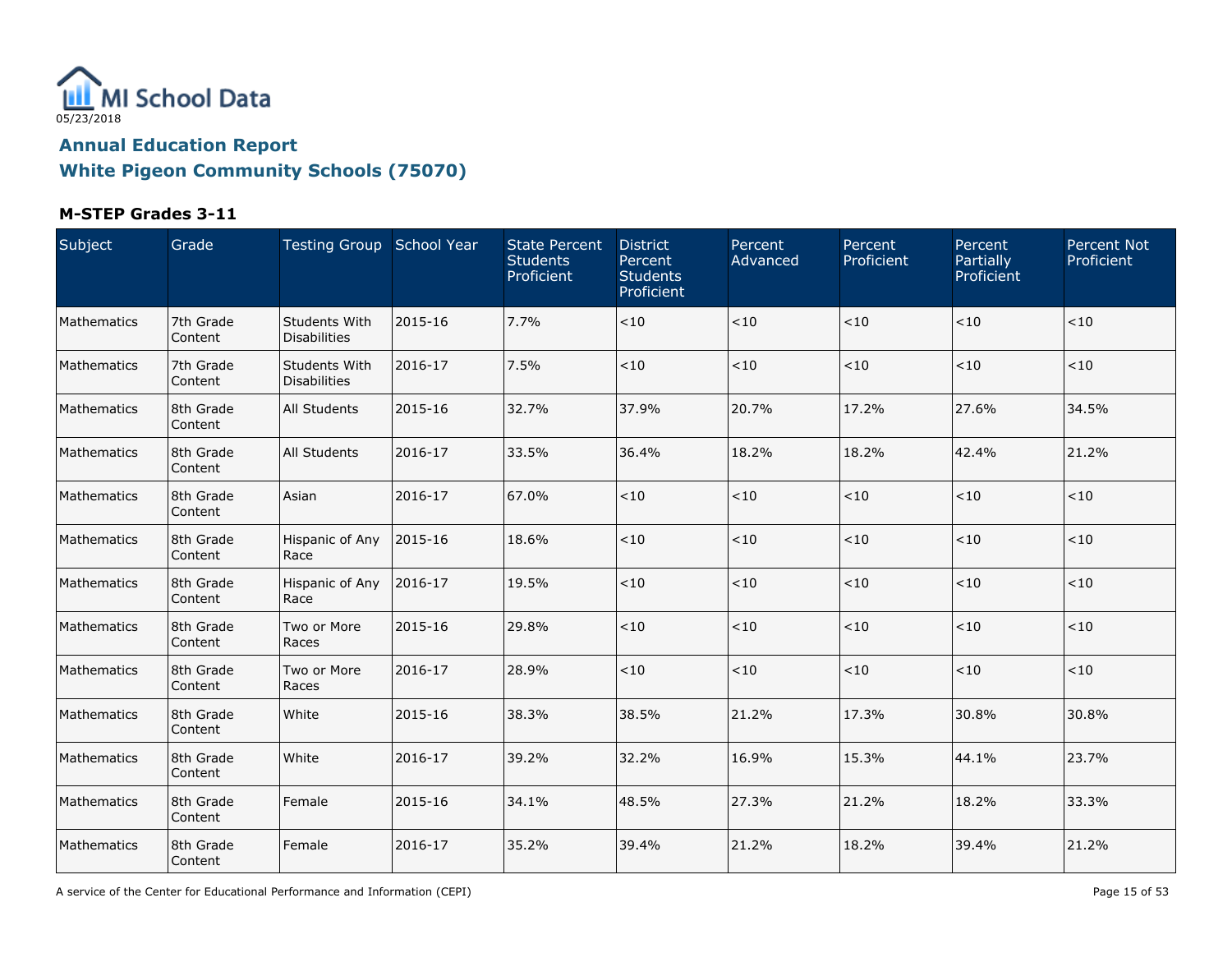MI School Data
05/23/2018

# Annual Education Report

## White Pigeon Community Schools (75070)

### M-STEP Grades 3-11

| Subject | Grade | Testing Group | School Year | State Percent Students Proficient | District Percent Students Proficient | Percent Advanced | Percent Proficient | Percent Partially Proficient | Percent Not Proficient |
|---|---|---|---|---|---|---|---|---|---|
| Mathematics | 7th Grade Content | Students With Disabilities | 2015-16 | 7.7% | <10 | <10 | <10 | <10 | <10 |
| Mathematics | 7th Grade Content | Students With Disabilities | 2016-17 | 7.5% | <10 | <10 | <10 | <10 | <10 |
| Mathematics | 8th Grade Content | All Students | 2015-16 | 32.7% | 37.9% | 20.7% | 17.2% | 27.6% | 34.5% |
| Mathematics | 8th Grade Content | All Students | 2016-17 | 33.5% | 36.4% | 18.2% | 18.2% | 42.4% | 21.2% |
| Mathematics | 8th Grade Content | Asian | 2016-17 | 67.0% | <10 | <10 | <10 | <10 | <10 |
| Mathematics | 8th Grade Content | Hispanic of Any Race | 2015-16 | 18.6% | <10 | <10 | <10 | <10 | <10 |
| Mathematics | 8th Grade Content | Hispanic of Any Race | 2016-17 | 19.5% | <10 | <10 | <10 | <10 | <10 |
| Mathematics | 8th Grade Content | Two or More Races | 2015-16 | 29.8% | <10 | <10 | <10 | <10 | <10 |
| Mathematics | 8th Grade Content | Two or More Races | 2016-17 | 28.9% | <10 | <10 | <10 | <10 | <10 |
| Mathematics | 8th Grade Content | White | 2015-16 | 38.3% | 38.5% | 21.2% | 17.3% | 30.8% | 30.8% |
| Mathematics | 8th Grade Content | White | 2016-17 | 39.2% | 32.2% | 16.9% | 15.3% | 44.1% | 23.7% |
| Mathematics | 8th Grade Content | Female | 2015-16 | 34.1% | 48.5% | 27.3% | 21.2% | 18.2% | 33.3% |
| Mathematics | 8th Grade Content | Female | 2016-17 | 35.2% | 39.4% | 21.2% | 18.2% | 39.4% | 21.2% |

A service of the Center for Educational Performance and Information (CEPI)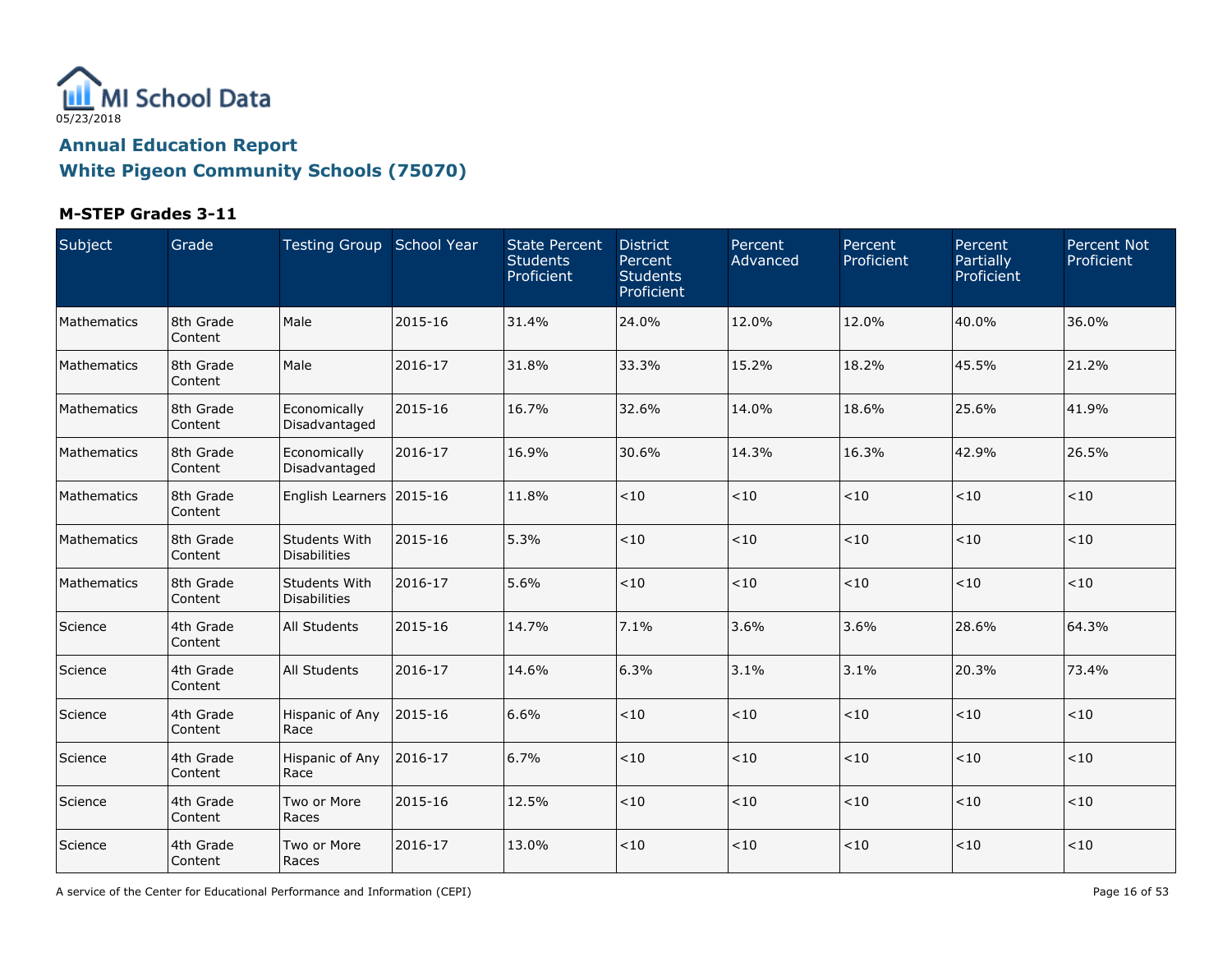MI School Data
05/23/2018

## Annual Education Report
## White Pigeon Community Schools (75070)

### M-STEP Grades 3-11

| Subject | Grade | Testing Group | School Year | State Percent Students Proficient | District Percent Students Proficient | Percent Advanced | Percent Proficient | Percent Partially Proficient | Percent Not Proficient |
|---|---|---|---|---|---|---|---|---|---|
| Mathematics | 8th Grade Content | Male | 2015-16 | 31.4% | 24.0% | 12.0% | 12.0% | 40.0% | 36.0% |
| Mathematics | 8th Grade Content | Male | 2016-17 | 31.8% | 33.3% | 15.2% | 18.2% | 45.5% | 21.2% |
| Mathematics | 8th Grade Content | Economically Disadvantaged | 2015-16 | 16.7% | 32.6% | 14.0% | 18.6% | 25.6% | 41.9% |
| Mathematics | 8th Grade Content | Economically Disadvantaged | 2016-17 | 16.9% | 30.6% | 14.3% | 16.3% | 42.9% | 26.5% |
| Mathematics | 8th Grade Content | English Learners | 2015-16 | 11.8% | <10 | <10 | <10 | <10 | <10 |
| Mathematics | 8th Grade Content | Students With Disabilities | 2015-16 | 5.3% | <10 | <10 | <10 | <10 | <10 |
| Mathematics | 8th Grade Content | Students With Disabilities | 2016-17 | 5.6% | <10 | <10 | <10 | <10 | <10 |
| Science | 4th Grade Content | All Students | 2015-16 | 14.7% | 7.1% | 3.6% | 3.6% | 28.6% | 64.3% |
| Science | 4th Grade Content | All Students | 2016-17 | 14.6% | 6.3% | 3.1% | 3.1% | 20.3% | 73.4% |
| Science | 4th Grade Content | Hispanic of Any Race | 2015-16 | 6.6% | <10 | <10 | <10 | <10 | <10 |
| Science | 4th Grade Content | Hispanic of Any Race | 2016-17 | 6.7% | <10 | <10 | <10 | <10 | <10 |
| Science | 4th Grade Content | Two or More Races | 2015-16 | 12.5% | <10 | <10 | <10 | <10 | <10 |
| Science | 4th Grade Content | Two or More Races | 2016-17 | 13.0% | <10 | <10 | <10 | <10 | <10 |

A service of the Center for Educational Performance and Information (CEPI)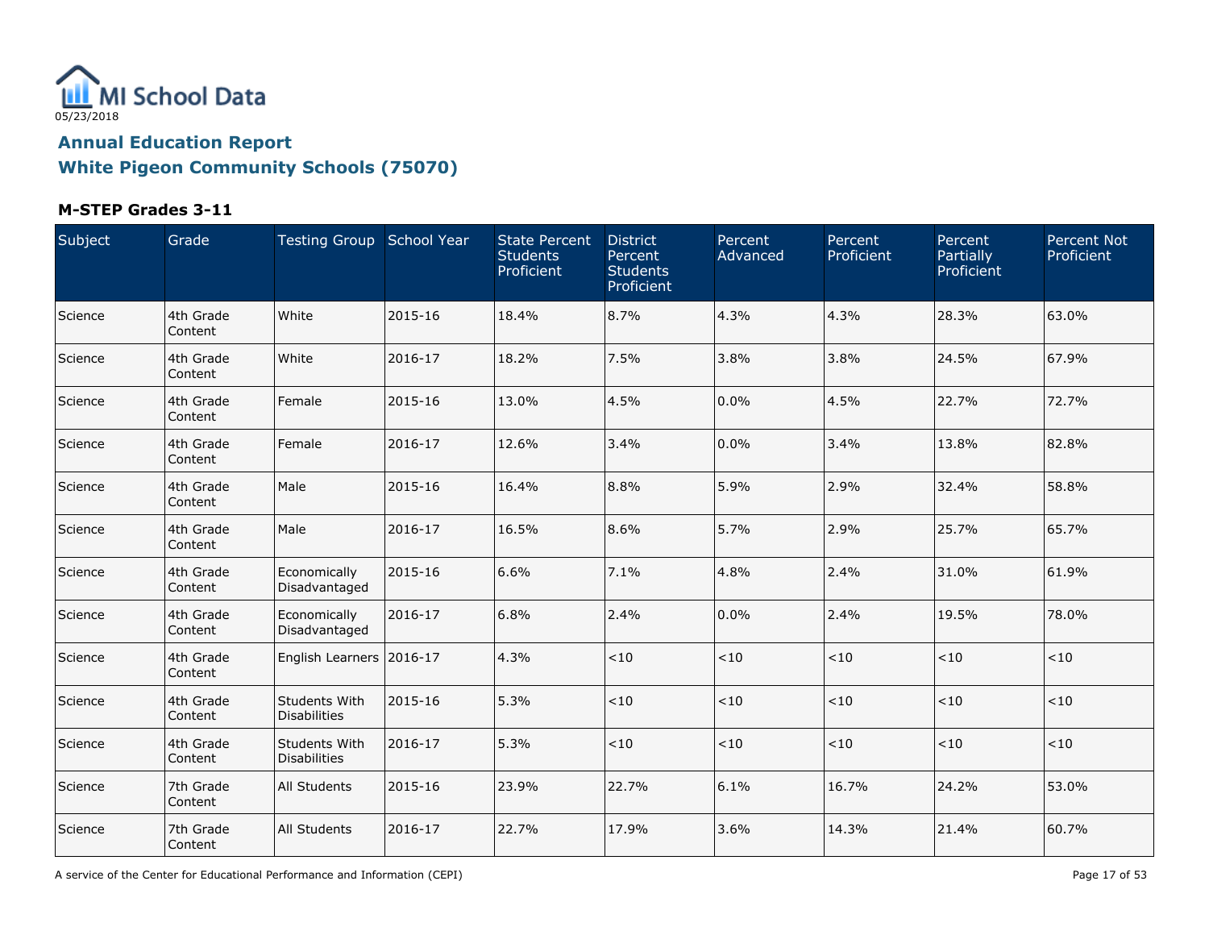05/23/2018

## Annual Education Report
## White Pigeon Community Schools (75070)

### M-STEP Grades 3-11

| Subject | Grade | Testing Group | School Year | State Percent Students Proficient | District Percent Students Proficient | Percent Advanced | Percent Proficient | Percent Partially Proficient | Percent Not Proficient |
|---|---|---|---|---|---|---|---|---|---|
| Science | 4th Grade Content | White | 2015-16 | 18.4% | 8.7% | 4.3% | 4.3% | 28.3% | 63.0% |
| Science | 4th Grade Content | White | 2016-17 | 18.2% | 7.5% | 3.8% | 3.8% | 24.5% | 67.9% |
| Science | 4th Grade Content | Female | 2015-16 | 13.0% | 4.5% | 0.0% | 4.5% | 22.7% | 72.7% |
| Science | 4th Grade Content | Female | 2016-17 | 12.6% | 3.4% | 0.0% | 3.4% | 13.8% | 82.8% |
| Science | 4th Grade Content | Male | 2015-16 | 16.4% | 8.8% | 5.9% | 2.9% | 32.4% | 58.8% |
| Science | 4th Grade Content | Male | 2016-17 | 16.5% | 8.6% | 5.7% | 2.9% | 25.7% | 65.7% |
| Science | 4th Grade Content | Economically Disadvantaged | 2015-16 | 6.6% | 7.1% | 4.8% | 2.4% | 31.0% | 61.9% |
| Science | 4th Grade Content | Economically Disadvantaged | 2016-17 | 6.8% | 2.4% | 0.0% | 2.4% | 19.5% | 78.0% |
| Science | 4th Grade Content | English Learners | 2016-17 | 4.3% | <10 | <10 | <10 | <10 | <10 |
| Science | 4th Grade Content | Students With Disabilities | 2015-16 | 5.3% | <10 | <10 | <10 | <10 | <10 |
| Science | 4th Grade Content | Students With Disabilities | 2016-17 | 5.3% | <10 | <10 | <10 | <10 | <10 |
| Science | 7th Grade Content | All Students | 2015-16 | 23.9% | 22.7% | 6.1% | 16.7% | 24.2% | 53.0% |
| Science | 7th Grade Content | All Students | 2016-17 | 22.7% | 17.9% | 3.6% | 14.3% | 21.4% | 60.7% |

A service of the Center for Educational Performance and Information (CEPI)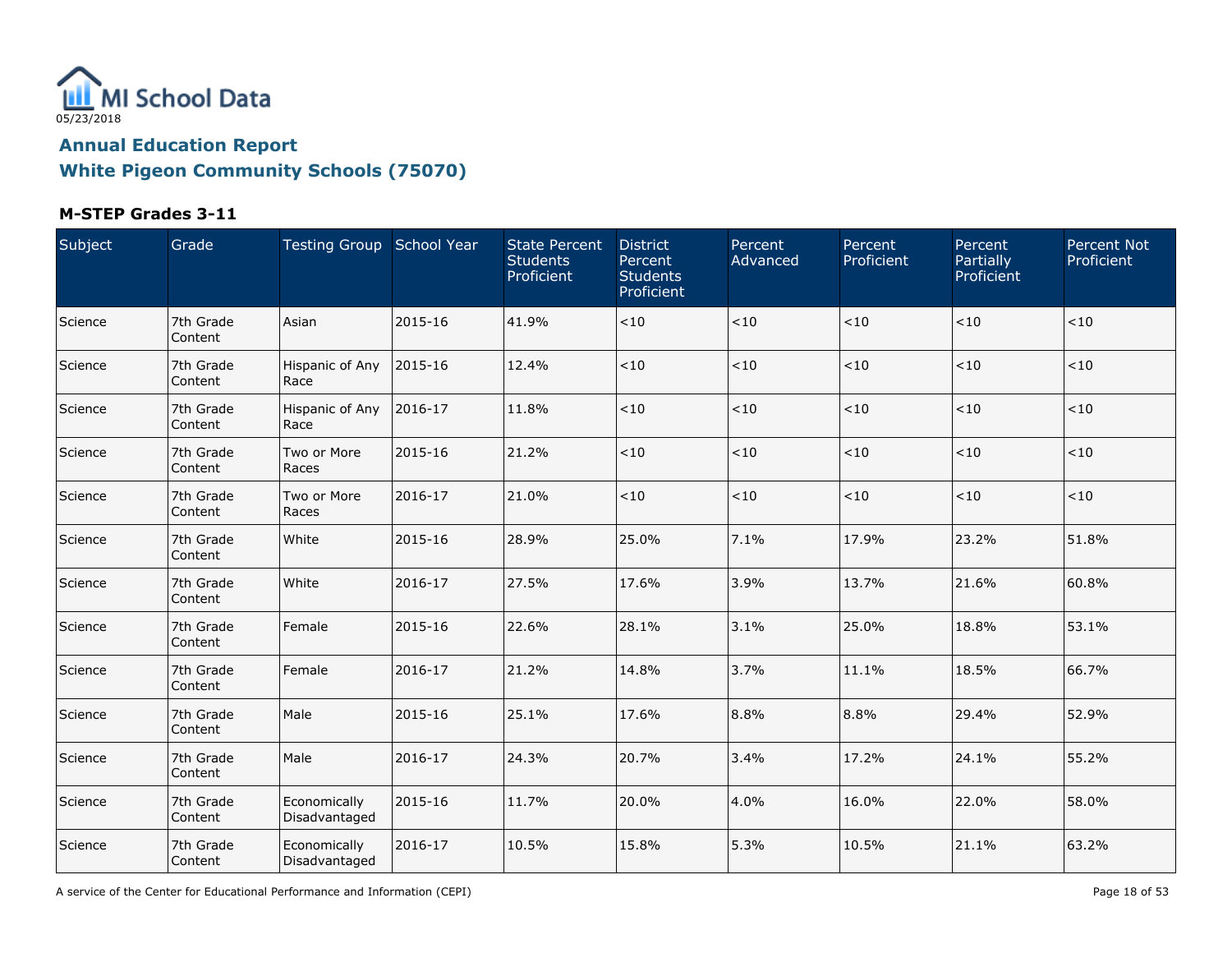MI School Data

05/23/2018

## Annual Education Report

## White Pigeon Community Schools (75070)

### M-STEP Grades 3-11

| Subject | Grade | Testing Group | School Year | State Percent Students Proficient | District Percent Students Proficient | Percent Advanced | Percent Proficient | Percent Partially Proficient | Percent Not Proficient |
|---|---|---|---|---|---|---|---|---|---|
| Science | 7th Grade Content | Asian | 2015-16 | 41.9% | <10 | <10 | <10 | <10 | <10 |
| Science | 7th Grade Content | Hispanic of Any Race | 2015-16 | 12.4% | <10 | <10 | <10 | <10 | <10 |
| Science | 7th Grade Content | Hispanic of Any Race | 2016-17 | 11.8% | <10 | <10 | <10 | <10 | <10 |
| Science | 7th Grade Content | Two or More Races | 2015-16 | 21.2% | <10 | <10 | <10 | <10 | <10 |
| Science | 7th Grade Content | Two or More Races | 2016-17 | 21.0% | <10 | <10 | <10 | <10 | <10 |
| Science | 7th Grade Content | White | 2015-16 | 28.9% | 25.0% | 7.1% | 17.9% | 23.2% | 51.8% |
| Science | 7th Grade Content | White | 2016-17 | 27.5% | 17.6% | 3.9% | 13.7% | 21.6% | 60.8% |
| Science | 7th Grade Content | Female | 2015-16 | 22.6% | 28.1% | 3.1% | 25.0% | 18.8% | 53.1% |
| Science | 7th Grade Content | Female | 2016-17 | 21.2% | 14.8% | 3.7% | 11.1% | 18.5% | 66.7% |
| Science | 7th Grade Content | Male | 2015-16 | 25.1% | 17.6% | 8.8% | 8.8% | 29.4% | 52.9% |
| Science | 7th Grade Content | Male | 2016-17 | 24.3% | 20.7% | 3.4% | 17.2% | 24.1% | 55.2% |
| Science | 7th Grade Content | Economically Disadvantaged | 2015-16 | 11.7% | 20.0% | 4.0% | 16.0% | 22.0% | 58.0% |
| Science | 7th Grade Content | Economically Disadvantaged | 2016-17 | 10.5% | 15.8% | 5.3% | 10.5% | 21.1% | 63.2% |

A service of the Center for Educational Performance and Information (CEPI)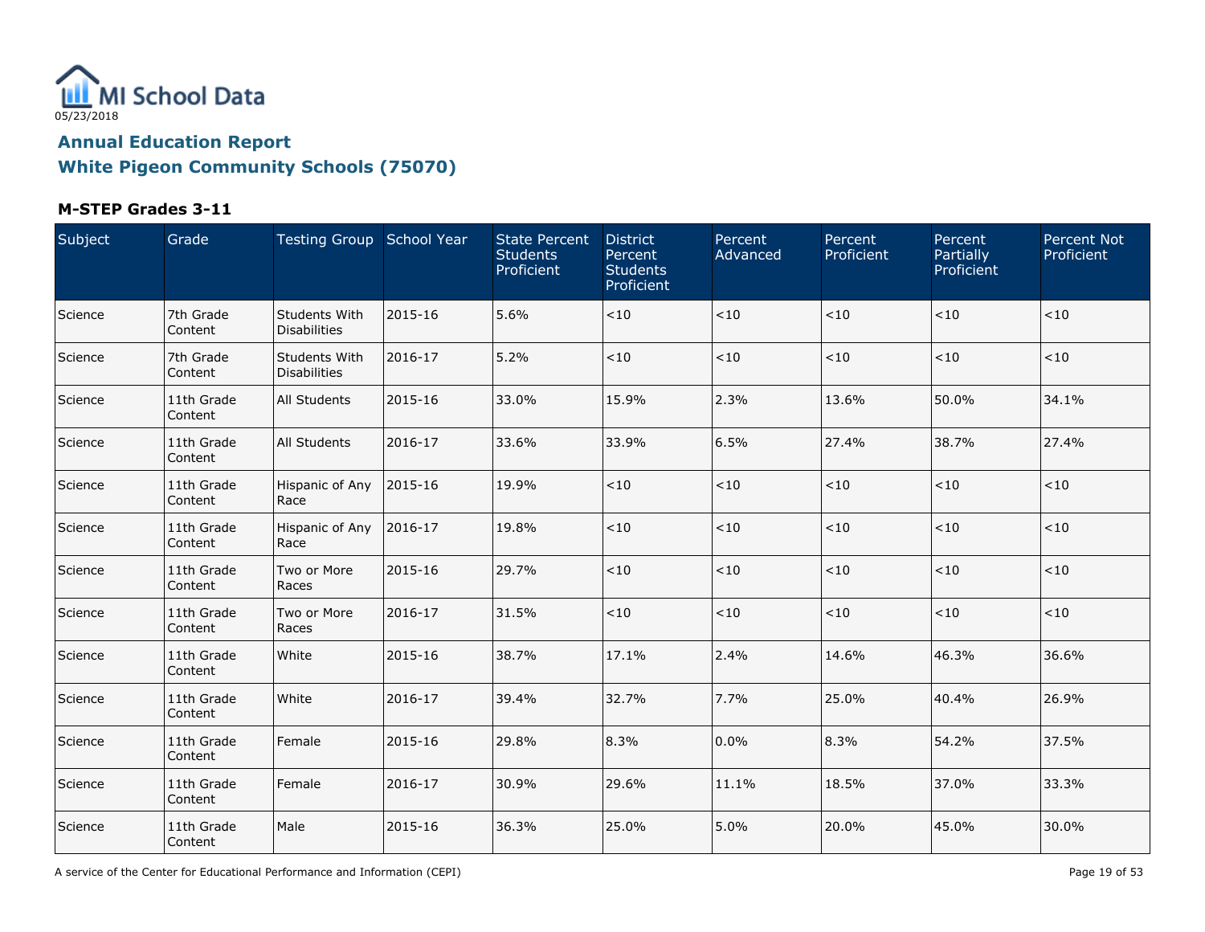MI School Data

05/23/2018

## Annual Education Report
## White Pigeon Community Schools (75070)

### M-STEP Grades 3-11

| Subject | Grade | Testing Group | School Year | State Percent Students Proficient | District Percent Students Proficient | Percent Advanced | Percent Proficient | Percent Partially Proficient | Percent Not Proficient |
|---|---|---|---|---|---|---|---|---|---|
| Science | 7th Grade Content | Students With Disabilities | 2015-16 | 5.6% | <10 | <10 | <10 | <10 | <10 |
| Science | 7th Grade Content | Students With Disabilities | 2016-17 | 5.2% | <10 | <10 | <10 | <10 | <10 |
| Science | 11th Grade Content | All Students | 2015-16 | 33.0% | 15.9% | 2.3% | 13.6% | 50.0% | 34.1% |
| Science | 11th Grade Content | All Students | 2016-17 | 33.6% | 33.9% | 6.5% | 27.4% | 38.7% | 27.4% |
| Science | 11th Grade Content | Hispanic of Any Race | 2015-16 | 19.9% | <10 | <10 | <10 | <10 | <10 |
| Science | 11th Grade Content | Hispanic of Any Race | 2016-17 | 19.8% | <10 | <10 | <10 | <10 | <10 |
| Science | 11th Grade Content | Two or More Races | 2015-16 | 29.7% | <10 | <10 | <10 | <10 | <10 |
| Science | 11th Grade Content | Two or More Races | 2016-17 | 31.5% | <10 | <10 | <10 | <10 | <10 |
| Science | 11th Grade Content | White | 2015-16 | 38.7% | 17.1% | 2.4% | 14.6% | 46.3% | 36.6% |
| Science | 11th Grade Content | White | 2016-17 | 39.4% | 32.7% | 7.7% | 25.0% | 40.4% | 26.9% |
| Science | 11th Grade Content | Female | 2015-16 | 29.8% | 8.3% | 0.0% | 8.3% | 54.2% | 37.5% |
| Science | 11th Grade Content | Female | 2016-17 | 30.9% | 29.6% | 11.1% | 18.5% | 37.0% | 33.3% |
| Science | 11th Grade Content | Male | 2015-16 | 36.3% | 25.0% | 5.0% | 20.0% | 45.0% | 30.0% |

A service of the Center for Educational Performance and Information (CEPI)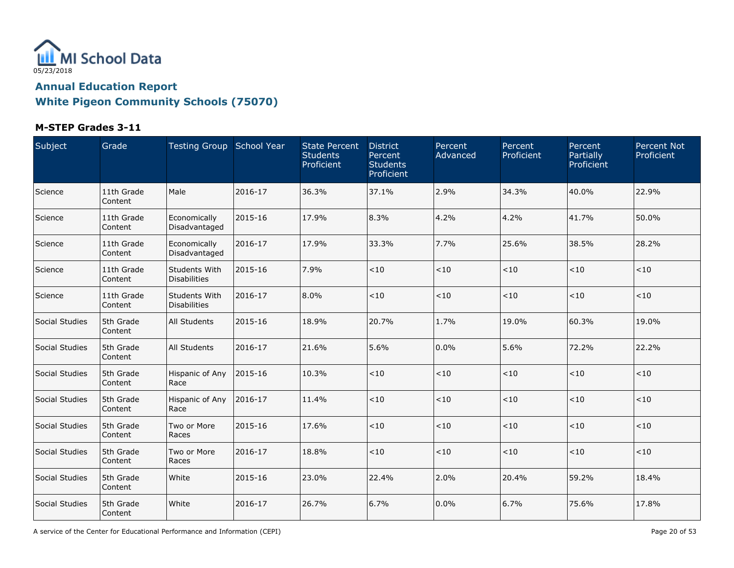MI School Data

05/23/2018

## Annual Education Report

## White Pigeon Community Schools (75070)

### M-STEP Grades 3-11

| Subject | Grade | Testing Group | School Year | State Percent Students Proficient | District Percent Students Proficient | Percent Advanced | Percent Proficient | Percent Partially Proficient | Percent Not Proficient |
|---|---|---|---|---|---|---|---|---|---|
| Science | 11th Grade Content | Male | 2016-17 | 36.3% | 37.1% | 2.9% | 34.3% | 40.0% | 22.9% |
| Science | 11th Grade Content | Economically Disadvantaged | 2015-16 | 17.9% | 8.3% | 4.2% | 4.2% | 41.7% | 50.0% |
| Science | 11th Grade Content | Economically Disadvantaged | 2016-17 | 17.9% | 33.3% | 7.7% | 25.6% | 38.5% | 28.2% |
| Science | 11th Grade Content | Students With Disabilities | 2015-16 | 7.9% | <10 | <10 | <10 | <10 | <10 |
| Science | 11th Grade Content | Students With Disabilities | 2016-17 | 8.0% | <10 | <10 | <10 | <10 | <10 |
| Social Studies | 5th Grade Content | All Students | 2015-16 | 18.9% | 20.7% | 1.7% | 19.0% | 60.3% | 19.0% |
| Social Studies | 5th Grade Content | All Students | 2016-17 | 21.6% | 5.6% | 0.0% | 5.6% | 72.2% | 22.2% |
| Social Studies | 5th Grade Content | Hispanic of Any Race | 2015-16 | 10.3% | <10 | <10 | <10 | <10 | <10 |
| Social Studies | 5th Grade Content | Hispanic of Any Race | 2016-17 | 11.4% | <10 | <10 | <10 | <10 | <10 |
| Social Studies | 5th Grade Content | Two or More Races | 2015-16 | 17.6% | <10 | <10 | <10 | <10 | <10 |
| Social Studies | 5th Grade Content | Two or More Races | 2016-17 | 18.8% | <10 | <10 | <10 | <10 | <10 |
| Social Studies | 5th Grade Content | White | 2015-16 | 23.0% | 22.4% | 2.0% | 20.4% | 59.2% | 18.4% |
| Social Studies | 5th Grade Content | White | 2016-17 | 26.7% | 6.7% | 0.0% | 6.7% | 75.6% | 17.8% |

A service of the Center for Educational Performance and Information (CEPI)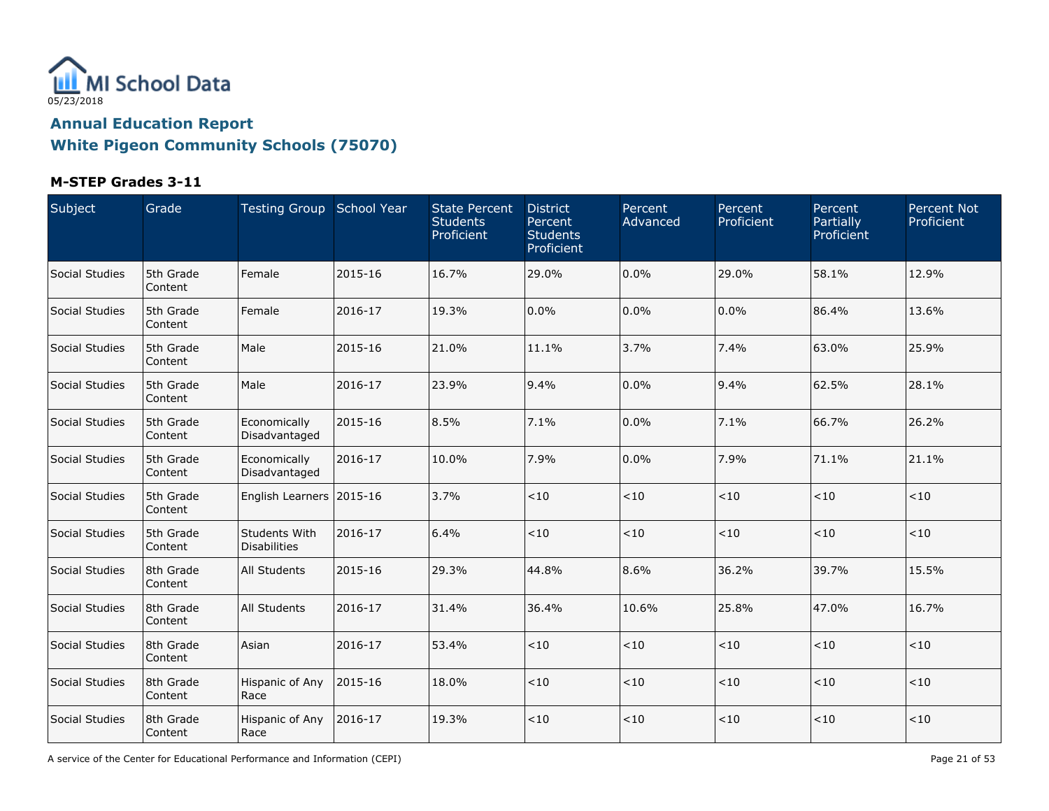MI School Data

05/23/2018

## Annual Education Report
## White Pigeon Community Schools (75070)

### M-STEP Grades 3-11

| Subject | Grade | Testing Group | School Year | State Percent Students Proficient | District Percent Students Proficient | Percent Advanced | Percent Proficient | Percent Partially Proficient | Percent Not Proficient |
|---|---|---|---|---|---|---|---|---|---|
| Social Studies | 5th Grade Content | Female | 2015-16 | 16.7% | 29.0% | 0.0% | 29.0% | 58.1% | 12.9% |
| Social Studies | 5th Grade Content | Female | 2016-17 | 19.3% | 0.0% | 0.0% | 0.0% | 86.4% | 13.6% |
| Social Studies | 5th Grade Content | Male | 2015-16 | 21.0% | 11.1% | 3.7% | 7.4% | 63.0% | 25.9% |
| Social Studies | 5th Grade Content | Male | 2016-17 | 23.9% | 9.4% | 0.0% | 9.4% | 62.5% | 28.1% |
| Social Studies | 5th Grade Content | Economically Disadvantaged | 2015-16 | 8.5% | 7.1% | 0.0% | 7.1% | 66.7% | 26.2% |
| Social Studies | 5th Grade Content | Economically Disadvantaged | 2016-17 | 10.0% | 7.9% | 0.0% | 7.9% | 71.1% | 21.1% |
| Social Studies | 5th Grade Content | English Learners | 2015-16 | 3.7% | <10 | <10 | <10 | <10 | <10 |
| Social Studies | 5th Grade Content | Students With Disabilities | 2016-17 | 6.4% | <10 | <10 | <10 | <10 | <10 |
| Social Studies | 8th Grade Content | All Students | 2015-16 | 29.3% | 44.8% | 8.6% | 36.2% | 39.7% | 15.5% |
| Social Studies | 8th Grade Content | All Students | 2016-17 | 31.4% | 36.4% | 10.6% | 25.8% | 47.0% | 16.7% |
| Social Studies | 8th Grade Content | Asian | 2016-17 | 53.4% | <10 | <10 | <10 | <10 | <10 |
| Social Studies | 8th Grade Content | Hispanic of Any Race | 2015-16 | 18.0% | <10 | <10 | <10 | <10 | <10 |
| Social Studies | 8th Grade Content | Hispanic of Any Race | 2016-17 | 19.3% | <10 | <10 | <10 | <10 | <10 |

A service of the Center for Educational Performance and Information (CEPI)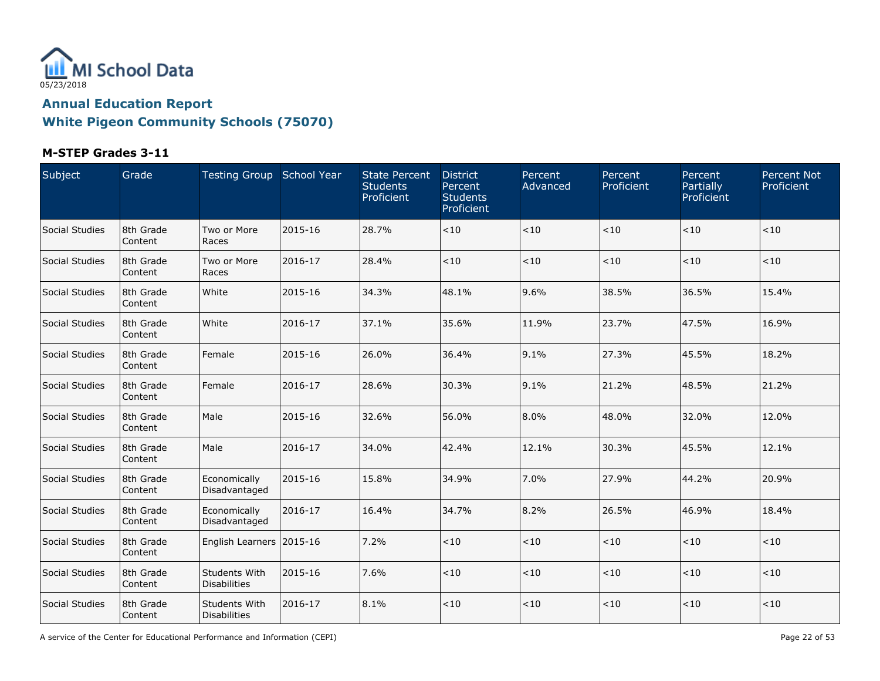05/23/2018

## Annual Education Report
## White Pigeon Community Schools (75070)

### M-STEP Grades 3-11

| Subject | Grade | Testing Group | School Year | State Percent Students Proficient | District Percent Students Proficient | Percent Advanced | Percent Proficient | Percent Partially Proficient | Percent Not Proficient |
|---|---|---|---|---|---|---|---|---|---|
| Social Studies | 8th Grade Content | Two or More Races | 2015-16 | 28.7% | <10 | <10 | <10 | <10 | <10 |
| Social Studies | 8th Grade Content | Two or More Races | 2016-17 | 28.4% | <10 | <10 | <10 | <10 | <10 |
| Social Studies | 8th Grade Content | White | 2015-16 | 34.3% | 48.1% | 9.6% | 38.5% | 36.5% | 15.4% |
| Social Studies | 8th Grade Content | White | 2016-17 | 37.1% | 35.6% | 11.9% | 23.7% | 47.5% | 16.9% |
| Social Studies | 8th Grade Content | Female | 2015-16 | 26.0% | 36.4% | 9.1% | 27.3% | 45.5% | 18.2% |
| Social Studies | 8th Grade Content | Female | 2016-17 | 28.6% | 30.3% | 9.1% | 21.2% | 48.5% | 21.2% |
| Social Studies | 8th Grade Content | Male | 2015-16 | 32.6% | 56.0% | 8.0% | 48.0% | 32.0% | 12.0% |
| Social Studies | 8th Grade Content | Male | 2016-17 | 34.0% | 42.4% | 12.1% | 30.3% | 45.5% | 12.1% |
| Social Studies | 8th Grade Content | Economically Disadvantaged | 2015-16 | 15.8% | 34.9% | 7.0% | 27.9% | 44.2% | 20.9% |
| Social Studies | 8th Grade Content | Economically Disadvantaged | 2016-17 | 16.4% | 34.7% | 8.2% | 26.5% | 46.9% | 18.4% |
| Social Studies | 8th Grade Content | English Learners | 2015-16 | 7.2% | <10 | <10 | <10 | <10 | <10 |
| Social Studies | 8th Grade Content | Students With Disabilities | 2015-16 | 7.6% | <10 | <10 | <10 | <10 | <10 |
| Social Studies | 8th Grade Content | Students With Disabilities | 2016-17 | 8.1% | <10 | <10 | <10 | <10 | <10 |

A service of the Center for Educational Performance and Information (CEPI)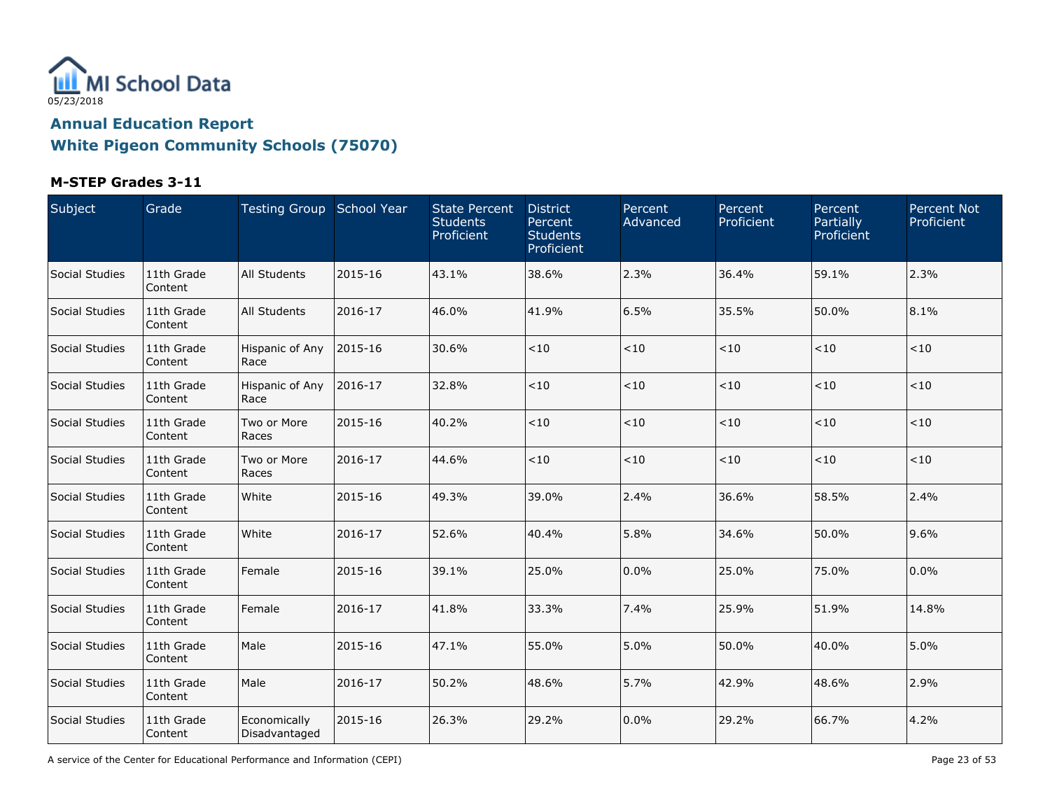MI School Data

05/23/2018

## Annual Education Report
## White Pigeon Community Schools (75070)

### M-STEP Grades 3-11

| Subject | Grade | Testing Group | School Year | State Percent Students Proficient | District Percent Students Proficient | Percent Advanced | Percent Proficient | Percent Partially Proficient | Percent Not Proficient |
|---|---|---|---|---|---|---|---|---|---|
| Social Studies | 11th Grade Content | All Students | 2015-16 | 43.1% | 38.6% | 2.3% | 36.4% | 59.1% | 2.3% |
| Social Studies | 11th Grade Content | All Students | 2016-17 | 46.0% | 41.9% | 6.5% | 35.5% | 50.0% | 8.1% |
| Social Studies | 11th Grade Content | Hispanic of Any Race | 2015-16 | 30.6% | <10 | <10 | <10 | <10 | <10 |
| Social Studies | 11th Grade Content | Hispanic of Any Race | 2016-17 | 32.8% | <10 | <10 | <10 | <10 | <10 |
| Social Studies | 11th Grade Content | Two or More Races | 2015-16 | 40.2% | <10 | <10 | <10 | <10 | <10 |
| Social Studies | 11th Grade Content | Two or More Races | 2016-17 | 44.6% | <10 | <10 | <10 | <10 | <10 |
| Social Studies | 11th Grade Content | White | 2015-16 | 49.3% | 39.0% | 2.4% | 36.6% | 58.5% | 2.4% |
| Social Studies | 11th Grade Content | White | 2016-17 | 52.6% | 40.4% | 5.8% | 34.6% | 50.0% | 9.6% |
| Social Studies | 11th Grade Content | Female | 2015-16 | 39.1% | 25.0% | 0.0% | 25.0% | 75.0% | 0.0% |
| Social Studies | 11th Grade Content | Female | 2016-17 | 41.8% | 33.3% | 7.4% | 25.9% | 51.9% | 14.8% |
| Social Studies | 11th Grade Content | Male | 2015-16 | 47.1% | 55.0% | 5.0% | 50.0% | 40.0% | 5.0% |
| Social Studies | 11th Grade Content | Male | 2016-17 | 50.2% | 48.6% | 5.7% | 42.9% | 48.6% | 2.9% |
| Social Studies | 11th Grade Content | Economically Disadvantaged | 2015-16 | 26.3% | 29.2% | 0.0% | 29.2% | 66.7% | 4.2% |

A service of the Center for Educational Performance and Information (CEPI)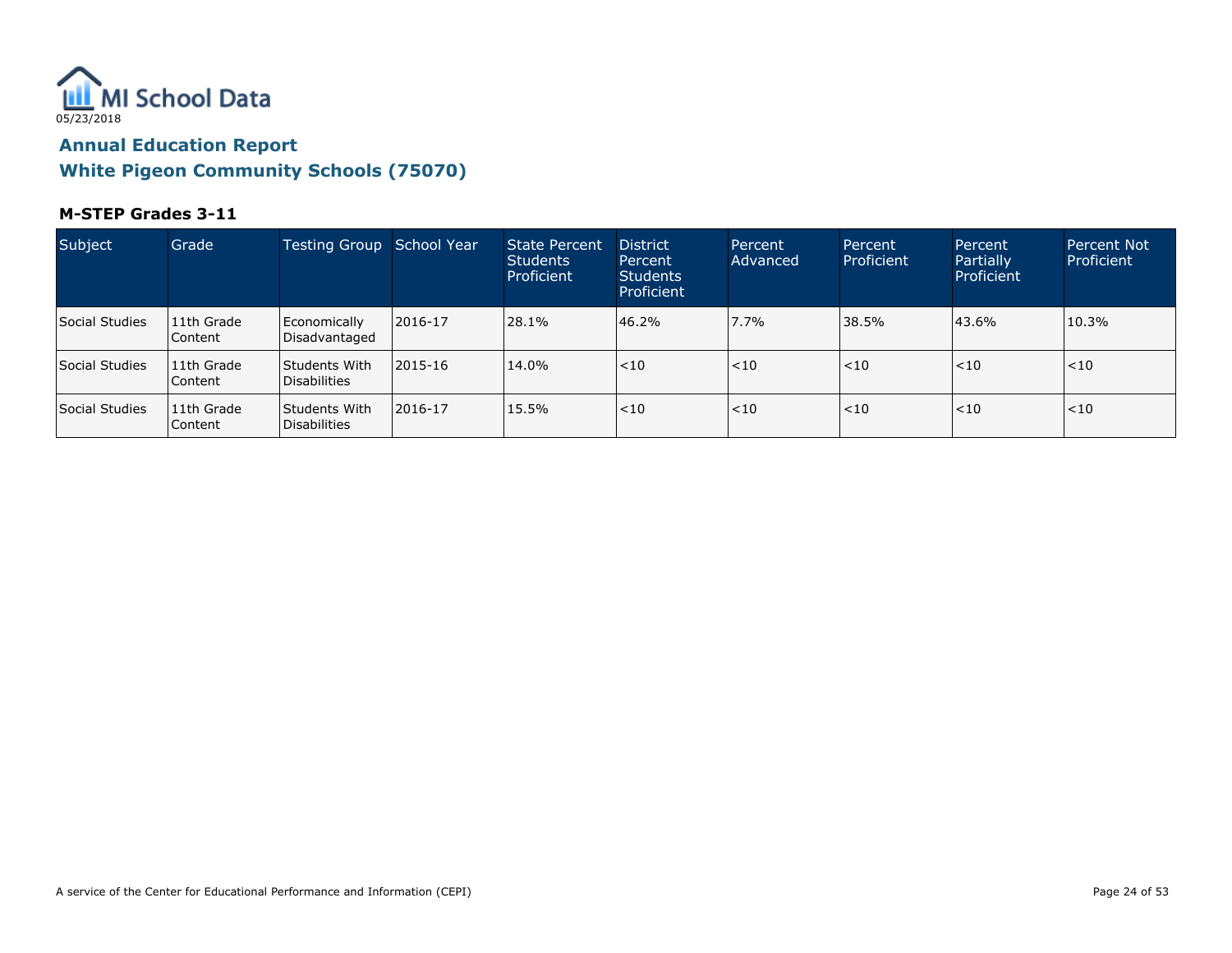MI School Data

05/23/2018

## Annual Education Report

## White Pigeon Community Schools (75070)

### M-STEP Grades 3-11

| Subject | Grade | Testing Group | School Year | State Percent Students Proficient | District Percent Students Proficient | Percent Advanced | Percent Proficient | Percent Partially Proficient | Percent Not Proficient |
|---|---|---|---|---|---|---|---|---|---|
| Social Studies | 11th Grade Content | Economically Disadvantaged | 2016-17 | 28.1% | 46.2% | 7.7% | 38.5% | 43.6% | 10.3% |
| Social Studies | 11th Grade Content | Students With Disabilities | 2015-16 | 14.0% | <10 | <10 | <10 | <10 | <10 |
| Social Studies | 11th Grade Content | Students With Disabilities | 2016-17 | 15.5% | <10 | <10 | <10 | <10 | <10 |

A service of the Center for Educational Performance and Information (CEPI)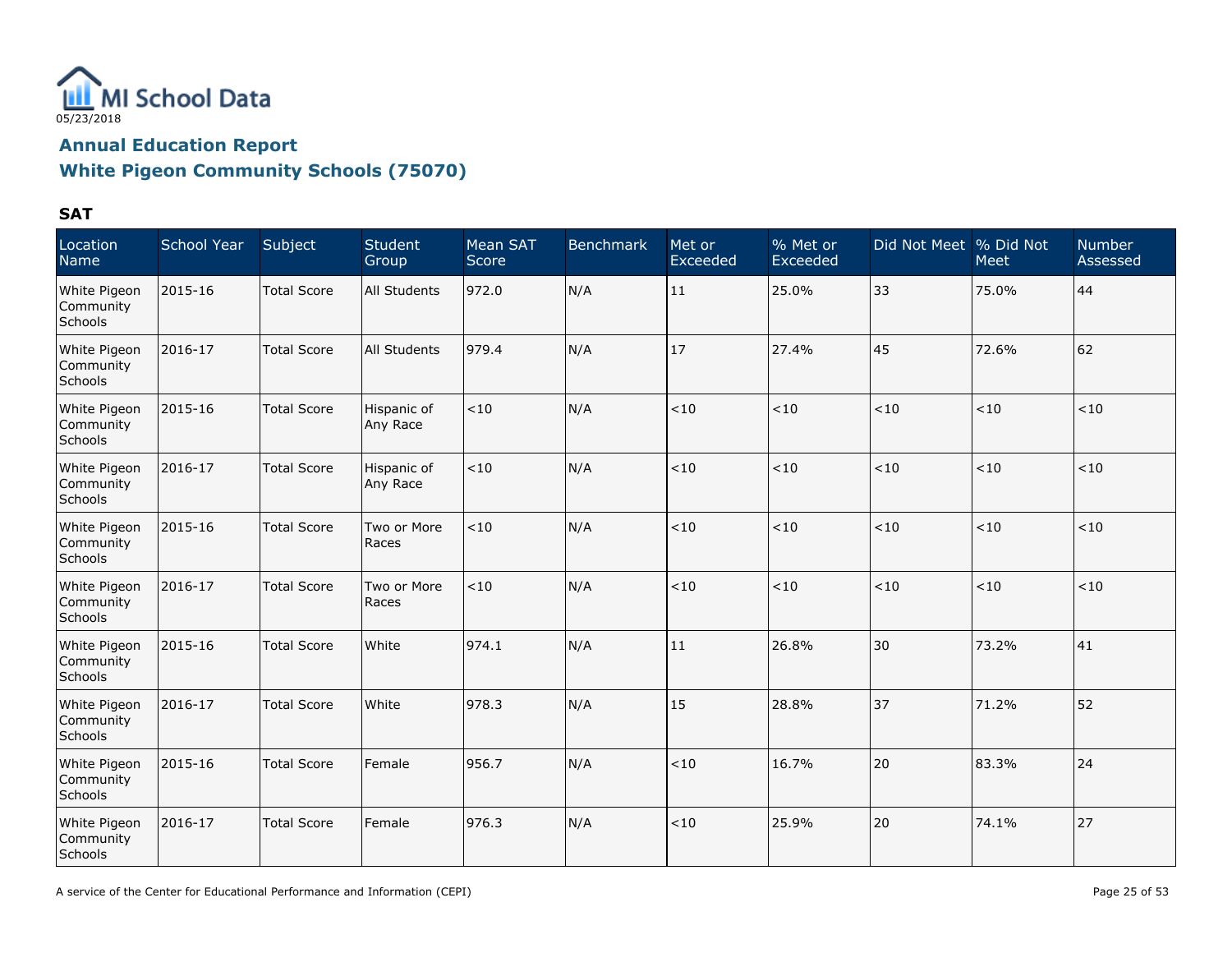MI School Data

05/23/2018

## Annual Education Report

## White Pigeon Community Schools (75070)

### SAT

| Location Name | School Year | Subject | Student Group | Mean SAT Score | Benchmark | Met or Exceeded | % Met or Exceeded | Did Not Meet | % Did Not Meet | Number Assessed |
|---|---|---|---|---|---|---|---|---|---|---|
| White Pigeon Community Schools | 2015-16 | Total Score | All Students | 972.0 | N/A | 11 | 25.0% | 33 | 75.0% | 44 |
| White Pigeon Community Schools | 2016-17 | Total Score | All Students | 979.4 | N/A | 17 | 27.4% | 45 | 72.6% | 62 |
| White Pigeon Community Schools | 2015-16 | Total Score | Hispanic of Any Race | <10 | N/A | <10 | <10 | <10 | <10 | <10 |
| White Pigeon Community Schools | 2016-17 | Total Score | Hispanic of Any Race | <10 | N/A | <10 | <10 | <10 | <10 | <10 |
| White Pigeon Community Schools | 2015-16 | Total Score | Two or More Races | <10 | N/A | <10 | <10 | <10 | <10 | <10 |
| White Pigeon Community Schools | 2016-17 | Total Score | Two or More Races | <10 | N/A | <10 | <10 | <10 | <10 | <10 |
| White Pigeon Community Schools | 2015-16 | Total Score | White | 974.1 | N/A | 11 | 26.8% | 30 | 73.2% | 41 |
| White Pigeon Community Schools | 2016-17 | Total Score | White | 978.3 | N/A | 15 | 28.8% | 37 | 71.2% | 52 |
| White Pigeon Community Schools | 2015-16 | Total Score | Female | 956.7 | N/A | <10 | 16.7% | 20 | 83.3% | 24 |
| White Pigeon Community Schools | 2016-17 | Total Score | Female | 976.3 | N/A | <10 | 25.9% | 20 | 74.1% | 27 |

A service of the Center for Educational Performance and Information (CEPI)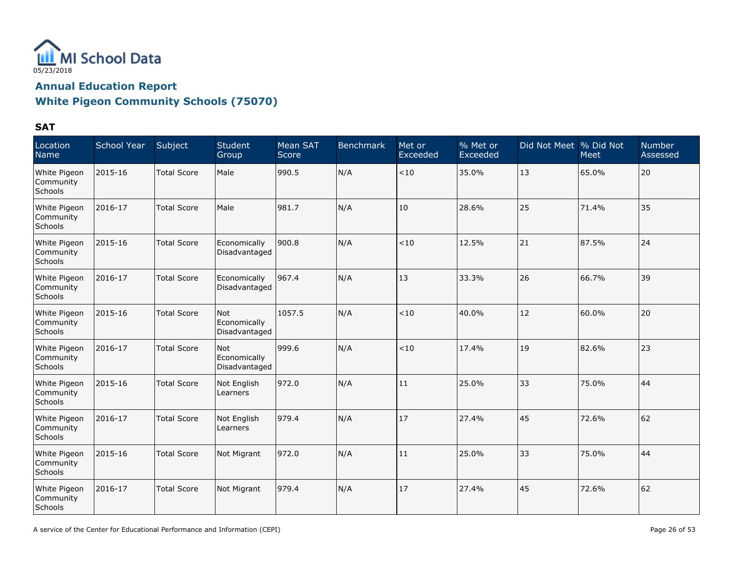MI School Data

05/23/2018

## Annual Education Report

## White Pigeon Community Schools (75070)

### SAT

| Location Name | School Year | Subject | Student Group | Mean SAT Score | Benchmark | Met or Exceeded | % Met or Exceeded | Did Not Meet | % Did Not Meet | Number Assessed |
|---|---|---|---|---|---|---|---|---|---|---|
| White Pigeon Community Schools | 2015-16 | Total Score | Male | 990.5 | N/A | <10 | 35.0% | 13 | 65.0% | 20 |
| White Pigeon Community Schools | 2016-17 | Total Score | Male | 981.7 | N/A | 10 | 28.6% | 25 | 71.4% | 35 |
| White Pigeon Community Schools | 2015-16 | Total Score | Economically Disadvantaged | 900.8 | N/A | <10 | 12.5% | 21 | 87.5% | 24 |
| White Pigeon Community Schools | 2016-17 | Total Score | Economically Disadvantaged | 967.4 | N/A | 13 | 33.3% | 26 | 66.7% | 39 |
| White Pigeon Community Schools | 2015-16 | Total Score | Not Economically Disadvantaged | 1057.5 | N/A | <10 | 40.0% | 12 | 60.0% | 20 |
| White Pigeon Community Schools | 2016-17 | Total Score | Not Economically Disadvantaged | 999.6 | N/A | <10 | 17.4% | 19 | 82.6% | 23 |
| White Pigeon Community Schools | 2015-16 | Total Score | Not English Learners | 972.0 | N/A | 11 | 25.0% | 33 | 75.0% | 44 |
| White Pigeon Community Schools | 2016-17 | Total Score | Not English Learners | 979.4 | N/A | 17 | 27.4% | 45 | 72.6% | 62 |
| White Pigeon Community Schools | 2015-16 | Total Score | Not Migrant | 972.0 | N/A | 11 | 25.0% | 33 | 75.0% | 44 |
| White Pigeon Community Schools | 2016-17 | Total Score | Not Migrant | 979.4 | N/A | 17 | 27.4% | 45 | 72.6% | 62 |

A service of the Center for Educational Performance and Information (CEPI)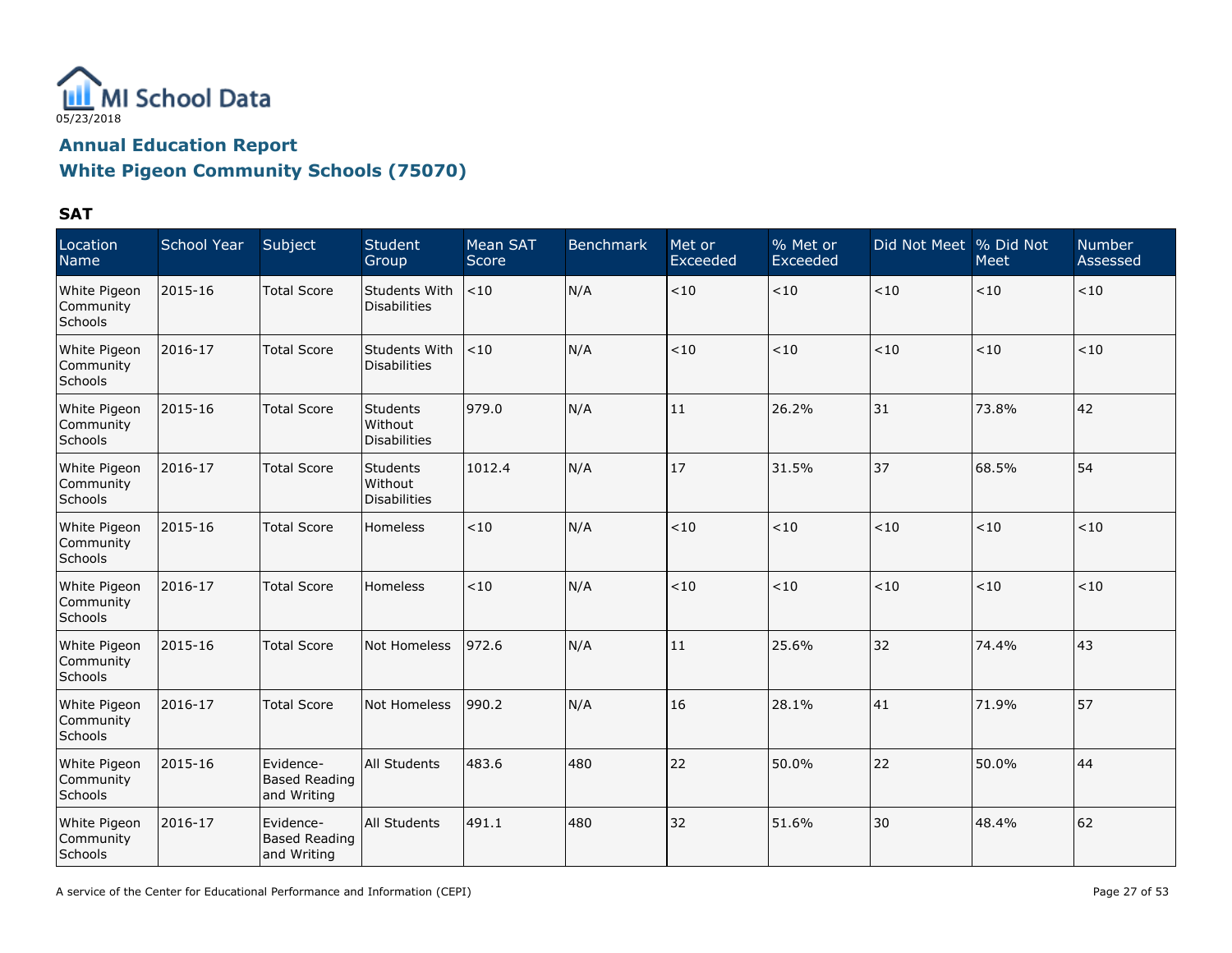MI School Data

05/23/2018

## Annual Education Report

## White Pigeon Community Schools (75070)

### SAT

| Location Name | School Year | Subject | Student Group | Mean SAT Score | Benchmark | Met or Exceeded | % Met or Exceeded | Did Not Meet | % Did Not Meet | Number Assessed |
|---|---|---|---|---|---|---|---|---|---|---|
| White Pigeon Community Schools | 2015-16 | Total Score | Students With Disabilities | <10 | N/A | <10 | <10 | <10 | <10 | <10 |
| White Pigeon Community Schools | 2016-17 | Total Score | Students With Disabilities | <10 | N/A | <10 | <10 | <10 | <10 | <10 |
| White Pigeon Community Schools | 2015-16 | Total Score | Students Without Disabilities | 979.0 | N/A | 11 | 26.2% | 31 | 73.8% | 42 |
| White Pigeon Community Schools | 2016-17 | Total Score | Students Without Disabilities | 1012.4 | N/A | 17 | 31.5% | 37 | 68.5% | 54 |
| White Pigeon Community Schools | 2015-16 | Total Score | Homeless | <10 | N/A | <10 | <10 | <10 | <10 | <10 |
| White Pigeon Community Schools | 2016-17 | Total Score | Homeless | <10 | N/A | <10 | <10 | <10 | <10 | <10 |
| White Pigeon Community Schools | 2015-16 | Total Score | Not Homeless | 972.6 | N/A | 11 | 25.6% | 32 | 74.4% | 43 |
| White Pigeon Community Schools | 2016-17 | Total Score | Not Homeless | 990.2 | N/A | 16 | 28.1% | 41 | 71.9% | 57 |
| White Pigeon Community Schools | 2015-16 | Evidence-Based Reading and Writing | All Students | 483.6 | 480 | 22 | 50.0% | 22 | 50.0% | 44 |
| White Pigeon Community Schools | 2016-17 | Evidence-Based Reading and Writing | All Students | 491.1 | 480 | 32 | 51.6% | 30 | 48.4% | 62 |

A service of the Center for Educational Performance and Information (CEPI)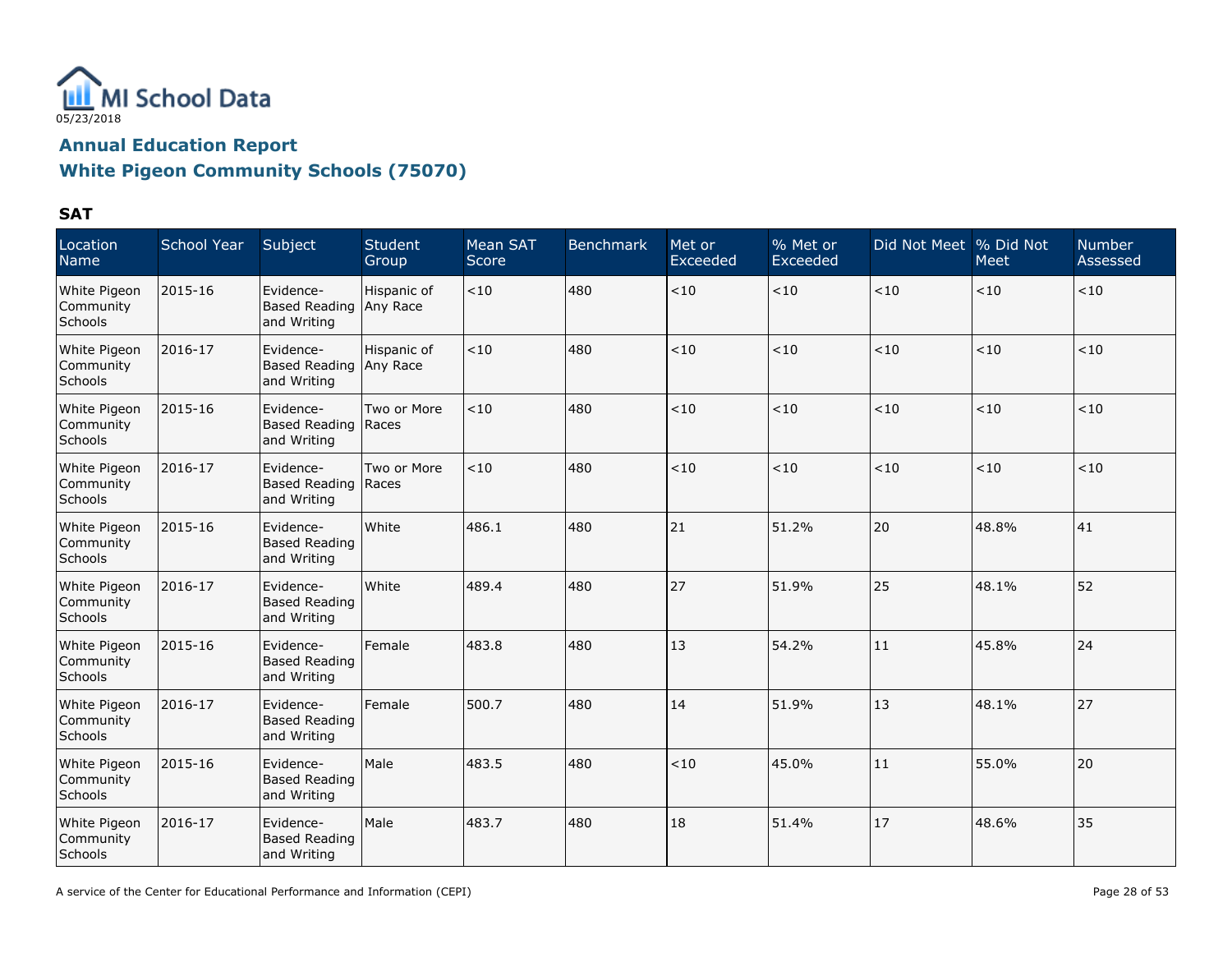MI School Data

05/23/2018

## Annual Education Report

## White Pigeon Community Schools (75070)

### SAT

| Location Name | School Year | Subject | Student Group | Mean SAT Score | Benchmark | Met or Exceeded | % Met or Exceeded | Did Not Meet | % Did Not Meet | Number Assessed |
|---|---|---|---|---|---|---|---|---|---|---|
| White Pigeon Community Schools | 2015-16 | Evidence-Based Reading and Writing | Hispanic of Any Race | <10 | 480 | <10 | <10 | <10 | <10 | <10 |
| White Pigeon Community Schools | 2016-17 | Evidence-Based Reading and Writing | Hispanic of Any Race | <10 | 480 | <10 | <10 | <10 | <10 | <10 |
| White Pigeon Community Schools | 2015-16 | Evidence-Based Reading and Writing | Two or More Races | <10 | 480 | <10 | <10 | <10 | <10 | <10 |
| White Pigeon Community Schools | 2016-17 | Evidence-Based Reading and Writing | Two or More Races | <10 | 480 | <10 | <10 | <10 | <10 | <10 |
| White Pigeon Community Schools | 2015-16 | Evidence-Based Reading and Writing | White | 486.1 | 480 | 21 | 51.2% | 20 | 48.8% | 41 |
| White Pigeon Community Schools | 2016-17 | Evidence-Based Reading and Writing | White | 489.4 | 480 | 27 | 51.9% | 25 | 48.1% | 52 |
| White Pigeon Community Schools | 2015-16 | Evidence-Based Reading and Writing | Female | 483.8 | 480 | 13 | 54.2% | 11 | 45.8% | 24 |
| White Pigeon Community Schools | 2016-17 | Evidence-Based Reading and Writing | Female | 500.7 | 480 | 14 | 51.9% | 13 | 48.1% | 27 |
| White Pigeon Community Schools | 2015-16 | Evidence-Based Reading and Writing | Male | 483.5 | 480 | <10 | 45.0% | 11 | 55.0% | 20 |
| White Pigeon Community Schools | 2016-17 | Evidence-Based Reading and Writing | Male | 483.7 | 480 | 18 | 51.4% | 17 | 48.6% | 35 |

A service of the Center for Educational Performance and Information (CEPI)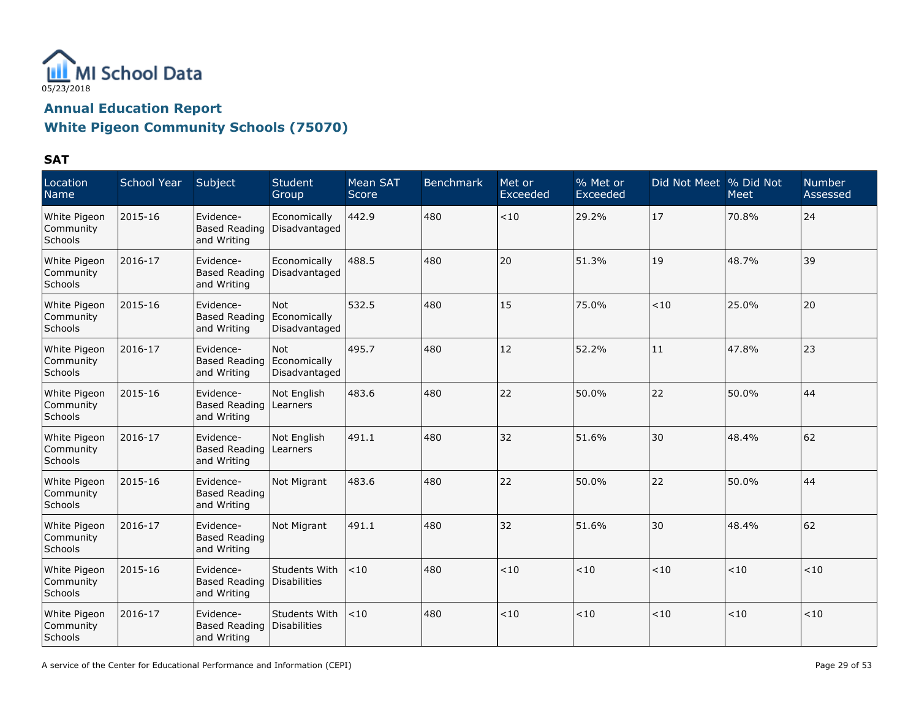MI School Data
05/23/2018

## Annual Education Report
## White Pigeon Community Schools (75070)

### SAT

| Location Name | School Year | Subject | Student Group | Mean SAT Score | Benchmark | Met or Exceeded | % Met or Exceeded | Did Not Meet | % Did Not Meet | Number Assessed |
|---|---|---|---|---|---|---|---|---|---|---|
| White Pigeon Community Schools | 2015-16 | Evidence-Based Reading and Writing | Economically Disadvantaged | 442.9 | 480 | <10 | 29.2% | 17 | 70.8% | 24 |
| White Pigeon Community Schools | 2016-17 | Evidence-Based Reading and Writing | Economically Disadvantaged | 488.5 | 480 | 20 | 51.3% | 19 | 48.7% | 39 |
| White Pigeon Community Schools | 2015-16 | Evidence-Based Reading and Writing | Not Economically Disadvantaged | 532.5 | 480 | 15 | 75.0% | <10 | 25.0% | 20 |
| White Pigeon Community Schools | 2016-17 | Evidence-Based Reading and Writing | Not Economically Disadvantaged | 495.7 | 480 | 12 | 52.2% | 11 | 47.8% | 23 |
| White Pigeon Community Schools | 2015-16 | Evidence-Based Reading and Writing | Not English Learners | 483.6 | 480 | 22 | 50.0% | 22 | 50.0% | 44 |
| White Pigeon Community Schools | 2016-17 | Evidence-Based Reading and Writing | Not English Learners | 491.1 | 480 | 32 | 51.6% | 30 | 48.4% | 62 |
| White Pigeon Community Schools | 2015-16 | Evidence-Based Reading and Writing | Not Migrant | 483.6 | 480 | 22 | 50.0% | 22 | 50.0% | 44 |
| White Pigeon Community Schools | 2016-17 | Evidence-Based Reading and Writing | Not Migrant | 491.1 | 480 | 32 | 51.6% | 30 | 48.4% | 62 |
| White Pigeon Community Schools | 2015-16 | Evidence-Based Reading and Writing | Students With Disabilities | <10 | 480 | <10 | <10 | <10 | <10 | <10 |
| White Pigeon Community Schools | 2016-17 | Evidence-Based Reading and Writing | Students With Disabilities | <10 | 480 | <10 | <10 | <10 | <10 | <10 |

A service of the Center for Educational Performance and Information (CEPI)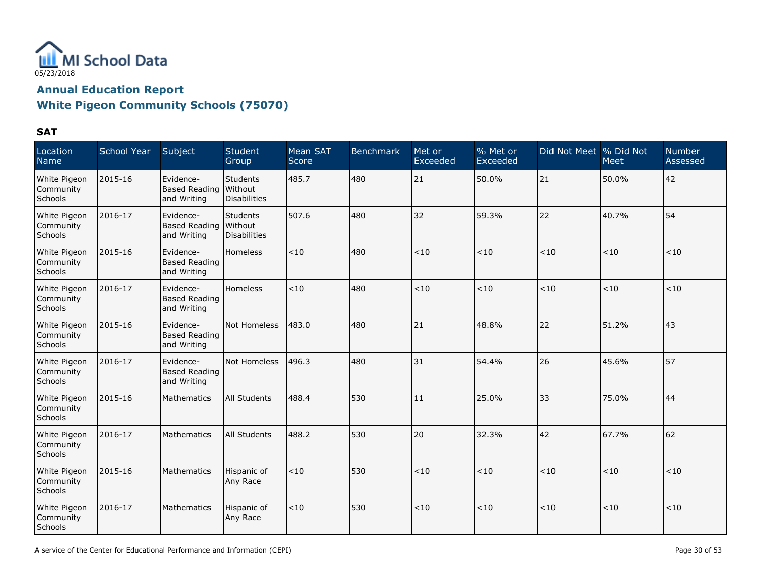MI School Data

05/23/2018

## Annual Education Report

## White Pigeon Community Schools (75070)

### SAT

| Location Name | School Year | Subject | Student Group | Mean SAT Score | Benchmark | Met or Exceeded | % Met or Exceeded | Did Not Meet | % Did Not Meet | Number Assessed |
|---|---|---|---|---|---|---|---|---|---|---|
| White Pigeon Community Schools | 2015-16 | Evidence-Based Reading and Writing | Students Without Disabilities | 485.7 | 480 | 21 | 50.0% | 21 | 50.0% | 42 |
| White Pigeon Community Schools | 2016-17 | Evidence-Based Reading and Writing | Students Without Disabilities | 507.6 | 480 | 32 | 59.3% | 22 | 40.7% | 54 |
| White Pigeon Community Schools | 2015-16 | Evidence-Based Reading and Writing | Homeless | <10 | 480 | <10 | <10 | <10 | <10 | <10 |
| White Pigeon Community Schools | 2016-17 | Evidence-Based Reading and Writing | Homeless | <10 | 480 | <10 | <10 | <10 | <10 | <10 |
| White Pigeon Community Schools | 2015-16 | Evidence-Based Reading and Writing | Not Homeless | 483.0 | 480 | 21 | 48.8% | 22 | 51.2% | 43 |
| White Pigeon Community Schools | 2016-17 | Evidence-Based Reading and Writing | Not Homeless | 496.3 | 480 | 31 | 54.4% | 26 | 45.6% | 57 |
| White Pigeon Community Schools | 2015-16 | Mathematics | All Students | 488.4 | 530 | 11 | 25.0% | 33 | 75.0% | 44 |
| White Pigeon Community Schools | 2016-17 | Mathematics | All Students | 488.2 | 530 | 20 | 32.3% | 42 | 67.7% | 62 |
| White Pigeon Community Schools | 2015-16 | Mathematics | Hispanic of Any Race | <10 | 530 | <10 | <10 | <10 | <10 | <10 |
| White Pigeon Community Schools | 2016-17 | Mathematics | Hispanic of Any Race | <10 | 530 | <10 | <10 | <10 | <10 | <10 |

A service of the Center for Educational Performance and Information (CEPI)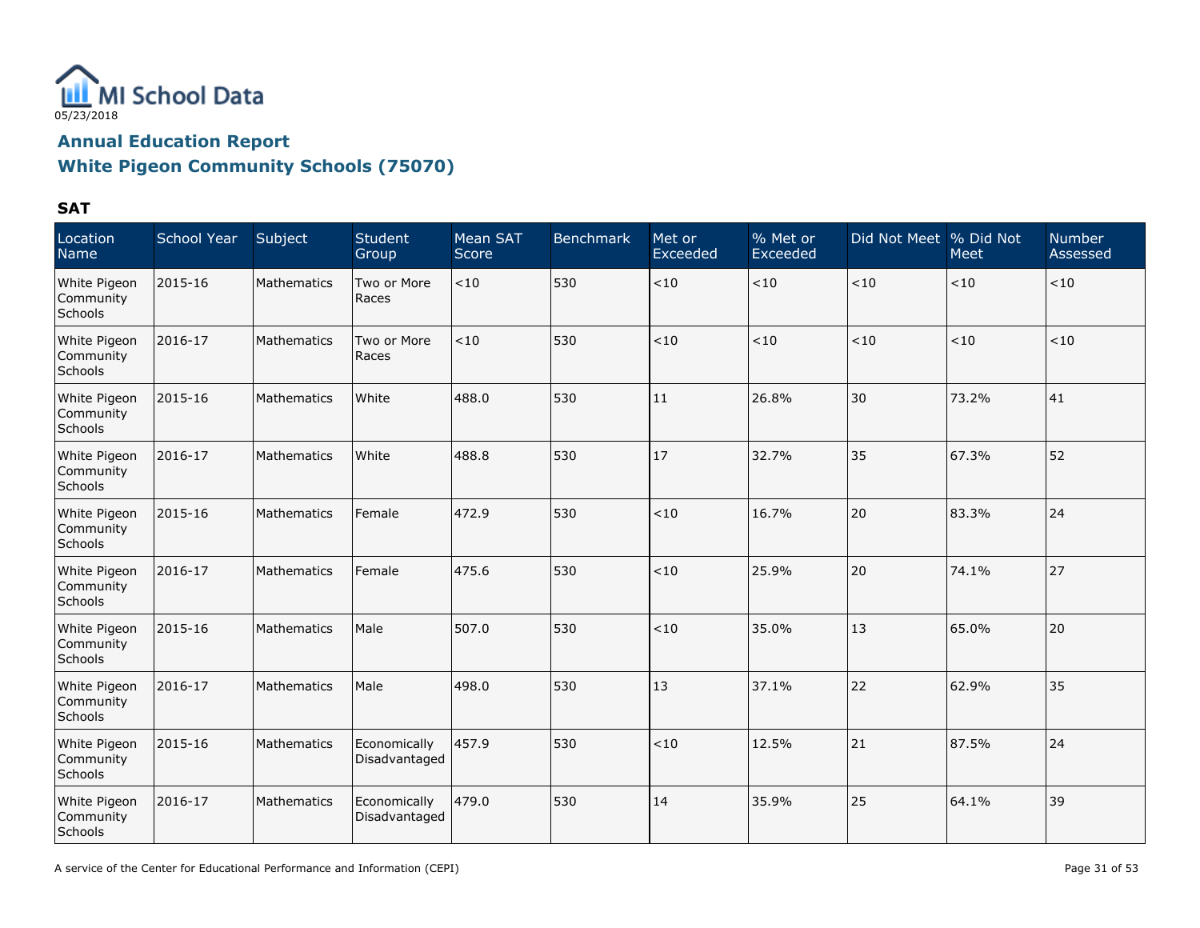MI School Data

05/23/2018

## Annual Education Report

## White Pigeon Community Schools (75070)

### SAT

| Location Name | School Year | Subject | Student Group | Mean SAT Score | Benchmark | Met or Exceeded | % Met or Exceeded | Did Not Meet | % Did Not Meet | Number Assessed |
|---|---|---|---|---|---|---|---|---|---|---|
| White Pigeon Community Schools | 2015-16 | Mathematics | Two or More Races | <10 | 530 | <10 | <10 | <10 | <10 | <10 |
| White Pigeon Community Schools | 2016-17 | Mathematics | Two or More Races | <10 | 530 | <10 | <10 | <10 | <10 | <10 |
| White Pigeon Community Schools | 2015-16 | Mathematics | White | 488.0 | 530 | 11 | 26.8% | 30 | 73.2% | 41 |
| White Pigeon Community Schools | 2016-17 | Mathematics | White | 488.8 | 530 | 17 | 32.7% | 35 | 67.3% | 52 |
| White Pigeon Community Schools | 2015-16 | Mathematics | Female | 472.9 | 530 | <10 | 16.7% | 20 | 83.3% | 24 |
| White Pigeon Community Schools | 2016-17 | Mathematics | Female | 475.6 | 530 | <10 | 25.9% | 20 | 74.1% | 27 |
| White Pigeon Community Schools | 2015-16 | Mathematics | Male | 507.0 | 530 | <10 | 35.0% | 13 | 65.0% | 20 |
| White Pigeon Community Schools | 2016-17 | Mathematics | Male | 498.0 | 530 | 13 | 37.1% | 22 | 62.9% | 35 |
| White Pigeon Community Schools | 2015-16 | Mathematics | Economically Disadvantaged | 457.9 | 530 | <10 | 12.5% | 21 | 87.5% | 24 |
| White Pigeon Community Schools | 2016-17 | Mathematics | Economically Disadvantaged | 479.0 | 530 | 14 | 35.9% | 25 | 64.1% | 39 |

A service of the Center for Educational Performance and Information (CEPI)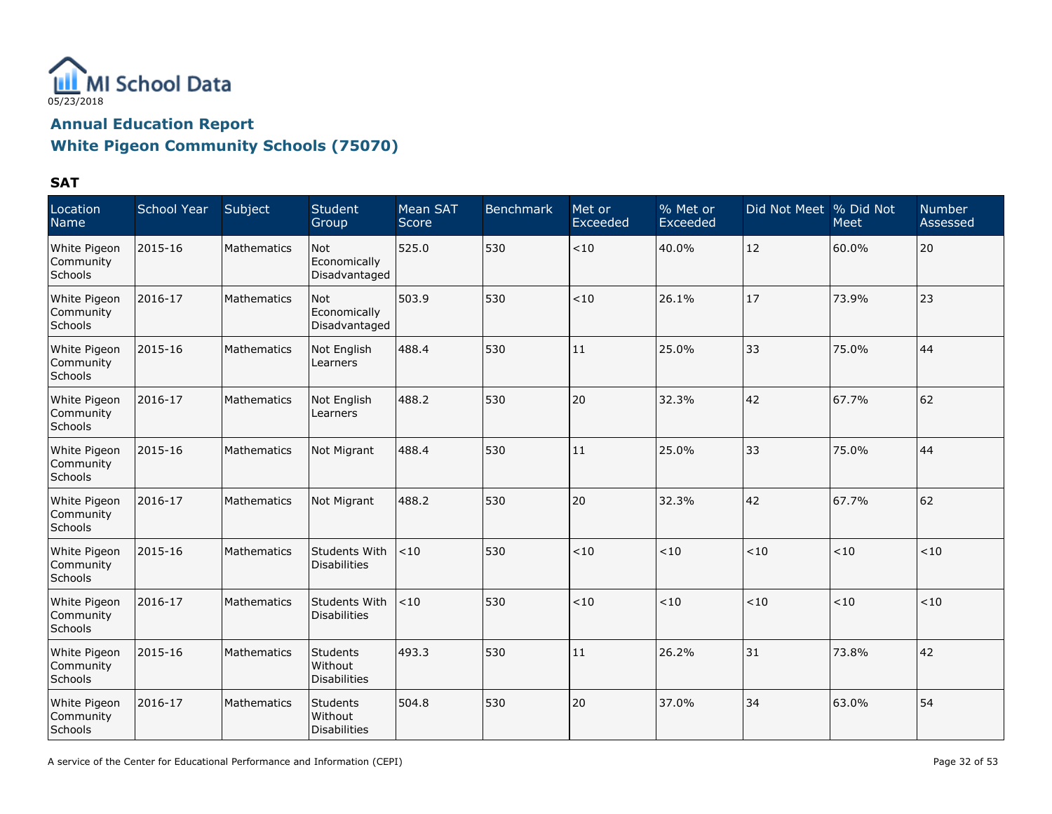MI School Data

05/23/2018

## Annual Education Report

## White Pigeon Community Schools (75070)

### SAT

| Location Name | School Year | Subject | Student Group | Mean SAT Score | Benchmark | Met or Exceeded | % Met or Exceeded | Did Not Meet | % Did Not Meet | Number Assessed |
|---|---|---|---|---|---|---|---|---|---|---|
| White Pigeon Community Schools | 2015-16 | Mathematics | Not Economically Disadvantaged | 525.0 | 530 | <10 | 40.0% | 12 | 60.0% | 20 |
| White Pigeon Community Schools | 2016-17 | Mathematics | Not Economically Disadvantaged | 503.9 | 530 | <10 | 26.1% | 17 | 73.9% | 23 |
| White Pigeon Community Schools | 2015-16 | Mathematics | Not English Learners | 488.4 | 530 | 11 | 25.0% | 33 | 75.0% | 44 |
| White Pigeon Community Schools | 2016-17 | Mathematics | Not English Learners | 488.2 | 530 | 20 | 32.3% | 42 | 67.7% | 62 |
| White Pigeon Community Schools | 2015-16 | Mathematics | Not Migrant | 488.4 | 530 | 11 | 25.0% | 33 | 75.0% | 44 |
| White Pigeon Community Schools | 2016-17 | Mathematics | Not Migrant | 488.2 | 530 | 20 | 32.3% | 42 | 67.7% | 62 |
| White Pigeon Community Schools | 2015-16 | Mathematics | Students With Disabilities | <10 | 530 | <10 | <10 | <10 | <10 | <10 |
| White Pigeon Community Schools | 2016-17 | Mathematics | Students With Disabilities | <10 | 530 | <10 | <10 | <10 | <10 | <10 |
| White Pigeon Community Schools | 2015-16 | Mathematics | Students Without Disabilities | 493.3 | 530 | 11 | 26.2% | 31 | 73.8% | 42 |
| White Pigeon Community Schools | 2016-17 | Mathematics | Students Without Disabilities | 504.8 | 530 | 20 | 37.0% | 34 | 63.0% | 54 |

A service of the Center for Educational Performance and Information (CEPI)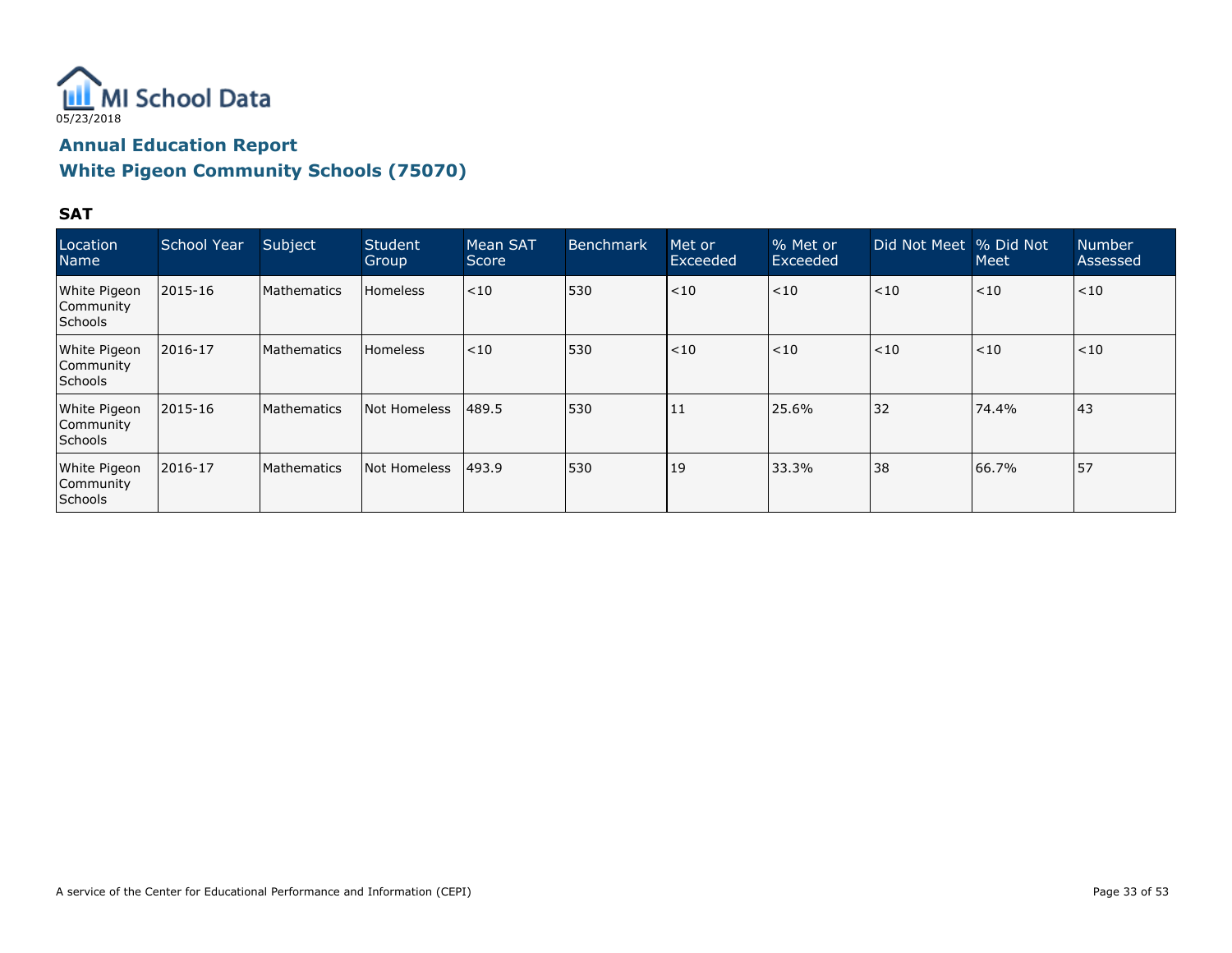MI School Data

05/23/2018

## Annual Education Report

## White Pigeon Community Schools (75070)

### SAT

| Location Name | School Year | Subject | Student Group | Mean SAT Score | Benchmark | Met or Exceeded | % Met or Exceeded | Did Not Meet | % Did Not Meet | Number Assessed |
|---|---|---|---|---|---|---|---|---|---|---|
| White Pigeon Community Schools | 2015-16 | Mathematics | Homeless | <10 | 530 | <10 | <10 | <10 | <10 | <10 |
| White Pigeon Community Schools | 2016-17 | Mathematics | Homeless | <10 | 530 | <10 | <10 | <10 | <10 | <10 |
| White Pigeon Community Schools | 2015-16 | Mathematics | Not Homeless | 489.5 | 530 | 11 | 25.6% | 32 | 74.4% | 43 |
| White Pigeon Community Schools | 2016-17 | Mathematics | Not Homeless | 493.9 | 530 | 19 | 33.3% | 38 | 66.7% | 57 |

A service of the Center for Educational Performance and Information (CEPI)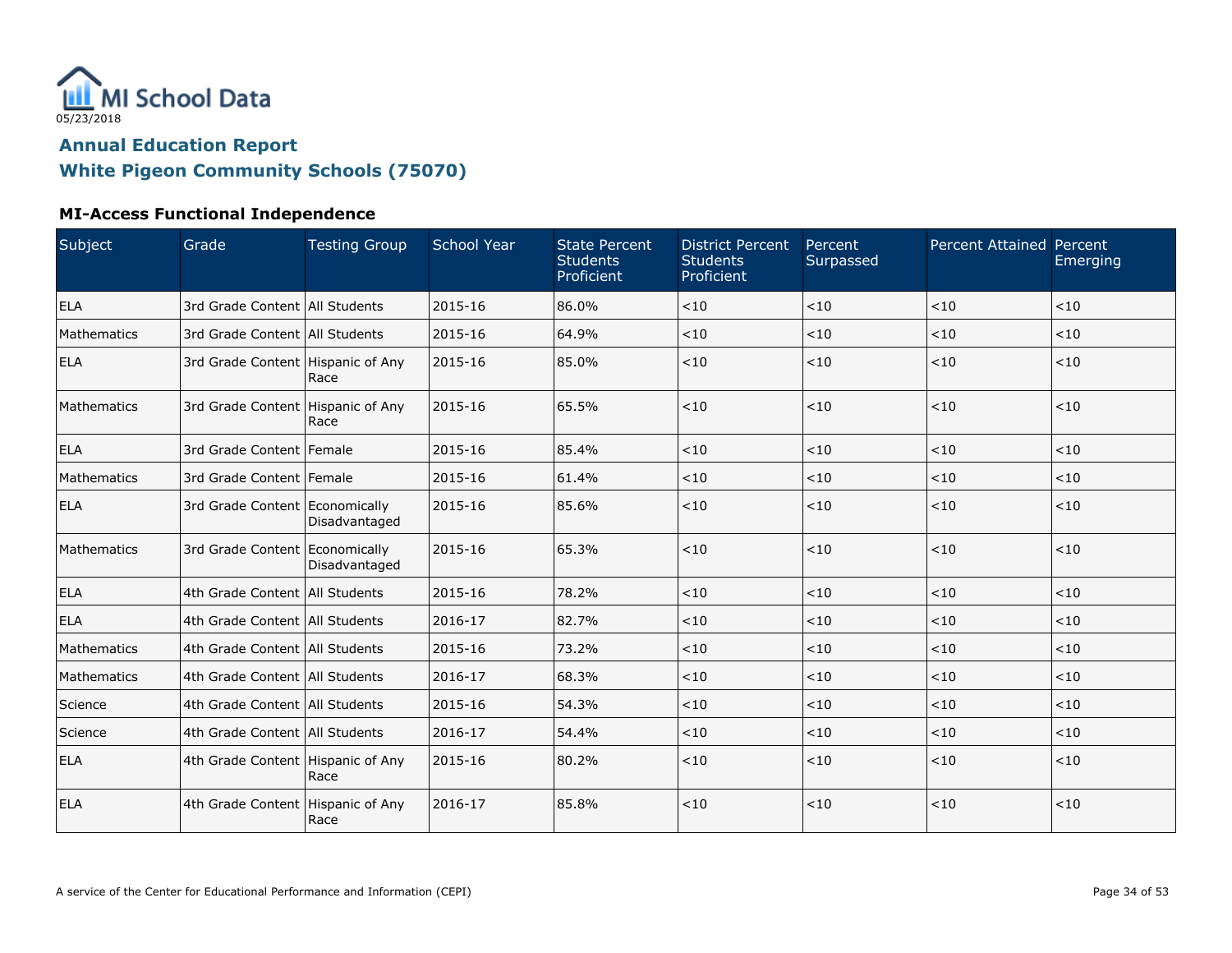MI School Data

05/23/2018

## Annual Education Report

## White Pigeon Community Schools (75070)

### MI-Access Functional Independence

| Subject | Grade | Testing Group | School Year | State Percent Students Proficient | District Percent Students Proficient | Percent Surpassed | Percent Attained | Percent Emerging |
|---|---|---|---|---|---|---|---|---|
| ELA | 3rd Grade Content | All Students | 2015-16 | 86.0% | <10 | <10 | <10 | <10 |
| Mathematics | 3rd Grade Content | All Students | 2015-16 | 64.9% | <10 | <10 | <10 | <10 |
| ELA | 3rd Grade Content | Hispanic of Any Race | 2015-16 | 85.0% | <10 | <10 | <10 | <10 |
| Mathematics | 3rd Grade Content | Hispanic of Any Race | 2015-16 | 65.5% | <10 | <10 | <10 | <10 |
| ELA | 3rd Grade Content | Female | 2015-16 | 85.4% | <10 | <10 | <10 | <10 |
| Mathematics | 3rd Grade Content | Female | 2015-16 | 61.4% | <10 | <10 | <10 | <10 |
| ELA | 3rd Grade Content | Economically Disadvantaged | 2015-16 | 85.6% | <10 | <10 | <10 | <10 |
| Mathematics | 3rd Grade Content | Economically Disadvantaged | 2015-16 | 65.3% | <10 | <10 | <10 | <10 |
| ELA | 4th Grade Content | All Students | 2015-16 | 78.2% | <10 | <10 | <10 | <10 |
| ELA | 4th Grade Content | All Students | 2016-17 | 82.7% | <10 | <10 | <10 | <10 |
| Mathematics | 4th Grade Content | All Students | 2015-16 | 73.2% | <10 | <10 | <10 | <10 |
| Mathematics | 4th Grade Content | All Students | 2016-17 | 68.3% | <10 | <10 | <10 | <10 |
| Science | 4th Grade Content | All Students | 2015-16 | 54.3% | <10 | <10 | <10 | <10 |
| Science | 4th Grade Content | All Students | 2016-17 | 54.4% | <10 | <10 | <10 | <10 |
| ELA | 4th Grade Content | Hispanic of Any Race | 2015-16 | 80.2% | <10 | <10 | <10 | <10 |
| ELA | 4th Grade Content | Hispanic of Any Race | 2016-17 | 85.8% | <10 | <10 | <10 | <10 |

A service of the Center for Educational Performance and Information (CEPI)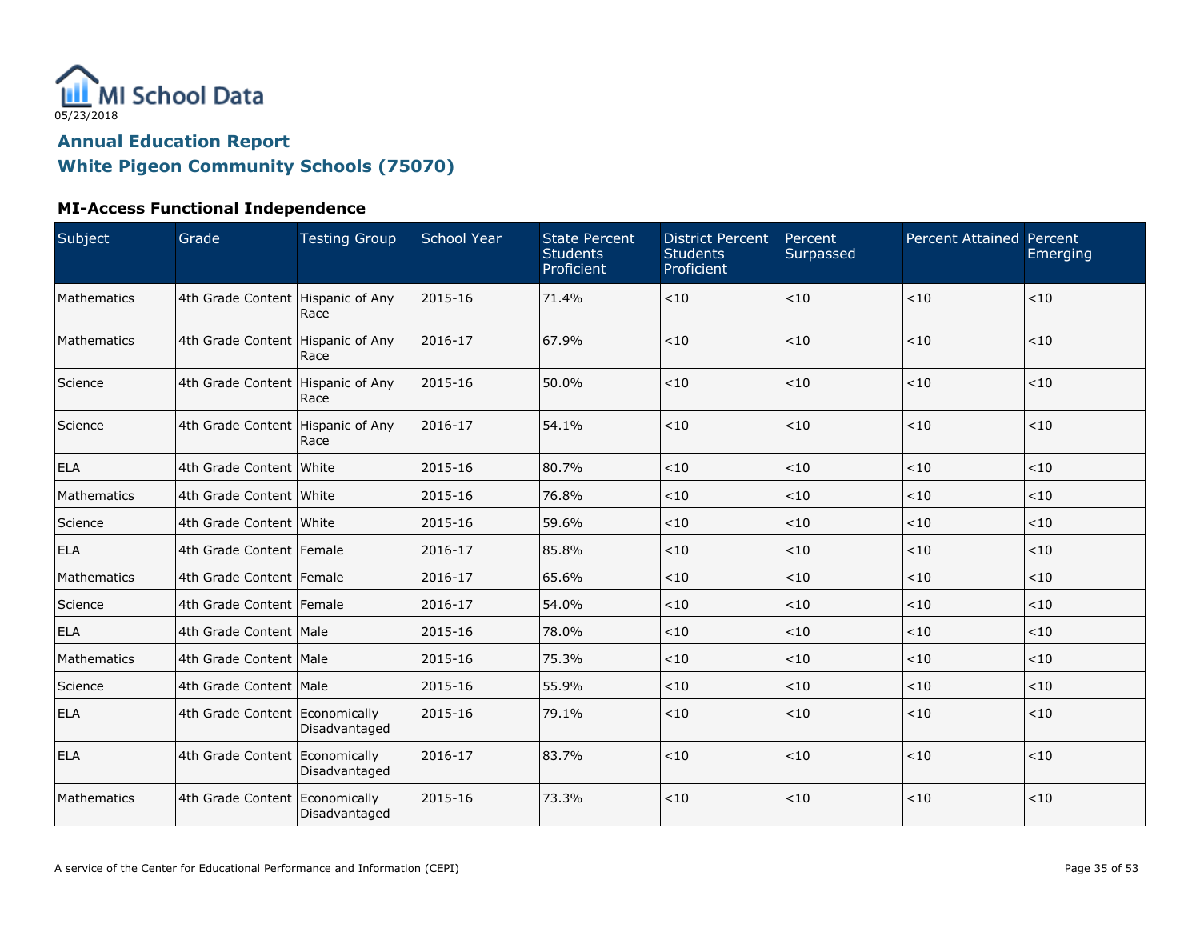05/23/2018

# Annual Education Report

## White Pigeon Community Schools (75070)

### MI-Access Functional Independence

| Subject | Grade | Testing Group | School Year | State Percent Students Proficient | District Percent Students Proficient | Percent Surpassed | Percent Attained | Percent Emerging |
|---|---|---|---|---|---|---|---|---|
| Mathematics | 4th Grade Content | Hispanic of Any Race | 2015-16 | 71.4% | <10 | <10 | <10 | <10 |
| Mathematics | 4th Grade Content | Hispanic of Any Race | 2016-17 | 67.9% | <10 | <10 | <10 | <10 |
| Science | 4th Grade Content | Hispanic of Any Race | 2015-16 | 50.0% | <10 | <10 | <10 | <10 |
| Science | 4th Grade Content | Hispanic of Any Race | 2016-17 | 54.1% | <10 | <10 | <10 | <10 |
| ELA | 4th Grade Content | White | 2015-16 | 80.7% | <10 | <10 | <10 | <10 |
| Mathematics | 4th Grade Content | White | 2015-16 | 76.8% | <10 | <10 | <10 | <10 |
| Science | 4th Grade Content | White | 2015-16 | 59.6% | <10 | <10 | <10 | <10 |
| ELA | 4th Grade Content | Female | 2016-17 | 85.8% | <10 | <10 | <10 | <10 |
| Mathematics | 4th Grade Content | Female | 2016-17 | 65.6% | <10 | <10 | <10 | <10 |
| Science | 4th Grade Content | Female | 2016-17 | 54.0% | <10 | <10 | <10 | <10 |
| ELA | 4th Grade Content | Male | 2015-16 | 78.0% | <10 | <10 | <10 | <10 |
| Mathematics | 4th Grade Content | Male | 2015-16 | 75.3% | <10 | <10 | <10 | <10 |
| Science | 4th Grade Content | Male | 2015-16 | 55.9% | <10 | <10 | <10 | <10 |
| ELA | 4th Grade Content | Economically Disadvantaged | 2015-16 | 79.1% | <10 | <10 | <10 | <10 |
| ELA | 4th Grade Content | Economically Disadvantaged | 2016-17 | 83.7% | <10 | <10 | <10 | <10 |
| Mathematics | 4th Grade Content | Economically Disadvantaged | 2015-16 | 73.3% | <10 | <10 | <10 | <10 |

A service of the Center for Educational Performance and Information (CEPI)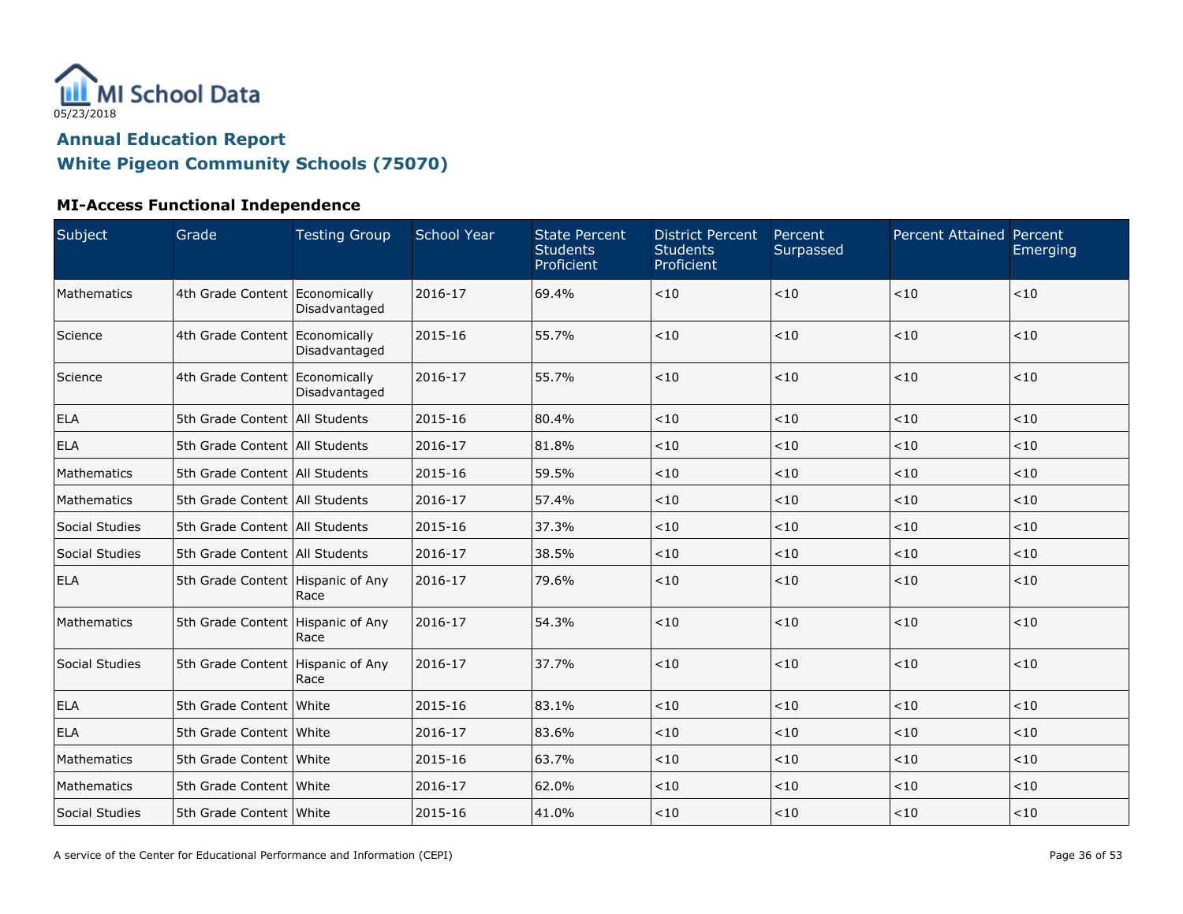MI School Data

05/23/2018

## Annual Education Report

## White Pigeon Community Schools (75070)

### MI-Access Functional Independence

| Subject | Grade | Testing Group | School Year | State Percent Students Proficient | District Percent Students Proficient | Percent Surpassed | Percent Attained | Percent Emerging |
|---|---|---|---|---|---|---|---|---|
| Mathematics | 4th Grade Content | Economically Disadvantaged | 2016-17 | 69.4% | <10 | <10 | <10 | <10 |
| Science | 4th Grade Content | Economically Disadvantaged | 2015-16 | 55.7% | <10 | <10 | <10 | <10 |
| Science | 4th Grade Content | Economically Disadvantaged | 2016-17 | 55.7% | <10 | <10 | <10 | <10 |
| ELA | 5th Grade Content | All Students | 2015-16 | 80.4% | <10 | <10 | <10 | <10 |
| ELA | 5th Grade Content | All Students | 2016-17 | 81.8% | <10 | <10 | <10 | <10 |
| Mathematics | 5th Grade Content | All Students | 2015-16 | 59.5% | <10 | <10 | <10 | <10 |
| Mathematics | 5th Grade Content | All Students | 2016-17 | 57.4% | <10 | <10 | <10 | <10 |
| Social Studies | 5th Grade Content | All Students | 2015-16 | 37.3% | <10 | <10 | <10 | <10 |
| Social Studies | 5th Grade Content | All Students | 2016-17 | 38.5% | <10 | <10 | <10 | <10 |
| ELA | 5th Grade Content | Hispanic of Any Race | 2016-17 | 79.6% | <10 | <10 | <10 | <10 |
| Mathematics | 5th Grade Content | Hispanic of Any Race | 2016-17 | 54.3% | <10 | <10 | <10 | <10 |
| Social Studies | 5th Grade Content | Hispanic of Any Race | 2016-17 | 37.7% | <10 | <10 | <10 | <10 |
| ELA | 5th Grade Content | White | 2015-16 | 83.1% | <10 | <10 | <10 | <10 |
| ELA | 5th Grade Content | White | 2016-17 | 83.6% | <10 | <10 | <10 | <10 |
| Mathematics | 5th Grade Content | White | 2015-16 | 63.7% | <10 | <10 | <10 | <10 |
| Mathematics | 5th Grade Content | White | 2016-17 | 62.0% | <10 | <10 | <10 | <10 |
| Social Studies | 5th Grade Content | White | 2015-16 | 41.0% | <10 | <10 | <10 | <10 |

A service of the Center for Educational Performance and Information (CEPI)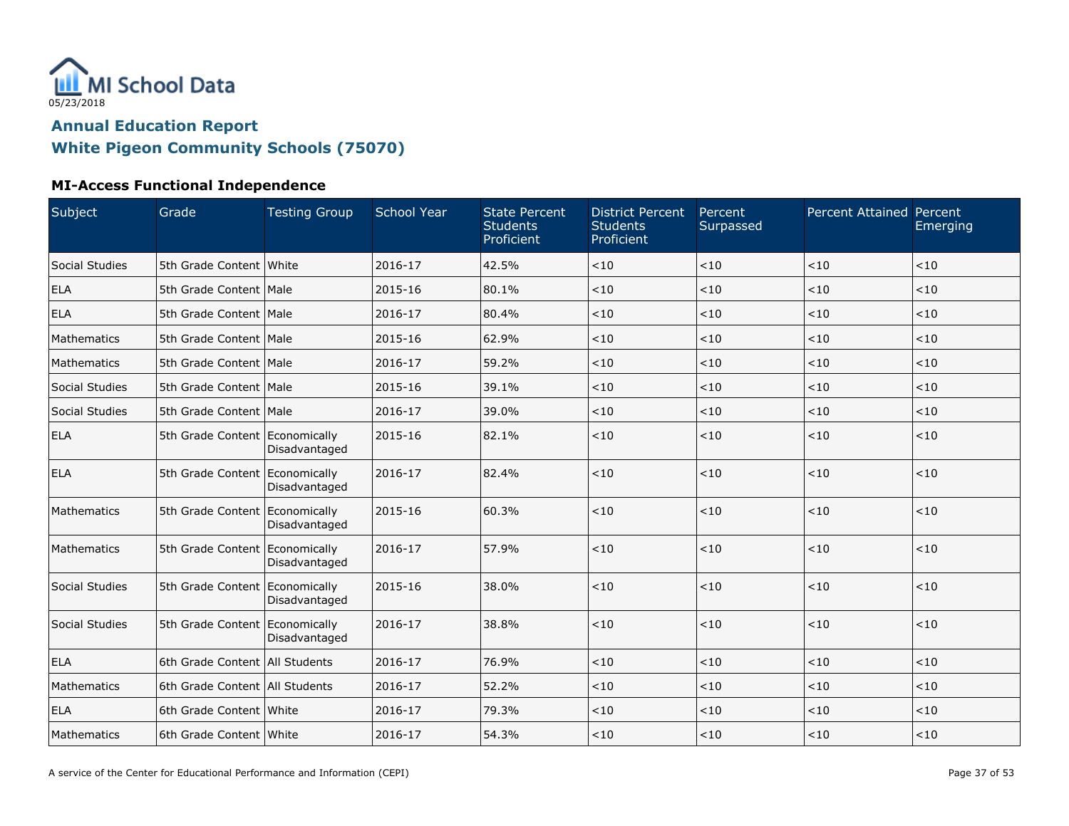MI School Data
05/23/2018

## Annual Education Report
## White Pigeon Community Schools (75070)

### MI-Access Functional Independence

| Subject | Grade | Testing Group | School Year | State Percent Students Proficient | District Percent Students Proficient | Percent Surpassed | Percent Attained | Percent Emerging |
|---|---|---|---|---|---|---|---|---|
| Social Studies | 5th Grade Content | White | 2016-17 | 42.5% | <10 | <10 | <10 | <10 |
| ELA | 5th Grade Content | Male | 2015-16 | 80.1% | <10 | <10 | <10 | <10 |
| ELA | 5th Grade Content | Male | 2016-17 | 80.4% | <10 | <10 | <10 | <10 |
| Mathematics | 5th Grade Content | Male | 2015-16 | 62.9% | <10 | <10 | <10 | <10 |
| Mathematics | 5th Grade Content | Male | 2016-17 | 59.2% | <10 | <10 | <10 | <10 |
| Social Studies | 5th Grade Content | Male | 2015-16 | 39.1% | <10 | <10 | <10 | <10 |
| Social Studies | 5th Grade Content | Male | 2016-17 | 39.0% | <10 | <10 | <10 | <10 |
| ELA | 5th Grade Content | Economically Disadvantaged | 2015-16 | 82.1% | <10 | <10 | <10 | <10 |
| ELA | 5th Grade Content | Economically Disadvantaged | 2016-17 | 82.4% | <10 | <10 | <10 | <10 |
| Mathematics | 5th Grade Content | Economically Disadvantaged | 2015-16 | 60.3% | <10 | <10 | <10 | <10 |
| Mathematics | 5th Grade Content | Economically Disadvantaged | 2016-17 | 57.9% | <10 | <10 | <10 | <10 |
| Social Studies | 5th Grade Content | Economically Disadvantaged | 2015-16 | 38.0% | <10 | <10 | <10 | <10 |
| Social Studies | 5th Grade Content | Economically Disadvantaged | 2016-17 | 38.8% | <10 | <10 | <10 | <10 |
| ELA | 6th Grade Content | All Students | 2016-17 | 76.9% | <10 | <10 | <10 | <10 |
| Mathematics | 6th Grade Content | All Students | 2016-17 | 52.2% | <10 | <10 | <10 | <10 |
| ELA | 6th Grade Content | White | 2016-17 | 79.3% | <10 | <10 | <10 | <10 |
| Mathematics | 6th Grade Content | White | 2016-17 | 54.3% | <10 | <10 | <10 | <10 |

A service of the Center for Educational Performance and Information (CEPI)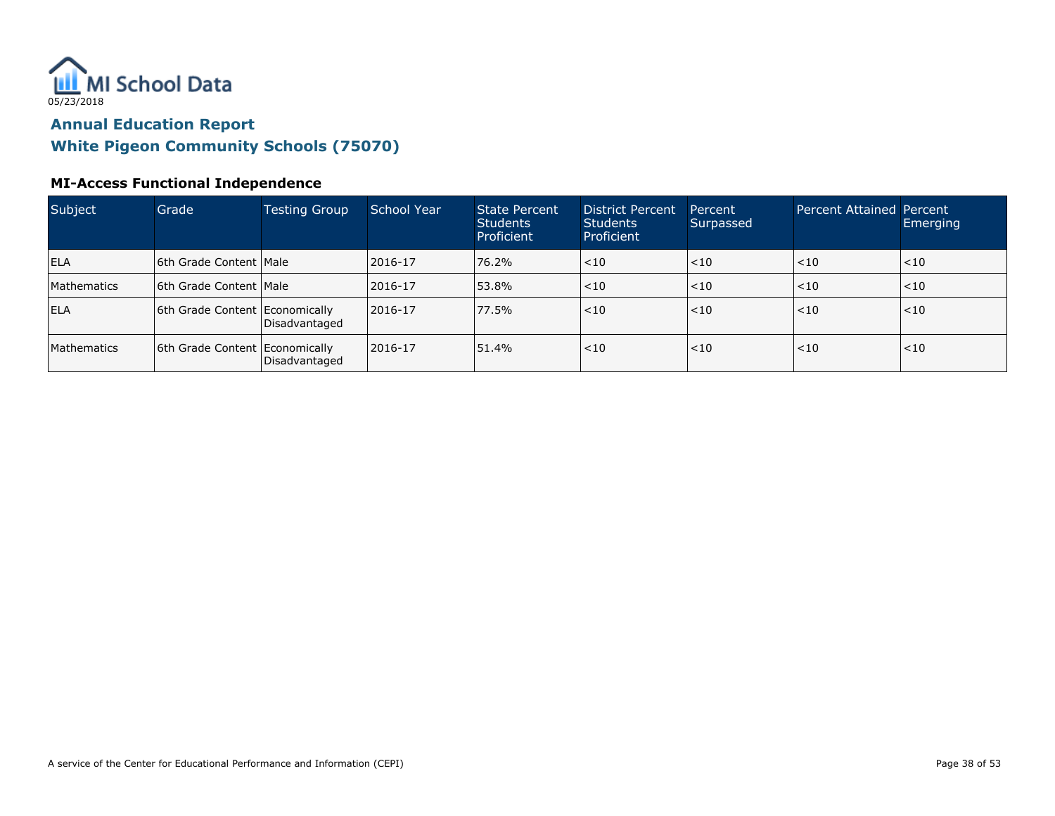MI School Data

05/23/2018

## Annual Education Report

## White Pigeon Community Schools (75070)

### MI-Access Functional Independence

| Subject | Grade | Testing Group | School Year | State Percent Students Proficient | District Percent Students Proficient | Percent Surpassed | Percent Attained | Percent Emerging |
|---|---|---|---|---|---|---|---|---|
| ELA | 6th Grade Content | Male | 2016-17 | 76.2% | <10 | <10 | <10 | <10 |
| Mathematics | 6th Grade Content | Male | 2016-17 | 53.8% | <10 | <10 | <10 | <10 |
| ELA | 6th Grade Content | Economically Disadvantaged | 2016-17 | 77.5% | <10 | <10 | <10 | <10 |
| Mathematics | 6th Grade Content | Economically Disadvantaged | 2016-17 | 51.4% | <10 | <10 | <10 | <10 |

A service of the Center for Educational Performance and Information (CEPI)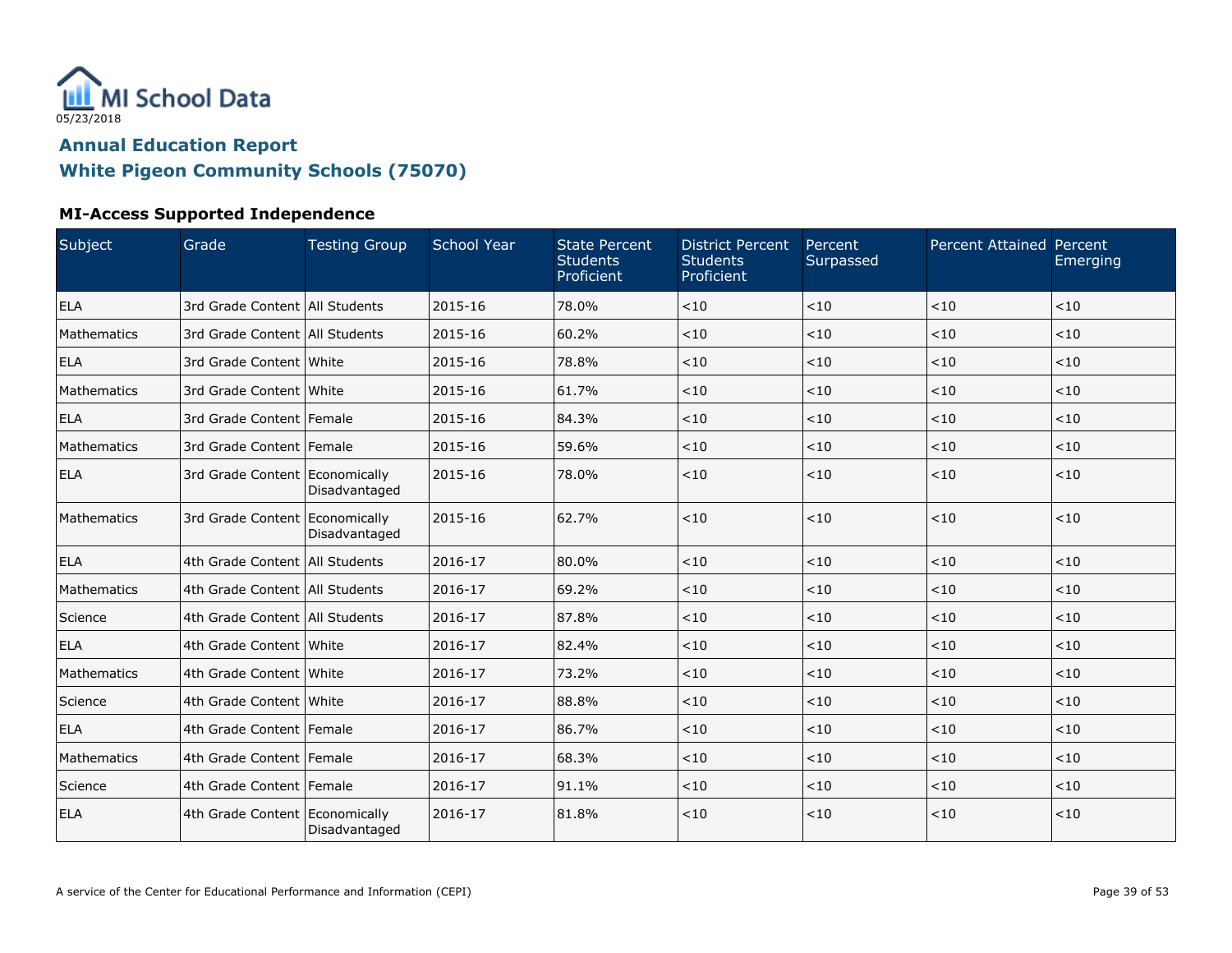05/23/2018

## Annual Education Report
## White Pigeon Community Schools (75070)

### MI-Access Supported Independence

| Subject | Grade | Testing Group | School Year | State Percent Students Proficient | District Percent Students Proficient | Percent Surpassed | Percent Attained | Percent Emerging |
|---|---|---|---|---|---|---|---|---|
| ELA | 3rd Grade Content | All Students | 2015-16 | 78.0% | <10 | <10 | <10 | <10 |
| Mathematics | 3rd Grade Content | All Students | 2015-16 | 60.2% | <10 | <10 | <10 | <10 |
| ELA | 3rd Grade Content | White | 2015-16 | 78.8% | <10 | <10 | <10 | <10 |
| Mathematics | 3rd Grade Content | White | 2015-16 | 61.7% | <10 | <10 | <10 | <10 |
| ELA | 3rd Grade Content | Female | 2015-16 | 84.3% | <10 | <10 | <10 | <10 |
| Mathematics | 3rd Grade Content | Female | 2015-16 | 59.6% | <10 | <10 | <10 | <10 |
| ELA | 3rd Grade Content | Economically Disadvantaged | 2015-16 | 78.0% | <10 | <10 | <10 | <10 |
| Mathematics | 3rd Grade Content | Economically Disadvantaged | 2015-16 | 62.7% | <10 | <10 | <10 | <10 |
| ELA | 4th Grade Content | All Students | 2016-17 | 80.0% | <10 | <10 | <10 | <10 |
| Mathematics | 4th Grade Content | All Students | 2016-17 | 69.2% | <10 | <10 | <10 | <10 |
| Science | 4th Grade Content | All Students | 2016-17 | 87.8% | <10 | <10 | <10 | <10 |
| ELA | 4th Grade Content | White | 2016-17 | 82.4% | <10 | <10 | <10 | <10 |
| Mathematics | 4th Grade Content | White | 2016-17 | 73.2% | <10 | <10 | <10 | <10 |
| Science | 4th Grade Content | White | 2016-17 | 88.8% | <10 | <10 | <10 | <10 |
| ELA | 4th Grade Content | Female | 2016-17 | 86.7% | <10 | <10 | <10 | <10 |
| Mathematics | 4th Grade Content | Female | 2016-17 | 68.3% | <10 | <10 | <10 | <10 |
| Science | 4th Grade Content | Female | 2016-17 | 91.1% | <10 | <10 | <10 | <10 |
| ELA | 4th Grade Content | Economically Disadvantaged | 2016-17 | 81.8% | <10 | <10 | <10 | <10 |

A service of the Center for Educational Performance and Information (CEPI)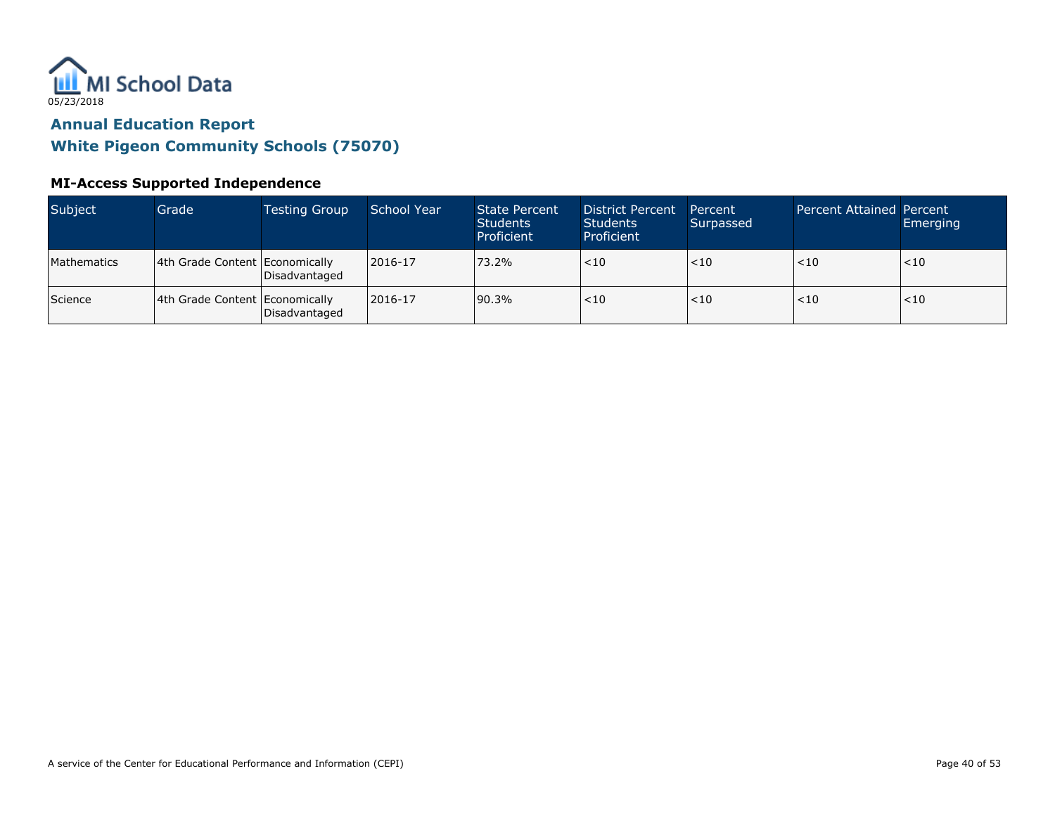MI School Data

05/23/2018

## Annual Education Report

## White Pigeon Community Schools (75070)

### MI-Access Supported Independence

| Subject | Grade | Testing Group | School Year | State Percent Students Proficient | District Percent Students Proficient | Percent Surpassed | Percent Attained | Percent Emerging |
|---|---|---|---|---|---|---|---|---|
| Mathematics | 4th Grade Content | Economically Disadvantaged | 2016-17 | 73.2% | <10 | <10 | <10 | <10 |
| Science | 4th Grade Content | Economically Disadvantaged | 2016-17 | 90.3% | <10 | <10 | <10 | <10 |

A service of the Center for Educational Performance and Information (CEPI)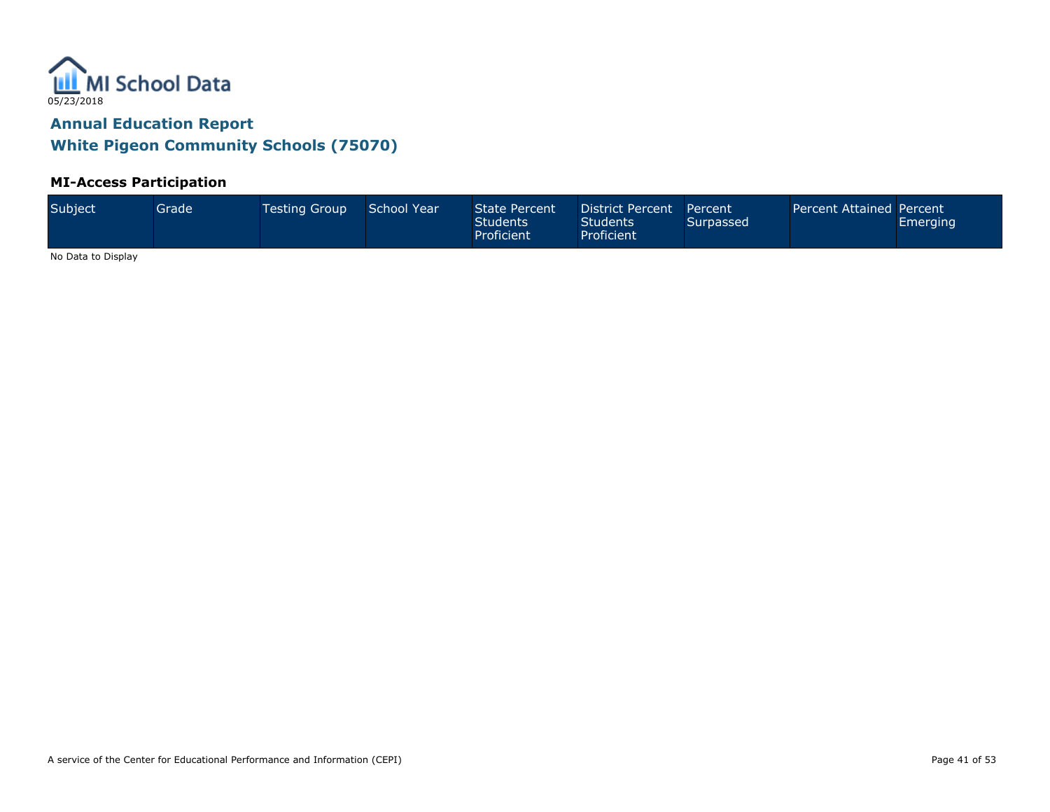MI School Data

05/23/2018

## Annual Education Report

## White Pigeon Community Schools (75070)

### MI-Access Participation

| Subject | Grade | Testing Group | School Year | State Percent Students Proficient | District Percent Students Proficient | Percent Surpassed | Percent Attained | Percent Emerging |
|---|---|---|---|---|---|---|---|---|

No Data to Display

A service of the Center for Educational Performance and Information (CEPI)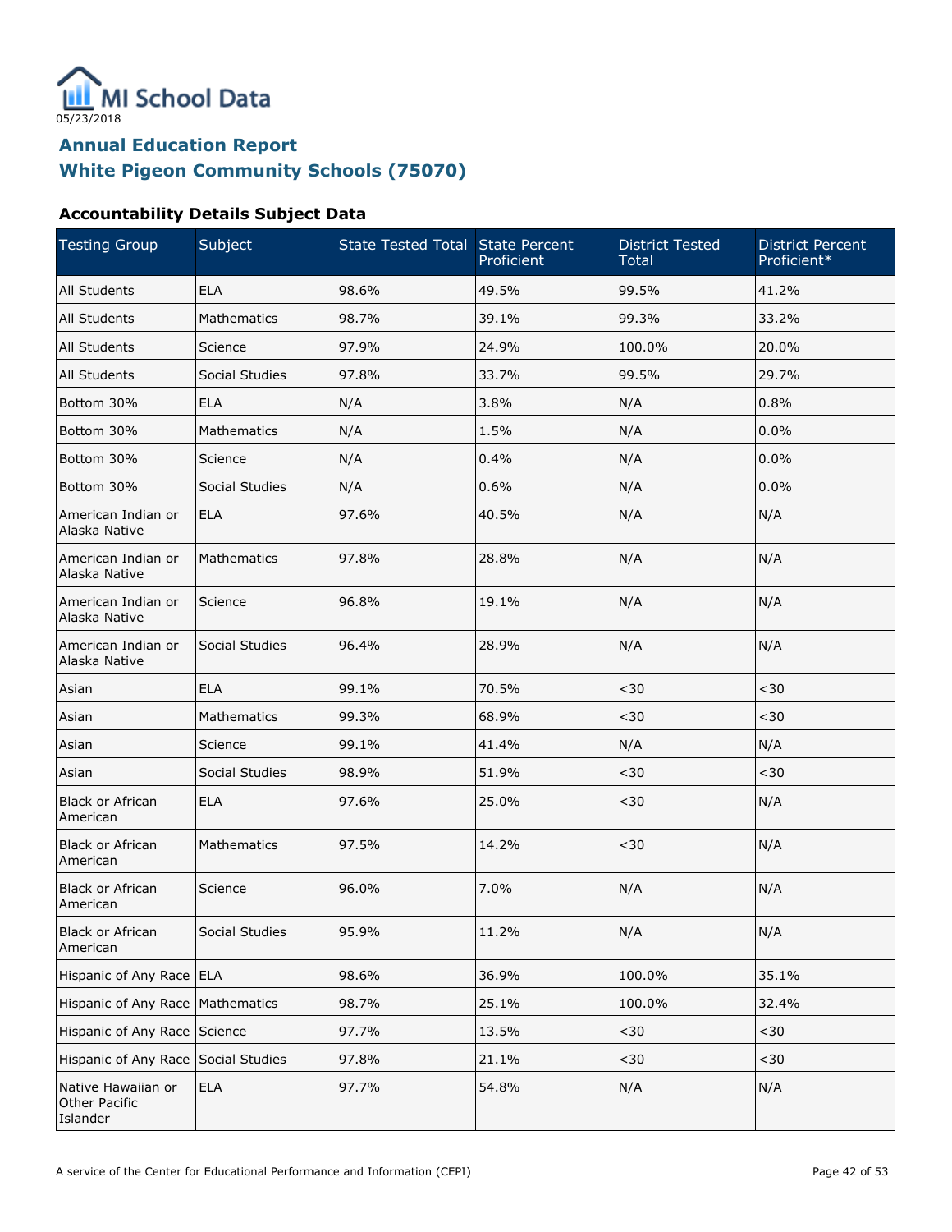MI School Data

05/23/2018

## Annual Education Report
## White Pigeon Community Schools (75070)

### Accountability Details Subject Data

| Testing Group | Subject | State Tested Total | State Percent Proficient | District Tested Total | District Percent Proficient* |
|---|---|---|---|---|---|
| All Students | ELA | 98.6% | 49.5% | 99.5% | 41.2% |
| All Students | Mathematics | 98.7% | 39.1% | 99.3% | 33.2% |
| All Students | Science | 97.9% | 24.9% | 100.0% | 20.0% |
| All Students | Social Studies | 97.8% | 33.7% | 99.5% | 29.7% |
| Bottom 30% | ELA | N/A | 3.8% | N/A | 0.8% |
| Bottom 30% | Mathematics | N/A | 1.5% | N/A | 0.0% |
| Bottom 30% | Science | N/A | 0.4% | N/A | 0.0% |
| Bottom 30% | Social Studies | N/A | 0.6% | N/A | 0.0% |
| American Indian or Alaska Native | ELA | 97.6% | 40.5% | N/A | N/A |
| American Indian or Alaska Native | Mathematics | 97.8% | 28.8% | N/A | N/A |
| American Indian or Alaska Native | Science | 96.8% | 19.1% | N/A | N/A |
| American Indian or Alaska Native | Social Studies | 96.4% | 28.9% | N/A | N/A |
| Asian | ELA | 99.1% | 70.5% | <30 | <30 |
| Asian | Mathematics | 99.3% | 68.9% | <30 | <30 |
| Asian | Science | 99.1% | 41.4% | N/A | N/A |
| Asian | Social Studies | 98.9% | 51.9% | <30 | <30 |
| Black or African American | ELA | 97.6% | 25.0% | <30 | N/A |
| Black or African American | Mathematics | 97.5% | 14.2% | <30 | N/A |
| Black or African American | Science | 96.0% | 7.0% | N/A | N/A |
| Black or African American | Social Studies | 95.9% | 11.2% | N/A | N/A |
| Hispanic of Any Race | ELA | 98.6% | 36.9% | 100.0% | 35.1% |
| Hispanic of Any Race | Mathematics | 98.7% | 25.1% | 100.0% | 32.4% |
| Hispanic of Any Race | Science | 97.7% | 13.5% | <30 | <30 |
| Hispanic of Any Race | Social Studies | 97.8% | 21.1% | <30 | <30 |
| Native Hawaiian or Other Pacific Islander | ELA | 97.7% | 54.8% | N/A | N/A |

A service of the Center for Educational Performance and Information (CEPI)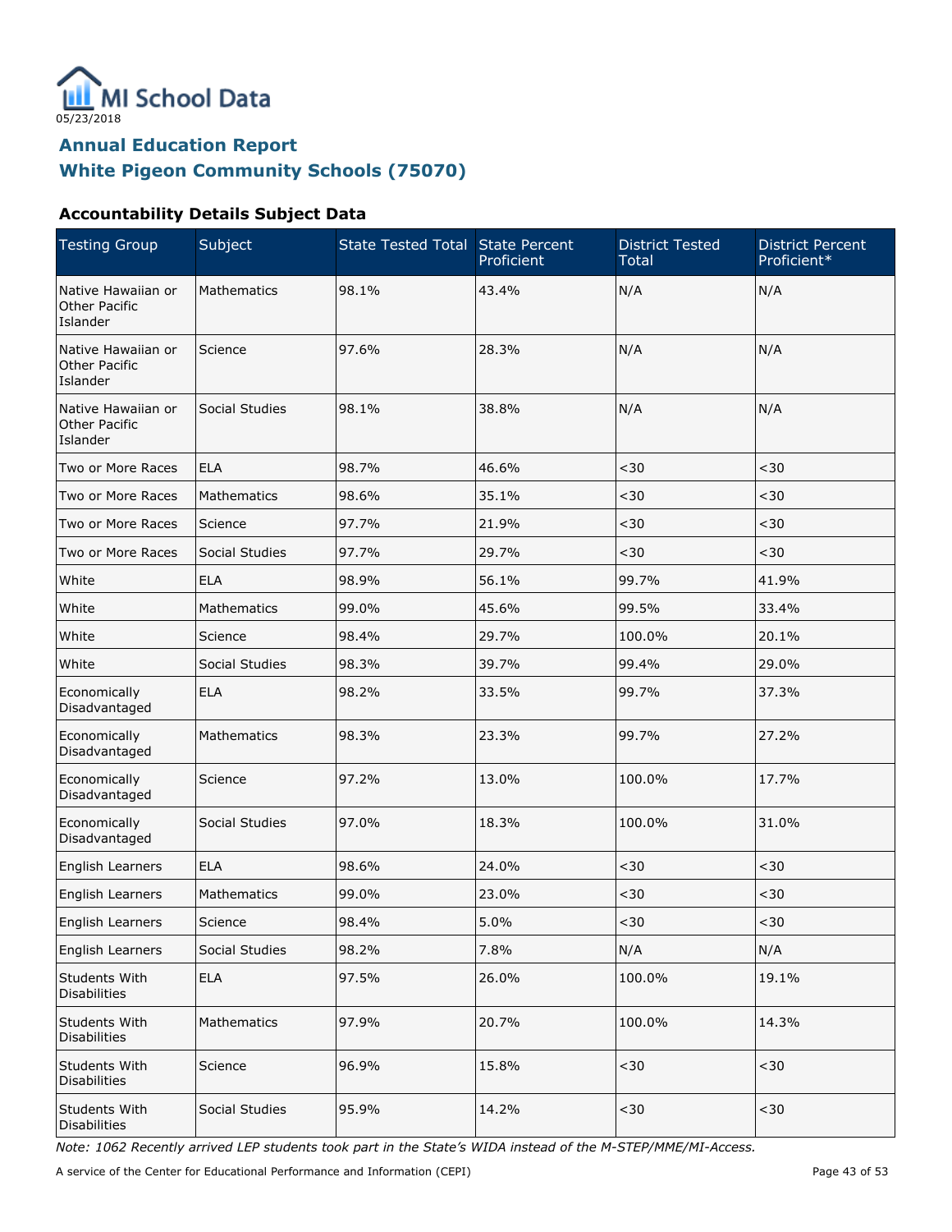05/23/2018

# Annual Education Report
## White Pigeon Community Schools (75070)

### Accountability Details Subject Data

| Testing Group | Subject | State Tested Total | State Percent Proficient | District Tested Total | District Percent Proficient* |
|---|---|---|---|---|---|
| Native Hawaiian or Other Pacific Islander | Mathematics | 98.1% | 43.4% | N/A | N/A |
| Native Hawaiian or Other Pacific Islander | Science | 97.6% | 28.3% | N/A | N/A |
| Native Hawaiian or Other Pacific Islander | Social Studies | 98.1% | 38.8% | N/A | N/A |
| Two or More Races | ELA | 98.7% | 46.6% | <30 | <30 |
| Two or More Races | Mathematics | 98.6% | 35.1% | <30 | <30 |
| Two or More Races | Science | 97.7% | 21.9% | <30 | <30 |
| Two or More Races | Social Studies | 97.7% | 29.7% | <30 | <30 |
| White | ELA | 98.9% | 56.1% | 99.7% | 41.9% |
| White | Mathematics | 99.0% | 45.6% | 99.5% | 33.4% |
| White | Science | 98.4% | 29.7% | 100.0% | 20.1% |
| White | Social Studies | 98.3% | 39.7% | 99.4% | 29.0% |
| Economically Disadvantaged | ELA | 98.2% | 33.5% | 99.7% | 37.3% |
| Economically Disadvantaged | Mathematics | 98.3% | 23.3% | 99.7% | 27.2% |
| Economically Disadvantaged | Science | 97.2% | 13.0% | 100.0% | 17.7% |
| Economically Disadvantaged | Social Studies | 97.0% | 18.3% | 100.0% | 31.0% |
| English Learners | ELA | 98.6% | 24.0% | <30 | <30 |
| English Learners | Mathematics | 99.0% | 23.0% | <30 | <30 |
| English Learners | Science | 98.4% | 5.0% | <30 | <30 |
| English Learners | Social Studies | 98.2% | 7.8% | N/A | N/A |
| Students With Disabilities | ELA | 97.5% | 26.0% | 100.0% | 19.1% |
| Students With Disabilities | Mathematics | 97.9% | 20.7% | 100.0% | 14.3% |
| Students With Disabilities | Science | 96.9% | 15.8% | <30 | <30 |
| Students With Disabilities | Social Studies | 95.9% | 14.2% | <30 | <30 |

*Note: 1062 Recently arrived LEP students took part in the State's WIDA instead of the M-STEP/MME/MI-Access.*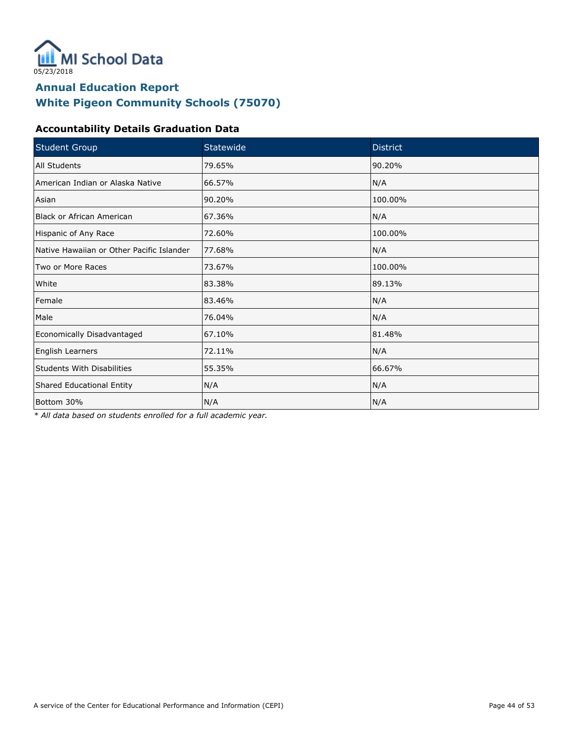MI School Data
05/23/2018

# Annual Education Report
# White Pigeon Community Schools (75070)

### Accountability Details Graduation Data

| Student Group | Statewide | District |
|---|---|---|
| All Students | 79.65% | 90.20% |
| American Indian or Alaska Native | 66.57% | N/A |
| Asian | 90.20% | 100.00% |
| Black or African American | 67.36% | N/A |
| Hispanic of Any Race | 72.60% | 100.00% |
| Native Hawaiian or Other Pacific Islander | 77.68% | N/A |
| Two or More Races | 73.67% | 100.00% |
| White | 83.38% | 89.13% |
| Female | 83.46% | N/A |
| Male | 76.04% | N/A |
| Economically Disadvantaged | 67.10% | 81.48% |
| English Learners | 72.11% | N/A |
| Students With Disabilities | 55.35% | 66.67% |
| Shared Educational Entity | N/A | N/A |
| Bottom 30% | N/A | N/A |

* *All data based on students enrolled for a full academic year.*

A service of the Center for Educational Performance and Information (CEPI)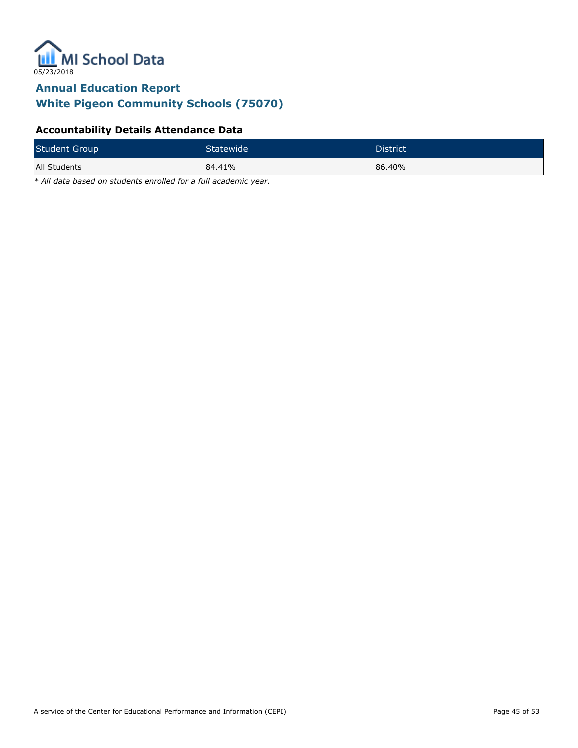05/23/2018

# Annual Education Report
## White Pigeon Community Schools (75070)

### Accountability Details Attendance Data

| Student Group | Statewide | District |
|---|---|---|
| All Students | 84.41% | 86.40% |

*\* All data based on students enrolled for a full academic year.*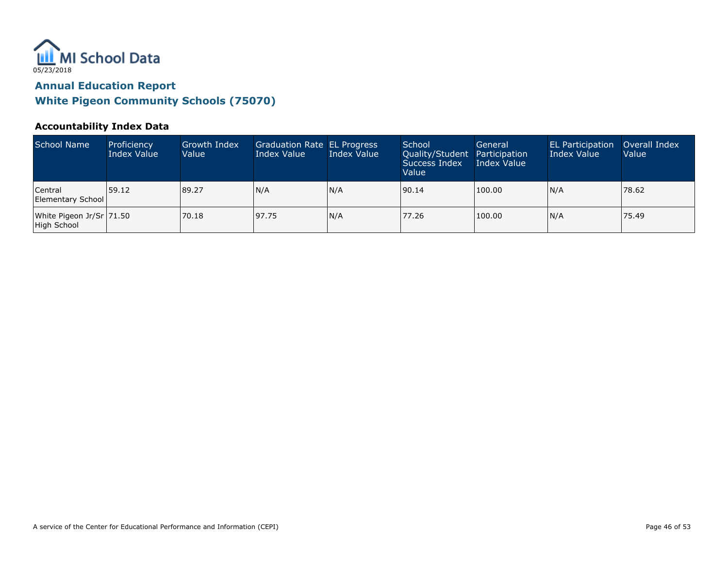MI School Data

05/23/2018

## Annual Education Report

## White Pigeon Community Schools (75070)

### Accountability Index Data

| School Name | Proficiency Index Value | Growth Index Value | Graduation Rate Index Value | EL Progress Index Value | School Quality/Student Success Index Value | General Participation Index Value | EL Participation Index Value | Overall Index Value |
|---|---|---|---|---|---|---|---|---|
| Central Elementary School | 59.12 | 89.27 | N/A | N/A | 90.14 | 100.00 | N/A | 78.62 |
| White Pigeon Jr/Sr High School | 71.50 | 70.18 | 97.75 | N/A | 77.26 | 100.00 | N/A | 75.49 |

A service of the Center for Educational Performance and Information (CEPI)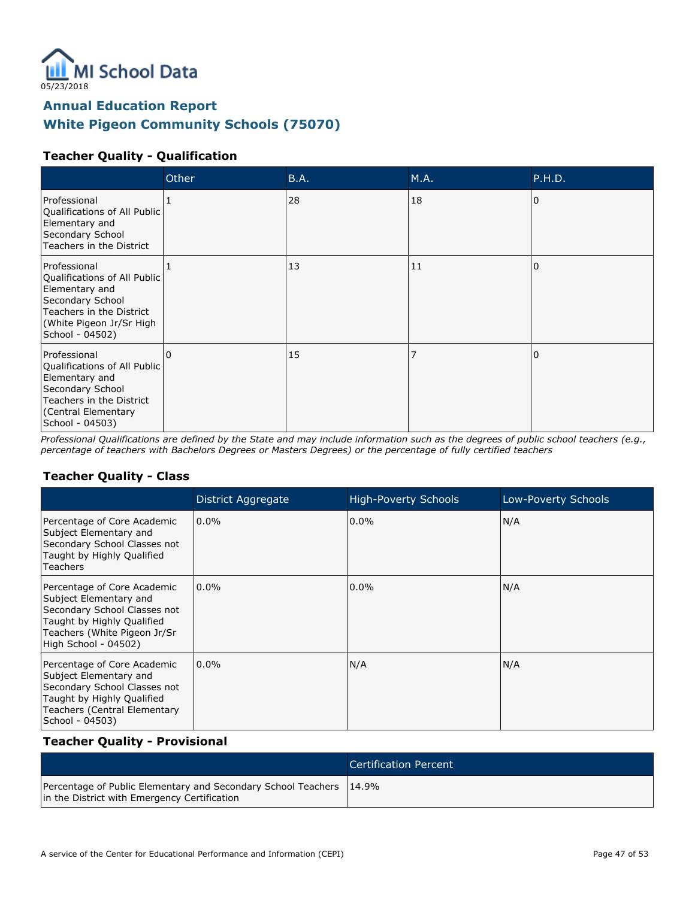05/23/2018

# Annual Education Report
# White Pigeon Community Schools (75070)

## Teacher Quality - Qualification

| | Other | B.A. | M.A. | P.H.D. |
|---|---|---|---|---|
| Professional Qualifications of All Public Elementary and Secondary School Teachers in the District | 1 | 28 | 18 | 0 |
| Professional Qualifications of All Public Elementary and Secondary School Teachers in the District (White Pigeon Jr/Sr High School - 04502) | 1 | 13 | 11 | 0 |
| Professional Qualifications of All Public Elementary and Secondary School Teachers in the District (Central Elementary School - 04503) | 0 | 15 | 7 | 0 |

*Professional Qualifications are defined by the State and may include information such as the degrees of public school teachers (e.g., percentage of teachers with Bachelors Degrees or Masters Degrees) or the percentage of fully certified teachers*

## Teacher Quality - Class

| | District Aggregate | High-Poverty Schools | Low-Poverty Schools |
|---|---|---|---|
| Percentage of Core Academic Subject Elementary and Secondary School Classes not Taught by Highly Qualified Teachers | 0.0% | 0.0% | N/A |
| Percentage of Core Academic Subject Elementary and Secondary School Classes not Taught by Highly Qualified Teachers (White Pigeon Jr/Sr High School - 04502) | 0.0% | 0.0% | N/A |
| Percentage of Core Academic Subject Elementary and Secondary School Classes not Taught by Highly Qualified Teachers (Central Elementary School - 04503) | 0.0% | N/A | N/A |

## Teacher Quality - Provisional

| | Certification Percent |
|---|---|
| Percentage of Public Elementary and Secondary School Teachers in the District with Emergency Certification | 14.9% |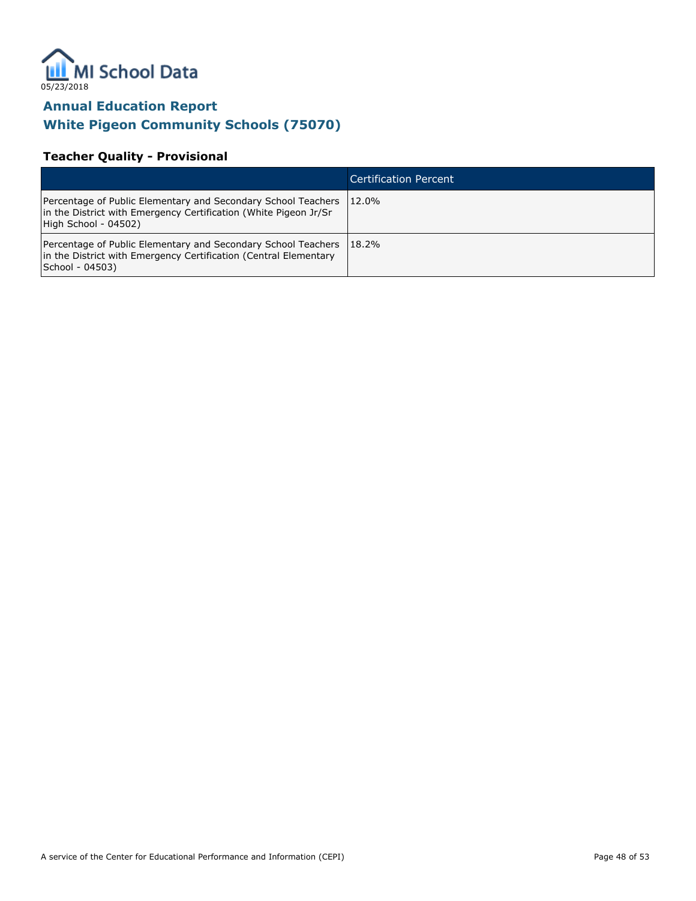MI School Data

05/23/2018

## Annual Education Report
## White Pigeon Community Schools (75070)

### Teacher Quality - Provisional

| | Certification Percent |
|---|---|
| Percentage of Public Elementary and Secondary School Teachers in the District with Emergency Certification (White Pigeon Jr/Sr High School - 04502) | 12.0% |
| Percentage of Public Elementary and Secondary School Teachers in the District with Emergency Certification (Central Elementary School - 04503) | 18.2% |

A service of the Center for Educational Performance and Information (CEPI)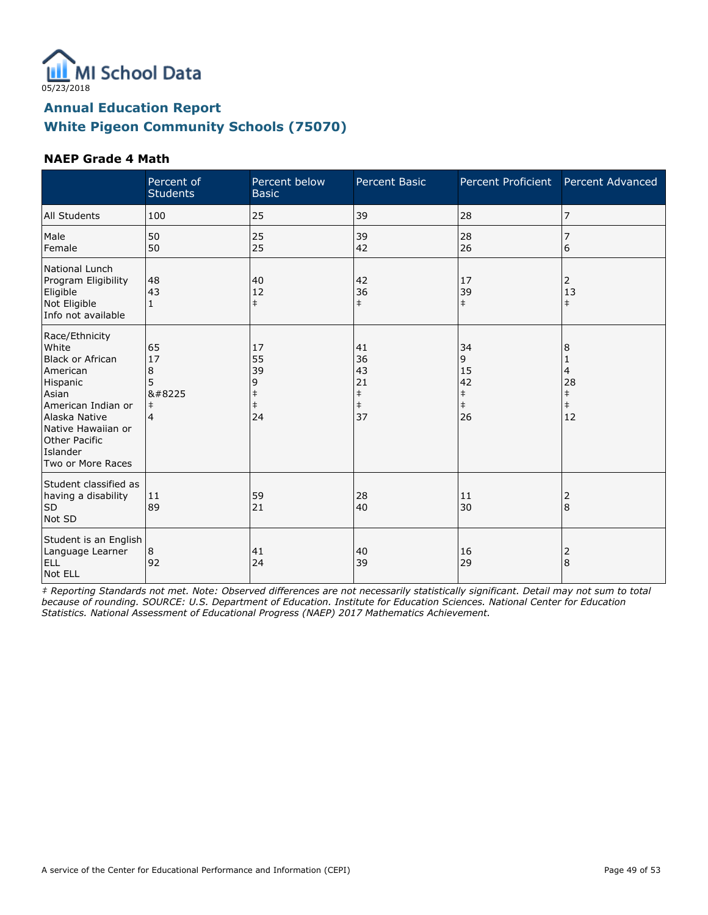05/23/2018

# Annual Education Report
# White Pigeon Community Schools (75070)

### NAEP Grade 4 Math

| | Percent of Students | Percent below Basic | Percent Basic | Percent Proficient | Percent Advanced |
|---|---|---|---|---|---|
| All Students | 100 | 25 | 39 | 28 | 7 |
| Male | 50 | 25 | 39 | 28 | 7 |
| Female | 50 | 25 | 42 | 26 | 6 |
| National Lunch Program Eligibility | | | | | |
| Eligible | 48 | 40 | 42 | 17 | 2 |
| Not Eligible | 43 | 12 | 36 | 39 | 13 |
| Info not available | 1 | ‡ | ‡ | ‡ | ‡ |
| Race/Ethnicity | | | | | |
| White | 65 | 17 | 41 | 34 | 8 |
| Black or African American | 17 | 55 | 36 | 9 | 1 |
| Hispanic | 8 | 39 | 43 | 15 | 4 |
| Asian | 5 | 9 | 21 | 42 | 28 |
| American Indian or Alaska Native | &#8225 | ‡ | ‡ | ‡ | ‡ |
| Native Hawaiian or Other Pacific Islander | ‡ | ‡ | ‡ | ‡ | ‡ |
| Two or More Races | 4 | 24 | 37 | 26 | 12 |
| Student classified as having a disability | | | | | |
| SD | 11 | 59 | 28 | 11 | 2 |
| Not SD | 89 | 21 | 40 | 30 | 8 |
| Student is an English Language Learner | | | | | |
| ELL | 8 | 41 | 40 | 16 | 2 |
| Not ELL | 92 | 24 | 39 | 29 | 8 |

*‡ Reporting Standards not met. Note: Observed differences are not necessarily statistically significant. Detail may not sum to total because of rounding. SOURCE: U.S. Department of Education. Institute for Education Sciences. National Center for Education Statistics. National Assessment of Educational Progress (NAEP) 2017 Mathematics Achievement.*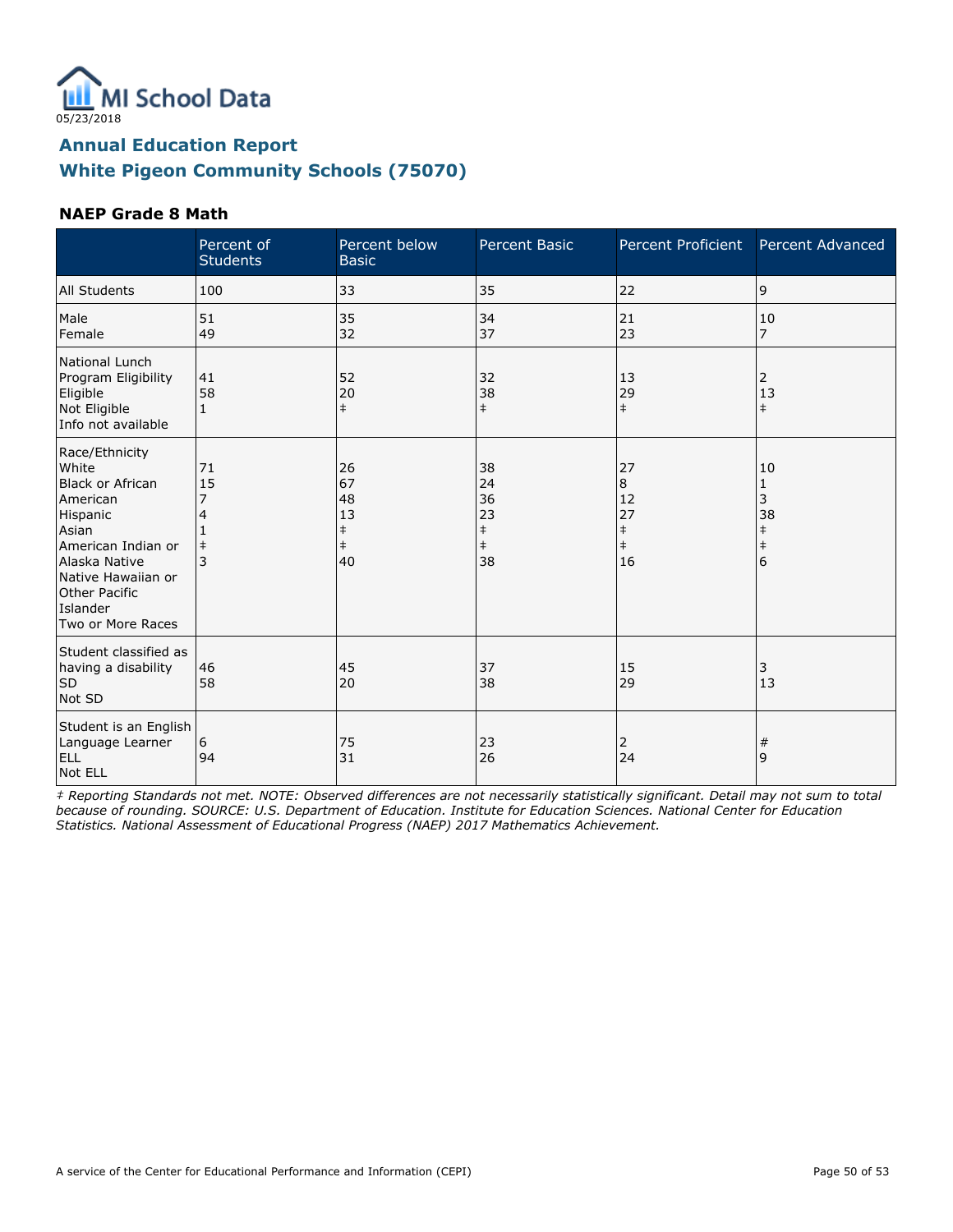05/23/2018

# Annual Education Report
# White Pigeon Community Schools (75070)

### NAEP Grade 8 Math

| | Percent of Students | Percent below Basic | Percent Basic | Percent Proficient | Percent Advanced |
|---|---|---|---|---|---|
| All Students | 100 | 33 | 35 | 22 | 9 |
| Male | 51 | 35 | 34 | 21 | 10 |
| Female | 49 | 32 | 37 | 23 | 7 |
| National Lunch Program Eligibility | | | | | |
| Eligible | 41 | 52 | 32 | 13 | 2 |
| Not Eligible | 58 | 20 | 38 | 29 | 13 |
| Info not available | 1 | ‡ | ‡ | ‡ | ‡ |
| Race/Ethnicity | | | | | |
| White | 71 | 26 | 38 | 27 | 10 |
| Black or African American | 15 | 67 | 24 | 8 | 1 |
| Hispanic | 7 | 48 | 36 | 12 | 3 |
| Asian | 4 | 13 | 23 | 27 | 38 |
| American Indian or Alaska Native | 1 | ‡ | ‡ | ‡ | ‡ |
| Native Hawaiian or Other Pacific Islander | ‡ | ‡ | ‡ | ‡ | ‡ |
| Two or More Races | 3 | 40 | 38 | 16 | 6 |
| Student classified as having a disability | | | | | |
| SD | 46 | 45 | 37 | 15 | 3 |
| Not SD | 58 | 20 | 38 | 29 | 13 |
| Student is an English Language Learner | | | | | |
| ELL | 6 | 75 | 23 | 2 | # |
| Not ELL | 94 | 31 | 26 | 24 | 9 |

*‡ Reporting Standards not met. NOTE: Observed differences are not necessarily statistically significant. Detail may not sum to total because of rounding. SOURCE: U.S. Department of Education. Institute for Education Sciences. National Center for Education Statistics. National Assessment of Educational Progress (NAEP) 2017 Mathematics Achievement.*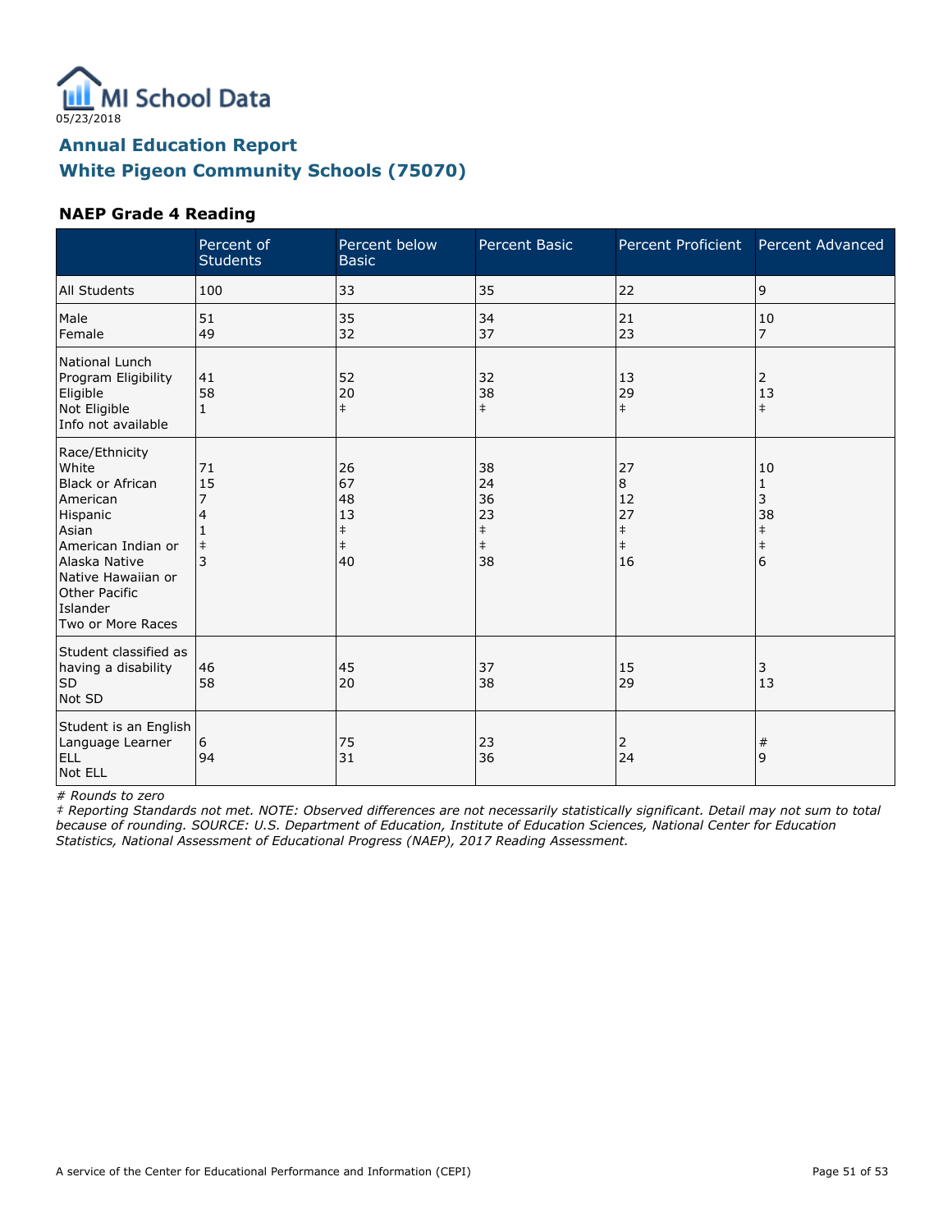MI School Data
05/23/2018

## Annual Education Report
## White Pigeon Community Schools (75070)

### NAEP Grade 4 Reading

| | Percent of Students | Percent below Basic | Percent Basic | Percent Proficient | Percent Advanced |
|---|---|---|---|---|---|
| All Students | 100 | 33 | 35 | 22 | 9 |
| Male | 51 | 35 | 34 | 21 | 10 |
| Female | 49 | 32 | 37 | 23 | 7 |
| National Lunch Program Eligibility | | | | | |
| Eligible | 41 | 52 | 32 | 13 | 2 |
| Not Eligible | 58 | 20 | 38 | 29 | 13 |
| Info not available | 1 | ‡ | ‡ | ‡ | ‡ |
| Race/Ethnicity | | | | | |
| White | 71 | 26 | 38 | 27 | 10 |
| Black or African American | 15 | 67 | 24 | 8 | 1 |
| Hispanic | 7 | 48 | 36 | 12 | 3 |
| Asian | 4 | 13 | 23 | 27 | 38 |
| American Indian or Alaska Native | 1 | ‡ | ‡ | ‡ | ‡ |
| Native Hawaiian or Other Pacific Islander | ‡ | ‡ | ‡ | ‡ | ‡ |
| Two or More Races | 3 | 40 | 38 | 16 | 6 |
| Student classified as having a disability | | | | | |
| SD | 46 | 45 | 37 | 15 | 3 |
| Not SD | 58 | 20 | 38 | 29 | 13 |
| Student is an English Language Learner | | | | | |
| ELL | 6 | 75 | 23 | 2 | # |
| Not ELL | 94 | 31 | 36 | 24 | 9 |

*# Rounds to zero*

*‡ Reporting Standards not met. NOTE: Observed differences are not necessarily statistically significant. Detail may not sum to total because of rounding. SOURCE: U.S. Department of Education, Institute of Education Sciences, National Center for Education Statistics, National Assessment of Educational Progress (NAEP), 2017 Reading Assessment.*

A service of the Center for Educational Performance and Information (CEPI)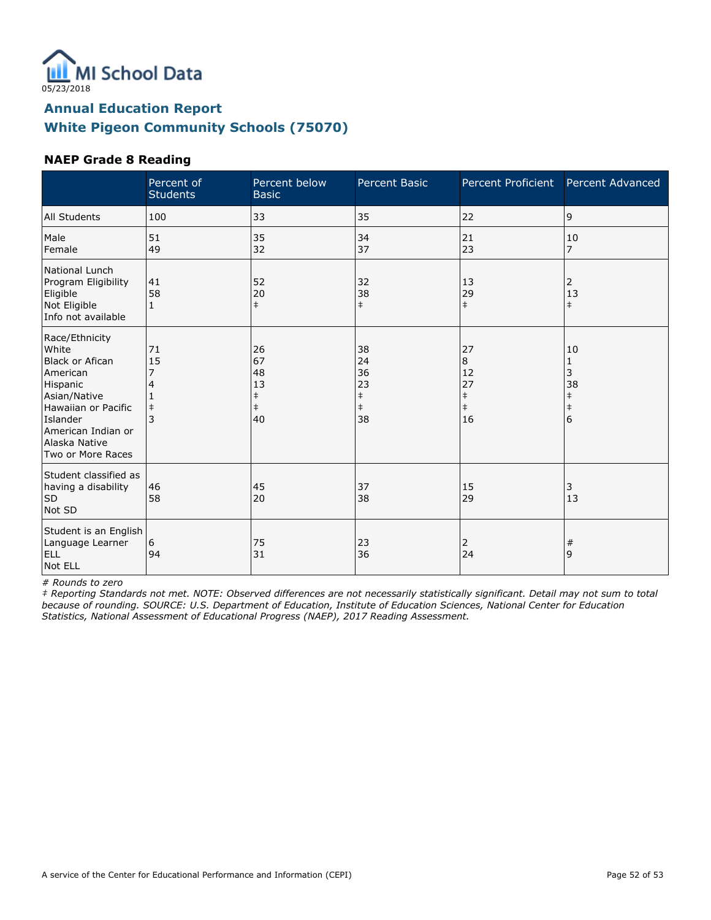MI School Data

05/23/2018

## Annual Education Report
## White Pigeon Community Schools (75070)

### NAEP Grade 8 Reading

| | Percent of Students | Percent below Basic | Percent Basic | Percent Proficient | Percent Advanced |
|---|---|---|---|---|---|
| All Students | 100 | 33 | 35 | 22 | 9 |
| Male | 51 | 35 | 34 | 21 | 10 |
| Female | 49 | 32 | 37 | 23 | 7 |
| National Lunch Program Eligibility | | | | | |
| Eligible | 41 | 52 | 32 | 13 | 2 |
| Not Eligible | 58 | 20 | 38 | 29 | 13 |
| Info not available | 1 | ‡ | ‡ | ‡ | ‡ |
| Race/Ethnicity | | | | | |
| White | 71 | 26 | 38 | 27 | 10 |
| Black or Afican American | 15 | 67 | 24 | 8 | 1 |
| Hispanic | 7 | 48 | 36 | 12 | 3 |
| Asian/Native Hawaiian or Pacific Islander | 4 | 13 | 23 | 27 | 38 |
| American Indian or Alaska Native | 1 | ‡ | ‡ | ‡ | ‡ |
| Two or More Races | ‡ | ‡ | ‡ | ‡ | ‡ |
| | 3 | 40 | 38 | 16 | 6 |
| Student classified as having a disability | | | | | |
| SD | 46 | 45 | 37 | 15 | 3 |
| Not SD | 58 | 20 | 38 | 29 | 13 |
| Student is an English Language Learner | | | | | |
| ELL | 6 | 75 | 23 | 2 | # |
| Not ELL | 94 | 31 | 36 | 24 | 9 |

*# Rounds to zero*

*‡ Reporting Standards not met. NOTE: Observed differences are not necessarily statistically significant. Detail may not sum to total because of rounding. SOURCE: U.S. Department of Education, Institute of Education Sciences, National Center for Education Statistics, National Assessment of Educational Progress (NAEP), 2017 Reading Assessment.*

A service of the Center for Educational Performance and Information (CEPI)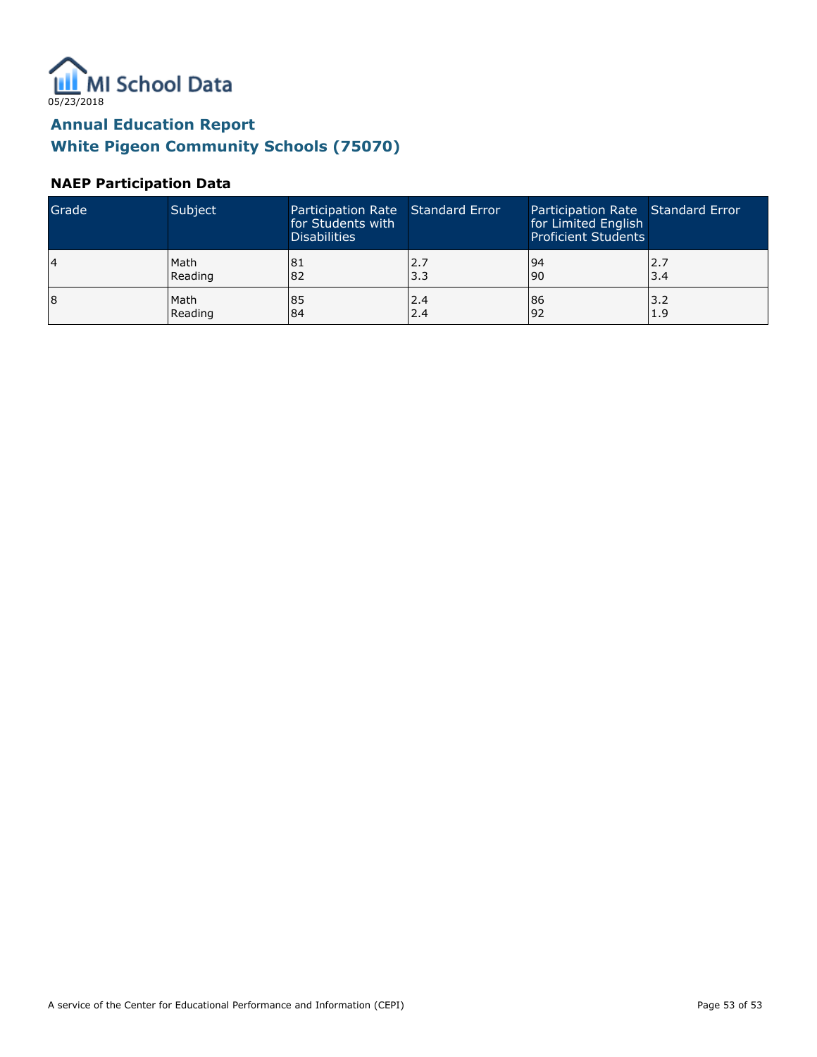MI School Data

05/23/2018

# Annual Education Report
# White Pigeon Community Schools (75070)

### NAEP Participation Data

| Grade | Subject | Participation Rate for Students with Disabilities | Standard Error | Participation Rate for Limited English Proficient Students | Standard Error |
|---|---|---|---|---|---|
| 4 | Math<br>Reading | 81<br>82 | 2.7<br>3.3 | 94<br>90 | 2.7<br>3.4 |
| 8 | Math<br>Reading | 85<br>84 | 2.4<br>2.4 | 86<br>92 | 3.2<br>1.9 |

A service of the Center for Educational Performance and Information (CEPI)